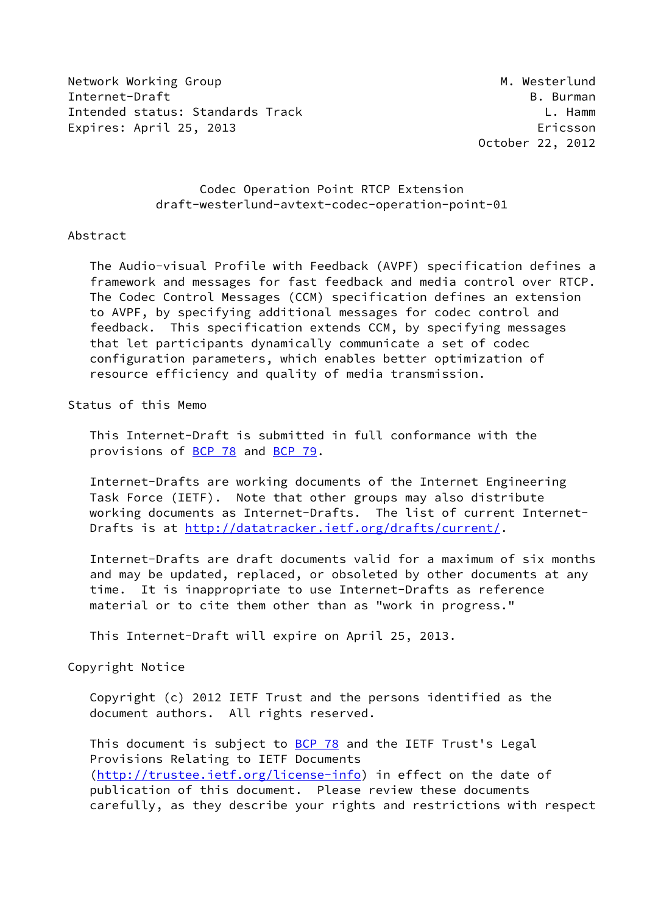Network Working Group M. Westerlund
Internet-Draft B. Burman
Intended status: Standards Track L. Hamm
Expires: April 25, 2013 Ericsson
October 22, 2012

# Codec Operation Point RTCP Extension
## draft-westerlund-avtext-codec-operation-point-01

## Abstract

The Audio-visual Profile with Feedback (AVPF) specification defines a framework and messages for fast feedback and media control over RTCP. The Codec Control Messages (CCM) specification defines an extension to AVPF, by specifying additional messages for codec control and feedback. This specification extends CCM, by specifying messages that let participants dynamically communicate a set of codec configuration parameters, which enables better optimization of resource efficiency and quality of media transmission.

## Status of this Memo

This Internet-Draft is submitted in full conformance with the provisions of BCP 78 and BCP 79.

Internet-Drafts are working documents of the Internet Engineering Task Force (IETF). Note that other groups may also distribute working documents as Internet-Drafts. The list of current Internet-Drafts is at http://datatracker.ietf.org/drafts/current/.

Internet-Drafts are draft documents valid for a maximum of six months and may be updated, replaced, or obsoleted by other documents at any time. It is inappropriate to use Internet-Drafts as reference material or to cite them other than as "work in progress."

This Internet-Draft will expire on April 25, 2013.

## Copyright Notice

Copyright (c) 2012 IETF Trust and the persons identified as the document authors. All rights reserved.

This document is subject to BCP 78 and the IETF Trust's Legal Provisions Relating to IETF Documents (http://trustee.ietf.org/license-info) in effect on the date of publication of this document. Please review these documents carefully, as they describe your rights and restrictions with respect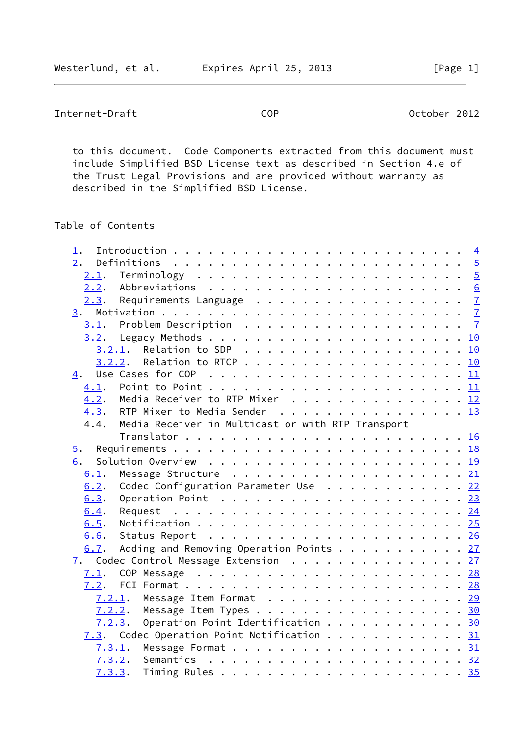to this document. Code Components extracted from this document must include Simplified BSD License text as described in Section 4.e of the Trust Legal Provisions and are provided without warranty as described in the Simplified BSD License.

Table of Contents

```
   1.  Introduction . . . . . . . . . . . . . . . . . . . . . . . .   4
   2.  Definitions  . . . . . . . . . . . . . . . . . . . . . . . .   5
     2.1.  Terminology  . . . . . . . . . . . . . . . . . . . . . .   5
     2.2.  Abbreviations  . . . . . . . . . . . . . . . . . . . . .   6
     2.3.  Requirements Language  . . . . . . . . . . . . . . . . .   7
   3.  Motivation . . . . . . . . . . . . . . . . . . . . . . . . .   7
     3.1.  Problem Description  . . . . . . . . . . . . . . . . . .   7
     3.2.  Legacy Methods . . . . . . . . . . . . . . . . . . . . .  10
       3.2.1.  Relation to SDP  . . . . . . . . . . . . . . . . . .  10
       3.2.2.  Relation to RTCP . . . . . . . . . . . . . . . . . .  10
   4.  Use Cases for COP  . . . . . . . . . . . . . . . . . . . . .  11
     4.1.  Point to Point . . . . . . . . . . . . . . . . . . . . .  11
     4.2.  Media Receiver to RTP Mixer  . . . . . . . . . . . . . .  12
     4.3.  RTP Mixer to Media Sender  . . . . . . . . . . . . . . .  13
     4.4.  Media Receiver in Multicast or with RTP Transport
           Translator . . . . . . . . . . . . . . . . . . . . . . .  16
   5.  Requirements . . . . . . . . . . . . . . . . . . . . . . . .  18
   6.  Solution Overview  . . . . . . . . . . . . . . . . . . . . .  19
     6.1.  Message Structure  . . . . . . . . . . . . . . . . . . .  21
     6.2.  Codec Configuration Parameter Use  . . . . . . . . . . .  22
     6.3.  Operation Point  . . . . . . . . . . . . . . . . . . . .  23
     6.4.  Request  . . . . . . . . . . . . . . . . . . . . . . . .  24
     6.5.  Notification . . . . . . . . . . . . . . . . . . . . . .  25
     6.6.  Status Report  . . . . . . . . . . . . . . . . . . . . .  26
     6.7.  Adding and Removing Operation Points . . . . . . . . . .  27
   7.  Codec Control Message Extension  . . . . . . . . . . . . . .  27
     7.1.  COP Message  . . . . . . . . . . . . . . . . . . . . . .  28
     7.2.  FCI Format . . . . . . . . . . . . . . . . . . . . . . .  28
       7.2.1.  Message Item Format  . . . . . . . . . . . . . . . .  29
       7.2.2.  Message Item Types . . . . . . . . . . . . . . . . .  30
       7.2.3.  Operation Point Identification . . . . . . . . . . .  30
     7.3.  Codec Operation Point Notification . . . . . . . . . . .  31
       7.3.1.  Message Format . . . . . . . . . . . . . . . . . . .  31
       7.3.2.  Semantics  . . . . . . . . . . . . . . . . . . . . .  32
       7.3.3.  Timing Rules . . . . . . . . . . . . . . . . . . . .  35
```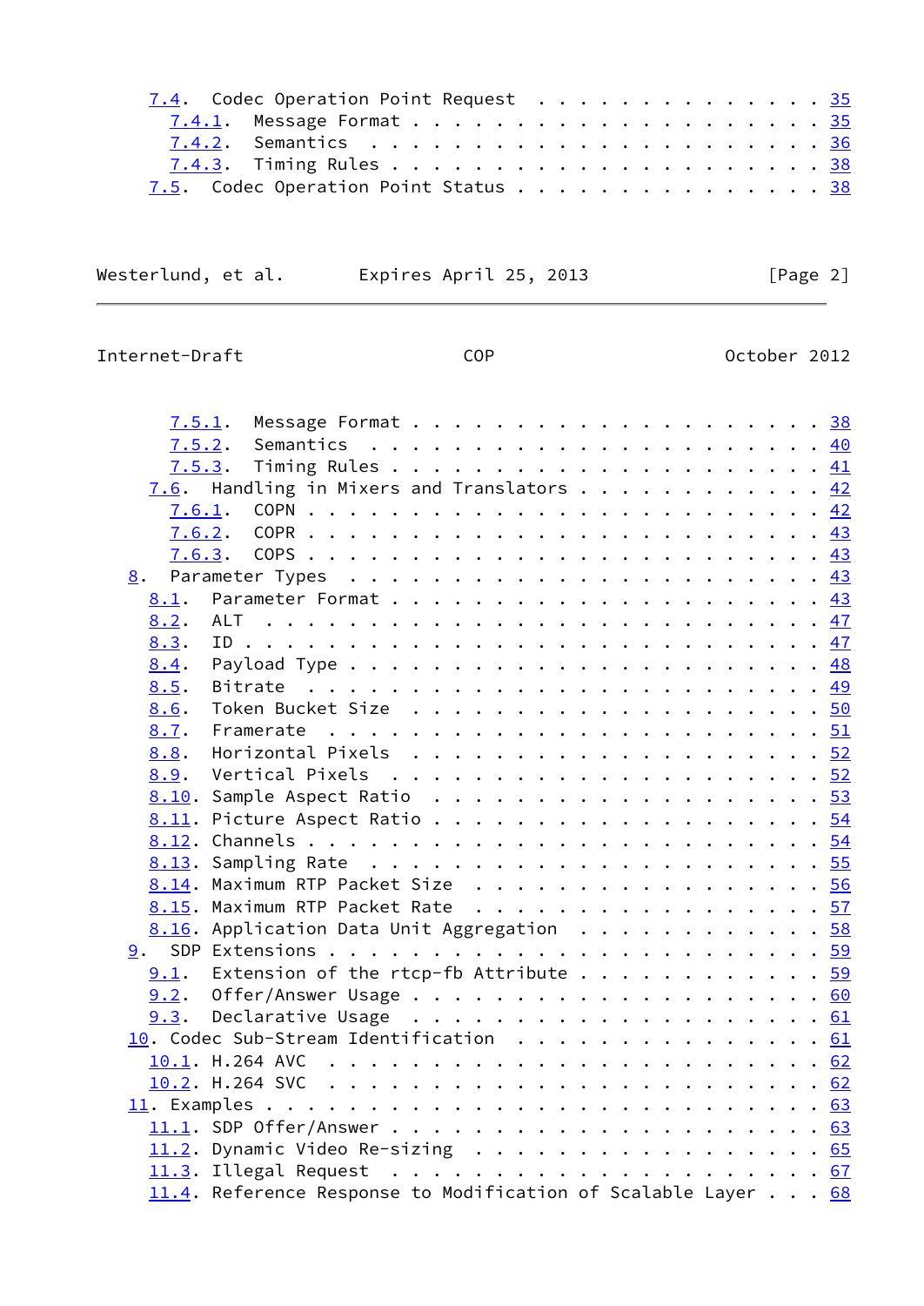7.4. Codec Operation Point Request . . . . . . . . . . . . . . . 35
   7.4.1. Message Format . . . . . . . . . . . . . . . . . . . 35
   7.4.2. Semantics . . . . . . . . . . . . . . . . . . . . . 36
   7.4.3. Timing Rules . . . . . . . . . . . . . . . . . . . . 38
7.5. Codec Operation Point Status . . . . . . . . . . . . . . . 38
   7.5.1. Message Format . . . . . . . . . . . . . . . . . . . 38
   7.5.2. Semantics . . . . . . . . . . . . . . . . . . . . . 40
   7.5.3. Timing Rules . . . . . . . . . . . . . . . . . . . . 41
7.6. Handling in Mixers and Translators . . . . . . . . . . . . 42
   7.6.1. COPN . . . . . . . . . . . . . . . . . . . . . . . . 42
   7.6.2. COPR . . . . . . . . . . . . . . . . . . . . . . . . 43
   7.6.3. COPS . . . . . . . . . . . . . . . . . . . . . . . . 43

8. Parameter Types . . . . . . . . . . . . . . . . . . . . . . 43
   8.1. Parameter Format . . . . . . . . . . . . . . . . . . . . 43
   8.2. ALT . . . . . . . . . . . . . . . . . . . . . . . . . . 47
   8.3. ID . . . . . . . . . . . . . . . . . . . . . . . . . . . 47
   8.4. Payload Type . . . . . . . . . . . . . . . . . . . . . . 48
   8.5. Bitrate . . . . . . . . . . . . . . . . . . . . . . . . 49
   8.6. Token Bucket Size . . . . . . . . . . . . . . . . . . . 50
   8.7. Framerate . . . . . . . . . . . . . . . . . . . . . . . 51
   8.8. Horizontal Pixels . . . . . . . . . . . . . . . . . . . 52
   8.9. Vertical Pixels . . . . . . . . . . . . . . . . . . . . 52
   8.10. Sample Aspect Ratio . . . . . . . . . . . . . . . . . . 53
   8.11. Picture Aspect Ratio . . . . . . . . . . . . . . . . . 54
   8.12. Channels . . . . . . . . . . . . . . . . . . . . . . . 54
   8.13. Sampling Rate . . . . . . . . . . . . . . . . . . . . . 55
   8.14. Maximum RTP Packet Size . . . . . . . . . . . . . . . . 56
   8.15. Maximum RTP Packet Rate . . . . . . . . . . . . . . . . 57
   8.16. Application Data Unit Aggregation . . . . . . . . . . . 58

9. SDP Extensions . . . . . . . . . . . . . . . . . . . . . . . 59
   9.1. Extension of the rtcp-fb Attribute . . . . . . . . . . . 59
   9.2. Offer/Answer Usage . . . . . . . . . . . . . . . . . . . 60
   9.3. Declarative Usage . . . . . . . . . . . . . . . . . . . 61

10. Codec Sub-Stream Identification . . . . . . . . . . . . . . 61
   10.1. H.264 AVC . . . . . . . . . . . . . . . . . . . . . . . 62
   10.2. H.264 SVC . . . . . . . . . . . . . . . . . . . . . . . 62

11. Examples . . . . . . . . . . . . . . . . . . . . . . . . . . 63
   11.1. SDP Offer/Answer . . . . . . . . . . . . . . . . . . . . 63
   11.2. Dynamic Video Re-sizing . . . . . . . . . . . . . . . . 65
   11.3. Illegal Request . . . . . . . . . . . . . . . . . . . . 67
   11.4. Reference Response to Modification of Scalable Layer . . . 68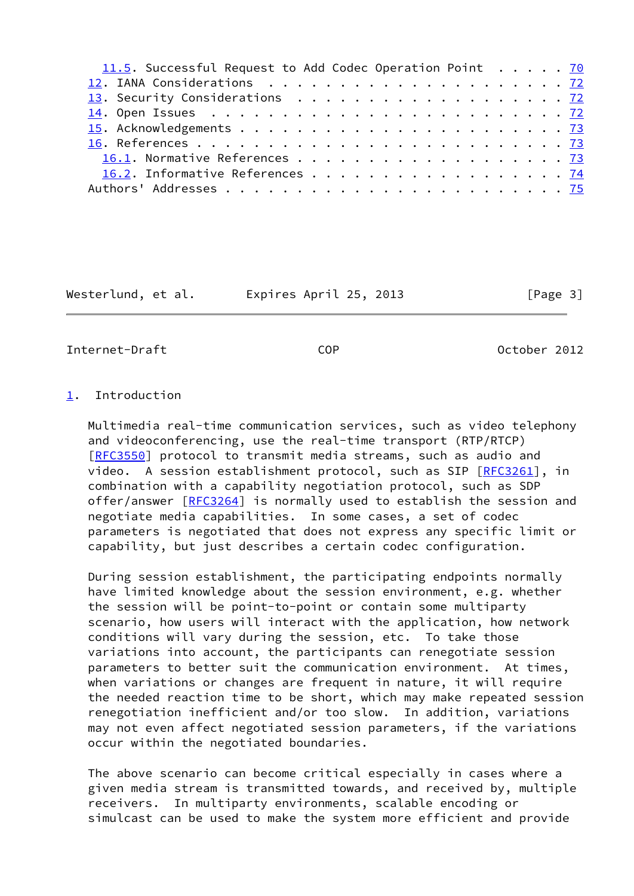11.5. Successful Request to Add Codec Operation Point . . . . . 70
12. IANA Considerations . . . . . . . . . . . . . . . . . . . . 72
13. Security Considerations . . . . . . . . . . . . . . . . . . 72
14. Open Issues . . . . . . . . . . . . . . . . . . . . . . . . 72
15. Acknowledgements . . . . . . . . . . . . . . . . . . . . . . 73
16. References . . . . . . . . . . . . . . . . . . . . . . . . . 73
16.1. Normative References . . . . . . . . . . . . . . . . . . 73
16.2. Informative References . . . . . . . . . . . . . . . . . 74
Authors' Addresses . . . . . . . . . . . . . . . . . . . . . . . 75

# 1. Introduction

Multimedia real-time communication services, such as video telephony and videoconferencing, use the real-time transport (RTP/RTCP) [RFC3550] protocol to transmit media streams, such as audio and video. A session establishment protocol, such as SIP [RFC3261], in combination with a capability negotiation protocol, such as SDP offer/answer [RFC3264] is normally used to establish the session and negotiate media capabilities. In some cases, a set of codec parameters is negotiated that does not express any specific limit or capability, but just describes a certain codec configuration.

During session establishment, the participating endpoints normally have limited knowledge about the session environment, e.g. whether the session will be point-to-point or contain some multiparty scenario, how users will interact with the application, how network conditions will vary during the session, etc. To take those variations into account, the participants can renegotiate session parameters to better suit the communication environment. At times, when variations or changes are frequent in nature, it will require the needed reaction time to be short, which may make repeated session renegotiation inefficient and/or too slow. In addition, variations may not even affect negotiated session parameters, if the variations occur within the negotiated boundaries.

The above scenario can become critical especially in cases where a given media stream is transmitted towards, and received by, multiple receivers. In multiparty environments, scalable encoding or simulcast can be used to make the system more efficient and provide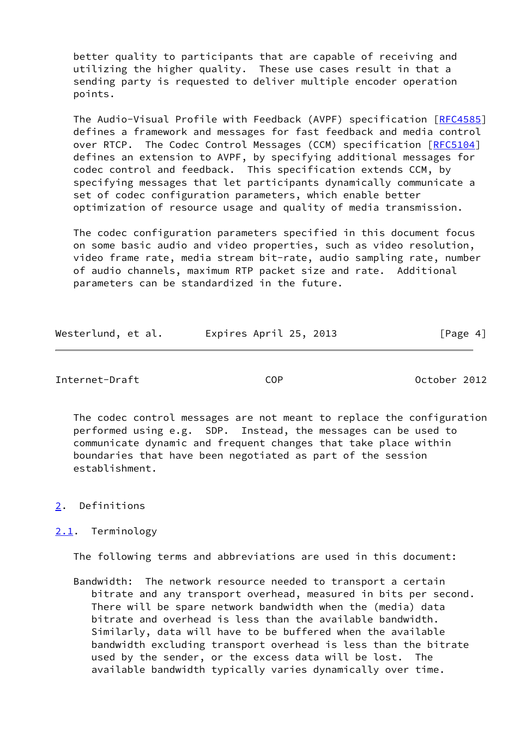better quality to participants that are capable of receiving and utilizing the higher quality. These use cases result in that a sending party is requested to deliver multiple encoder operation points.

The Audio-Visual Profile with Feedback (AVPF) specification [RFC4585] defines a framework and messages for fast feedback and media control over RTCP. The Codec Control Messages (CCM) specification [RFC5104] defines an extension to AVPF, by specifying additional messages for codec control and feedback. This specification extends CCM, by specifying messages that let participants dynamically communicate a set of codec configuration parameters, which enable better optimization of resource usage and quality of media transmission.

The codec configuration parameters specified in this document focus on some basic audio and video properties, such as video resolution, video frame rate, media stream bit-rate, audio sampling rate, number of audio channels, maximum RTP packet size and rate. Additional parameters can be standardized in the future.

The codec control messages are not meant to replace the configuration performed using e.g. SDP. Instead, the messages can be used to communicate dynamic and frequent changes that take place within boundaries that have been negotiated as part of the session establishment.

## 2. Definitions

### 2.1. Terminology

The following terms and abbreviations are used in this document:

Bandwidth: The network resource needed to transport a certain bitrate and any transport overhead, measured in bits per second. There will be spare network bandwidth when the (media) data bitrate and overhead is less than the available bandwidth. Similarly, data will have to be buffered when the available bandwidth excluding transport overhead is less than the bitrate used by the sender, or the excess data will be lost. The available bandwidth typically varies dynamically over time.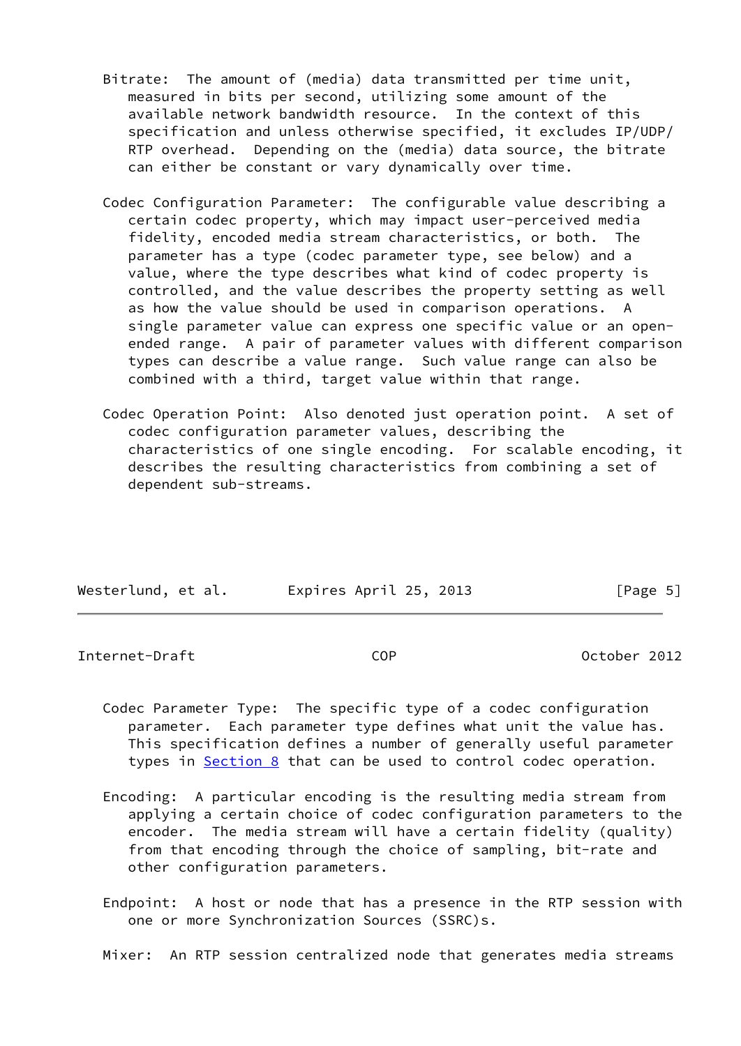Bitrate: The amount of (media) data transmitted per time unit, measured in bits per second, utilizing some amount of the available network bandwidth resource. In the context of this specification and unless otherwise specified, it excludes IP/UDP/RTP overhead. Depending on the (media) data source, the bitrate can either be constant or vary dynamically over time.

Codec Configuration Parameter: The configurable value describing a certain codec property, which may impact user-perceived media fidelity, encoded media stream characteristics, or both. The parameter has a type (codec parameter type, see below) and a value, where the type describes what kind of codec property is controlled, and the value describes the property setting as well as how the value should be used in comparison operations. A single parameter value can express one specific value or an open-ended range. A pair of parameter values with different comparison types can describe a value range. Such value range can also be combined with a third, target value within that range.

Codec Operation Point: Also denoted just operation point. A set of codec configuration parameter values, describing the characteristics of one single encoding. For scalable encoding, it describes the resulting characteristics from combining a set of dependent sub-streams.

Codec Parameter Type: The specific type of a codec configuration parameter. Each parameter type defines what unit the value has. This specification defines a number of generally useful parameter types in Section 8 that can be used to control codec operation.

Encoding: A particular encoding is the resulting media stream from applying a certain choice of codec configuration parameters to the encoder. The media stream will have a certain fidelity (quality) from that encoding through the choice of sampling, bit-rate and other configuration parameters.

Endpoint: A host or node that has a presence in the RTP session with one or more Synchronization Sources (SSRC)s.

Mixer: An RTP session centralized node that generates media streams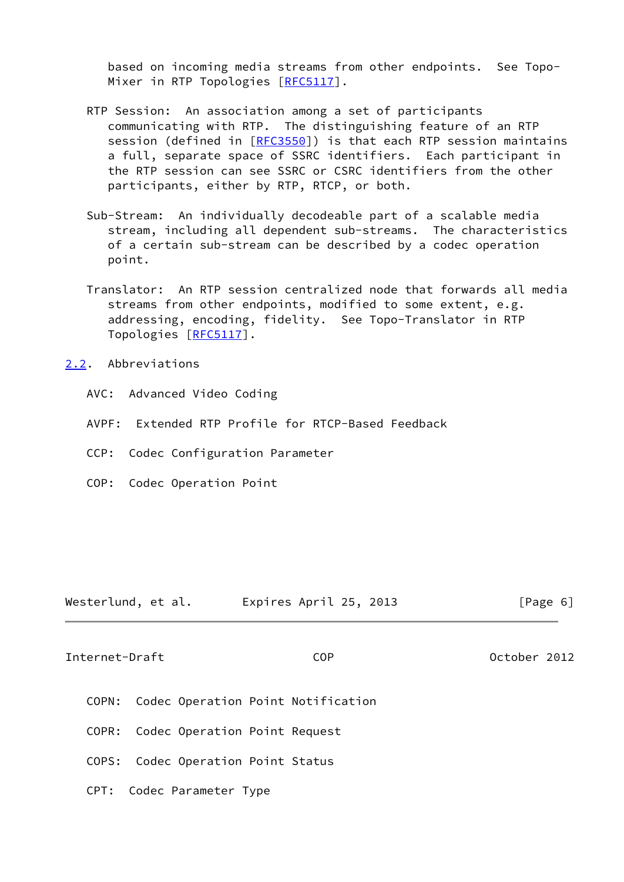based on incoming media streams from other endpoints. See Topo-Mixer in RTP Topologies [RFC5117].

RTP Session: An association among a set of participants communicating with RTP. The distinguishing feature of an RTP session (defined in [RFC3550]) is that each RTP session maintains a full, separate space of SSRC identifiers. Each participant in the RTP session can see SSRC or CSRC identifiers from the other participants, either by RTP, RTCP, or both.

Sub-Stream: An individually decodeable part of a scalable media stream, including all dependent sub-streams. The characteristics of a certain sub-stream can be described by a codec operation point.

Translator: An RTP session centralized node that forwards all media streams from other endpoints, modified to some extent, e.g. addressing, encoding, fidelity. See Topo-Translator in RTP Topologies [RFC5117].

## 2.2. Abbreviations

AVC: Advanced Video Coding

AVPF: Extended RTP Profile for RTCP-Based Feedback

CCP: Codec Configuration Parameter

COP: Codec Operation Point

COPN: Codec Operation Point Notification

COPR: Codec Operation Point Request

COPS: Codec Operation Point Status

CPT: Codec Parameter Type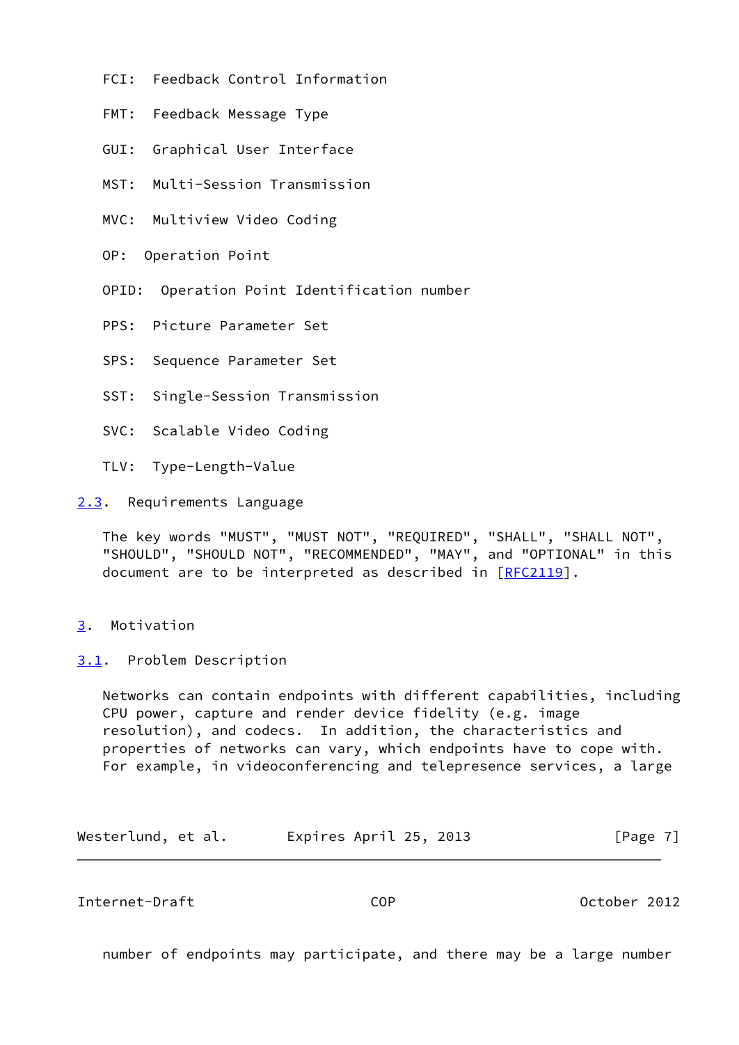FCI: Feedback Control Information

FMT: Feedback Message Type

GUI: Graphical User Interface

MST: Multi-Session Transmission

MVC: Multiview Video Coding

OP: Operation Point

OPID: Operation Point Identification number

PPS: Picture Parameter Set

SPS: Sequence Parameter Set

SST: Single-Session Transmission

SVC: Scalable Video Coding

TLV: Type-Length-Value

### 2.3. Requirements Language

The key words "MUST", "MUST NOT", "REQUIRED", "SHALL", "SHALL NOT", "SHOULD", "SHOULD NOT", "RECOMMENDED", "MAY", and "OPTIONAL" in this document are to be interpreted as described in [RFC2119].

## 3. Motivation

### 3.1. Problem Description

Networks can contain endpoints with different capabilities, including CPU power, capture and render device fidelity (e.g. image resolution), and codecs. In addition, the characteristics and properties of networks can vary, which endpoints have to cope with. For example, in videoconferencing and telepresence services, a large number of endpoints may participate, and there may be a large number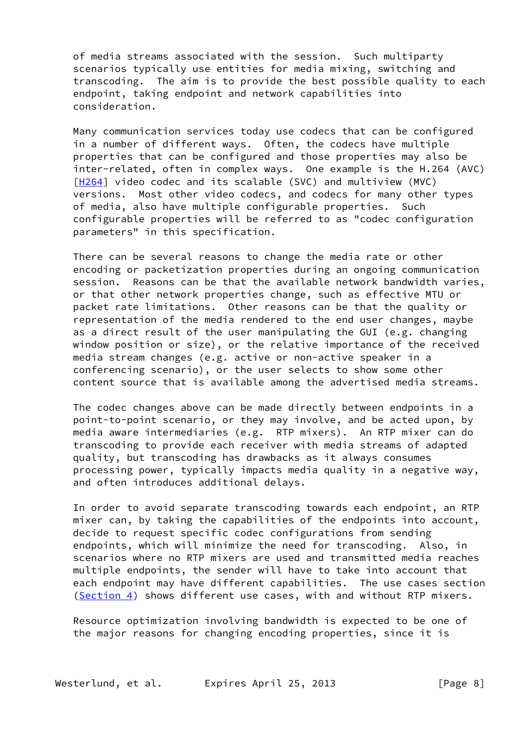of media streams associated with the session. Such multiparty scenarios typically use entities for media mixing, switching and transcoding. The aim is to provide the best possible quality to each endpoint, taking endpoint and network capabilities into consideration.

Many communication services today use codecs that can be configured in a number of different ways. Often, the codecs have multiple properties that can be configured and those properties may also be inter-related, often in complex ways. One example is the H.264 (AVC) [H264] video codec and its scalable (SVC) and multiview (MVC) versions. Most other video codecs, and codecs for many other types of media, also have multiple configurable properties. Such configurable properties will be referred to as "codec configuration parameters" in this specification.

There can be several reasons to change the media rate or other encoding or packetization properties during an ongoing communication session. Reasons can be that the available network bandwidth varies, or that other network properties change, such as effective MTU or packet rate limitations. Other reasons can be that the quality or representation of the media rendered to the end user changes, maybe as a direct result of the user manipulating the GUI (e.g. changing window position or size), or the relative importance of the received media stream changes (e.g. active or non-active speaker in a conferencing scenario), or the user selects to show some other content source that is available among the advertised media streams.

The codec changes above can be made directly between endpoints in a point-to-point scenario, or they may involve, and be acted upon, by media aware intermediaries (e.g. RTP mixers). An RTP mixer can do transcoding to provide each receiver with media streams of adapted quality, but transcoding has drawbacks as it always consumes processing power, typically impacts media quality in a negative way, and often introduces additional delays.

In order to avoid separate transcoding towards each endpoint, an RTP mixer can, by taking the capabilities of the endpoints into account, decide to request specific codec configurations from sending endpoints, which will minimize the need for transcoding. Also, in scenarios where no RTP mixers are used and transmitted media reaches multiple endpoints, the sender will have to take into account that each endpoint may have different capabilities. The use cases section (Section 4) shows different use cases, with and without RTP mixers.

Resource optimization involving bandwidth is expected to be one of the major reasons for changing encoding properties, since it is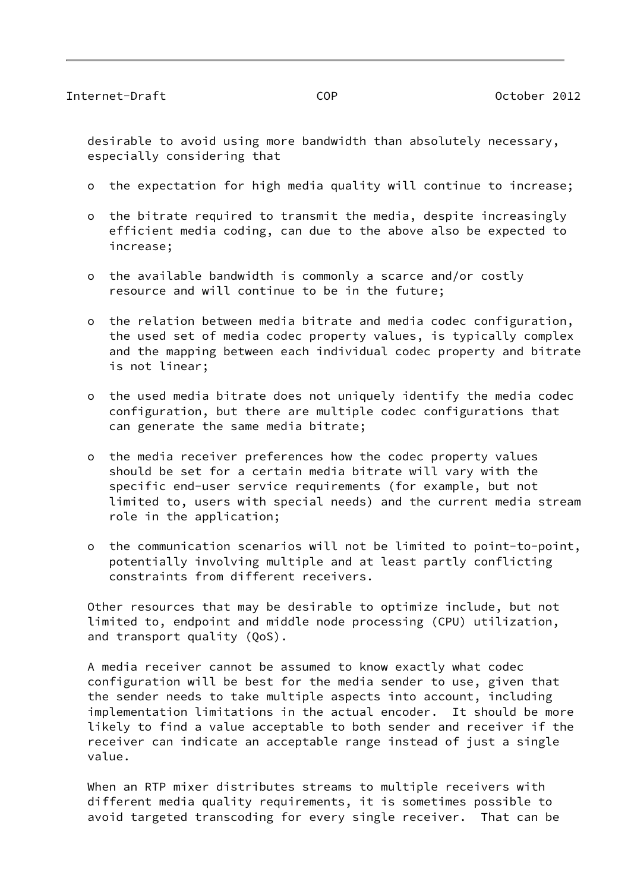desirable to avoid using more bandwidth than absolutely necessary, especially considering that

- the expectation for high media quality will continue to increase;
- the bitrate required to transmit the media, despite increasingly efficient media coding, can due to the above also be expected to increase;
- the available bandwidth is commonly a scarce and/or costly resource and will continue to be in the future;
- the relation between media bitrate and media codec configuration, the used set of media codec property values, is typically complex and the mapping between each individual codec property and bitrate is not linear;
- the used media bitrate does not uniquely identify the media codec configuration, but there are multiple codec configurations that can generate the same media bitrate;
- the media receiver preferences how the codec property values should be set for a certain media bitrate will vary with the specific end-user service requirements (for example, but not limited to, users with special needs) and the current media stream role in the application;
- the communication scenarios will not be limited to point-to-point, potentially involving multiple and at least partly conflicting constraints from different receivers.

Other resources that may be desirable to optimize include, but not limited to, endpoint and middle node processing (CPU) utilization, and transport quality (QoS).

A media receiver cannot be assumed to know exactly what codec configuration will be best for the media sender to use, given that the sender needs to take multiple aspects into account, including implementation limitations in the actual encoder. It should be more likely to find a value acceptable to both sender and receiver if the receiver can indicate an acceptable range instead of just a single value.

When an RTP mixer distributes streams to multiple receivers with different media quality requirements, it is sometimes possible to avoid targeted transcoding for every single receiver. That can be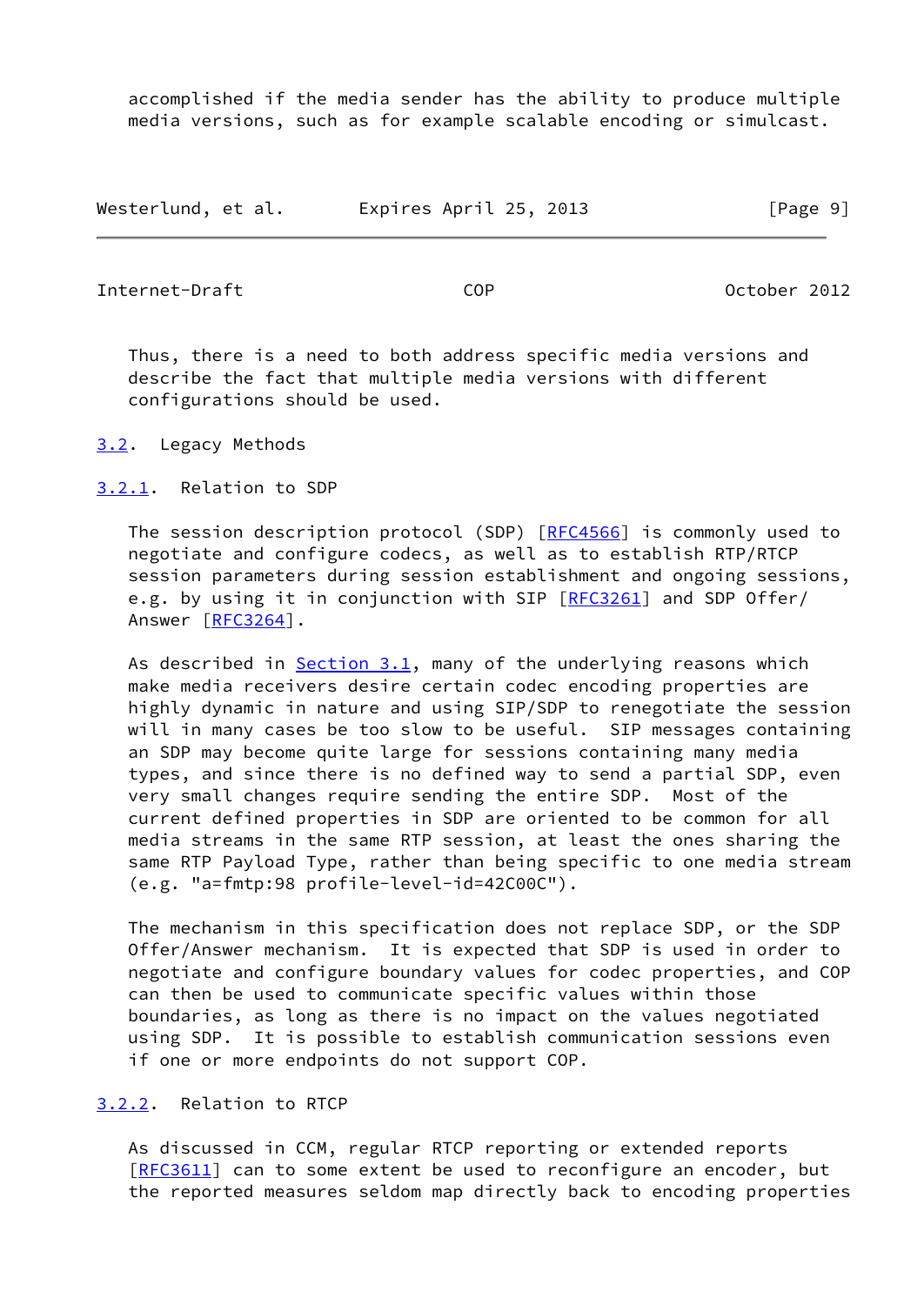accomplished if the media sender has the ability to produce multiple media versions, such as for example scalable encoding or simulcast.

Thus, there is a need to both address specific media versions and describe the fact that multiple media versions with different configurations should be used.

### 3.2. Legacy Methods

#### 3.2.1. Relation to SDP

The session description protocol (SDP) [RFC4566] is commonly used to negotiate and configure codecs, as well as to establish RTP/RTCP session parameters during session establishment and ongoing sessions, e.g. by using it in conjunction with SIP [RFC3261] and SDP Offer/Answer [RFC3264].

As described in Section 3.1, many of the underlying reasons which make media receivers desire certain codec encoding properties are highly dynamic in nature and using SIP/SDP to renegotiate the session will in many cases be too slow to be useful. SIP messages containing an SDP may become quite large for sessions containing many media types, and since there is no defined way to send a partial SDP, even very small changes require sending the entire SDP. Most of the current defined properties in SDP are oriented to be common for all media streams in the same RTP session, at least the ones sharing the same RTP Payload Type, rather than being specific to one media stream (e.g. "a=fmtp:98 profile-level-id=42C00C").

The mechanism in this specification does not replace SDP, or the SDP Offer/Answer mechanism. It is expected that SDP is used in order to negotiate and configure boundary values for codec properties, and COP can then be used to communicate specific values within those boundaries, as long as there is no impact on the values negotiated using SDP. It is possible to establish communication sessions even if one or more endpoints do not support COP.

#### 3.2.2. Relation to RTCP

As discussed in CCM, regular RTCP reporting or extended reports [RFC3611] can to some extent be used to reconfigure an encoder, but the reported measures seldom map directly back to encoding properties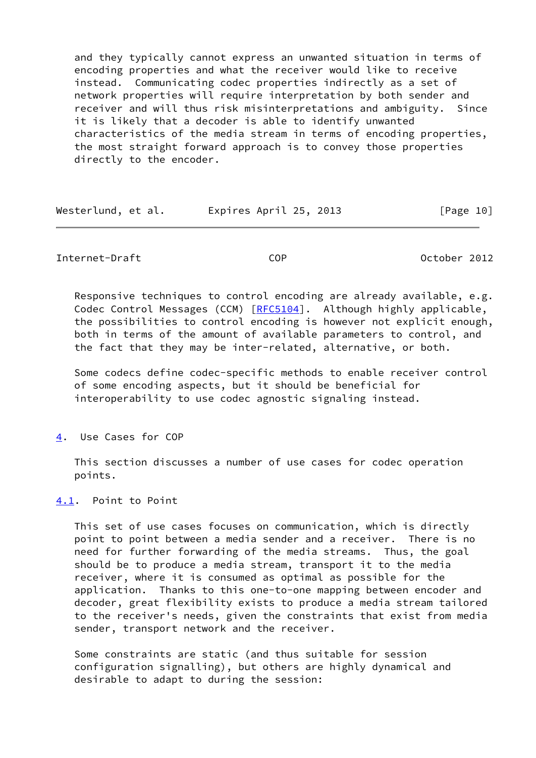and they typically cannot express an unwanted situation in terms of encoding properties and what the receiver would like to receive instead. Communicating codec properties indirectly as a set of network properties will require interpretation by both sender and receiver and will thus risk misinterpretations and ambiguity. Since it is likely that a decoder is able to identify unwanted characteristics of the media stream in terms of encoding properties, the most straight forward approach is to convey those properties directly to the encoder.

Responsive techniques to control encoding are already available, e.g. Codec Control Messages (CCM) [RFC5104]. Although highly applicable, the possibilities to control encoding is however not explicit enough, both in terms of the amount of available parameters to control, and the fact that they may be inter-related, alternative, or both.

Some codecs define codec-specific methods to enable receiver control of some encoding aspects, but it should be beneficial for interoperability to use codec agnostic signaling instead.

## 4. Use Cases for COP

This section discusses a number of use cases for codec operation points.

### 4.1. Point to Point

This set of use cases focuses on communication, which is directly point to point between a media sender and a receiver. There is no need for further forwarding of the media streams. Thus, the goal should be to produce a media stream, transport it to the media receiver, where it is consumed as optimal as possible for the application. Thanks to this one-to-one mapping between encoder and decoder, great flexibility exists to produce a media stream tailored to the receiver's needs, given the constraints that exist from media sender, transport network and the receiver.

Some constraints are static (and thus suitable for session configuration signalling), but others are highly dynamical and desirable to adapt to during the session: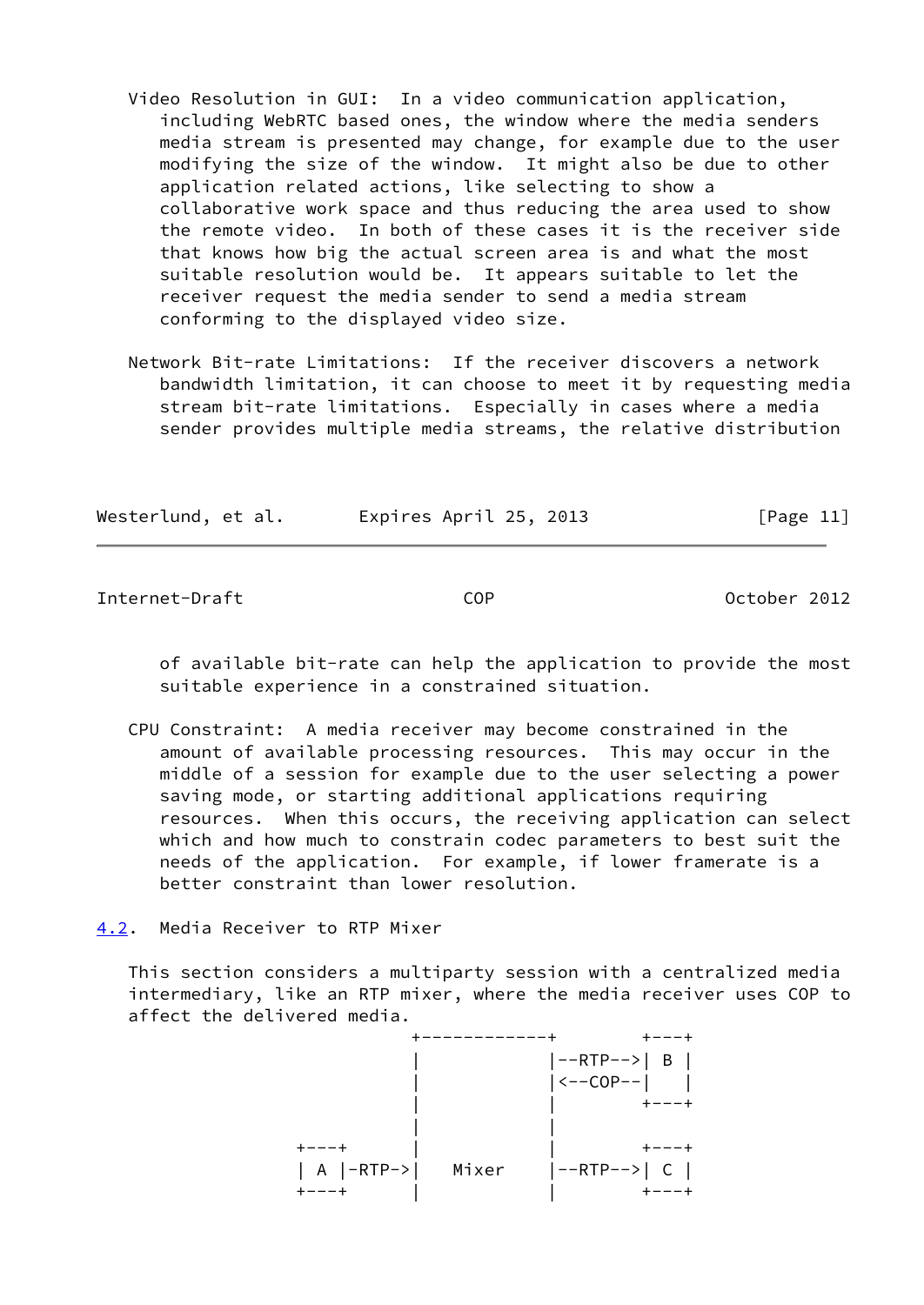Video Resolution in GUI: In a video communication application, including WebRTC based ones, the window where the media senders media stream is presented may change, for example due to the user modifying the size of the window. It might also be due to other application related actions, like selecting to show a collaborative work space and thus reducing the area used to show the remote video. In both of these cases it is the receiver side that knows how big the actual screen area is and what the most suitable resolution would be. It appears suitable to let the receiver request the media sender to send a media stream conforming to the displayed video size.

Network Bit-rate Limitations: If the receiver discovers a network bandwidth limitation, it can choose to meet it by requesting media stream bit-rate limitations. Especially in cases where a media sender provides multiple media streams, the relative distribution of available bit-rate can help the application to provide the most suitable experience in a constrained situation.

CPU Constraint: A media receiver may become constrained in the amount of available processing resources. This may occur in the middle of a session for example due to the user selecting a power saving mode, or starting additional applications requiring resources. When this occurs, the receiving application can select which and how much to constrain codec parameters to best suit the needs of the application. For example, if lower framerate is a better constraint than lower resolution.

## 4.2. Media Receiver to RTP Mixer

This section considers a multiparty session with a centralized media intermediary, like an RTP mixer, where the media receiver uses COP to affect the delivered media.

```
                  +------------+        +---+
                  |            |--RTP-->| B |
                  |            |<--COP--|   |
                  |            |        +---+
                  |            |
       +---+      |            |        +---+
       | A |-RTP->|   Mixer    |--RTP-->| C |
       +---+      |            |        +---+
```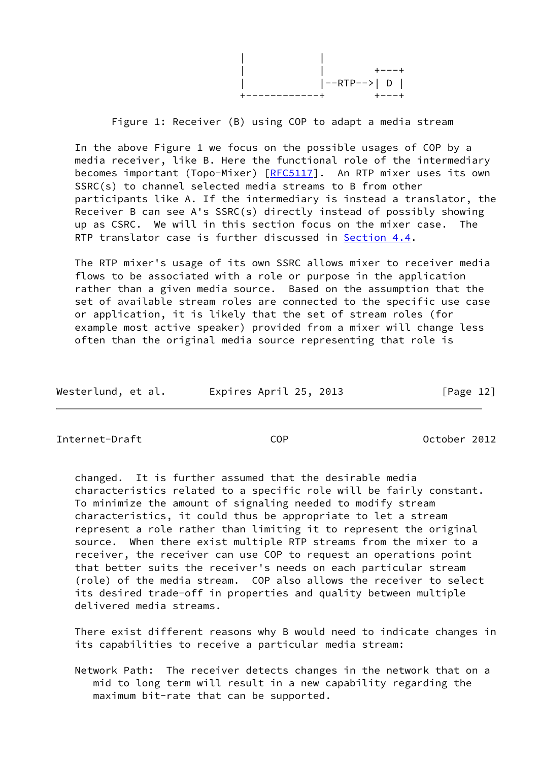```
                               |            |
                               |            |        +---+
                               |            |--RTP-->| D |
                               +------------+        +---+
```

Figure 1: Receiver (B) using COP to adapt a media stream

In the above Figure 1 we focus on the possible usages of COP by a media receiver, like B. Here the functional role of the intermediary becomes important (Topo-Mixer) [RFC5117]. An RTP mixer uses its own SSRC(s) to channel selected media streams to B from other participants like A. If the intermediary is instead a translator, the Receiver B can see A's SSRC(s) directly instead of possibly showing up as CSRC. We will in this section focus on the mixer case. The RTP translator case is further discussed in Section 4.4.

The RTP mixer's usage of its own SSRC allows mixer to receiver media flows to be associated with a role or purpose in the application rather than a given media source. Based on the assumption that the set of available stream roles are connected to the specific use case or application, it is likely that the set of stream roles (for example most active speaker) provided from a mixer will change less often than the original media source representing that role is changed. It is further assumed that the desirable media characteristics related to a specific role will be fairly constant. To minimize the amount of signaling needed to modify stream characteristics, it could thus be appropriate to let a stream represent a role rather than limiting it to represent the original source. When there exist multiple RTP streams from the mixer to a receiver, the receiver can use COP to request an operations point that better suits the receiver's needs on each particular stream (role) of the media stream. COP also allows the receiver to select its desired trade-off in properties and quality between multiple delivered media streams.

There exist different reasons why B would need to indicate changes in its capabilities to receive a particular media stream:

Network Path: The receiver detects changes in the network that on a mid to long term will result in a new capability regarding the maximum bit-rate that can be supported.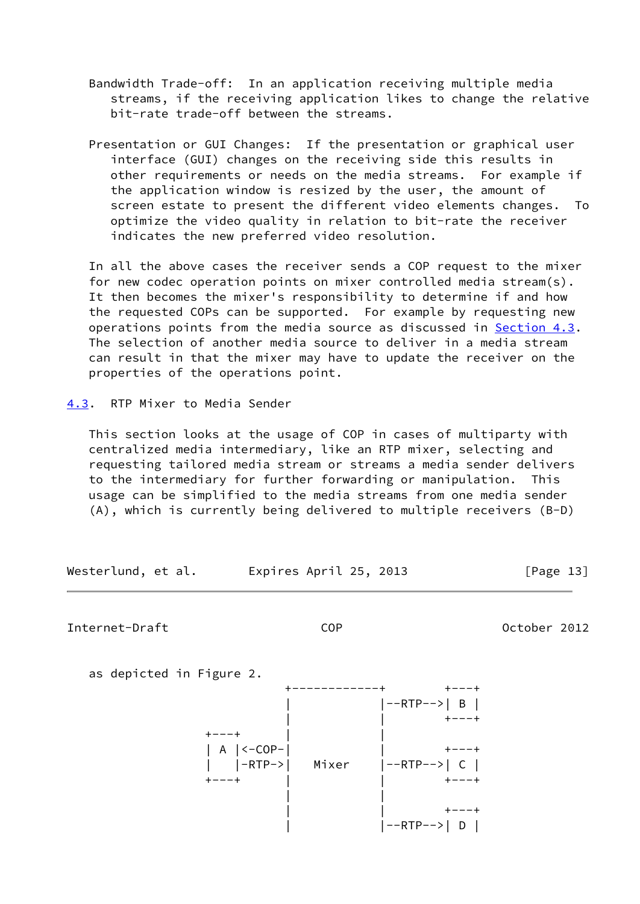Bandwidth Trade-off: In an application receiving multiple media streams, if the receiving application likes to change the relative bit-rate trade-off between the streams.

Presentation or GUI Changes: If the presentation or graphical user interface (GUI) changes on the receiving side this results in other requirements or needs on the media streams. For example if the application window is resized by the user, the amount of screen estate to present the different video elements changes. To optimize the video quality in relation to bit-rate the receiver indicates the new preferred video resolution.

In all the above cases the receiver sends a COP request to the mixer for new codec operation points on mixer controlled media stream(s). It then becomes the mixer's responsibility to determine if and how the requested COPs can be supported. For example by requesting new operations points from the media source as discussed in Section 4.3. The selection of another media source to deliver in a media stream can result in that the mixer may have to update the receiver on the properties of the operations point.

### 4.3. RTP Mixer to Media Sender

This section looks at the usage of COP in cases of multiparty with centralized media intermediary, like an RTP mixer, selecting and requesting tailored media stream or streams a media sender delivers to the intermediary for further forwarding or manipulation. This usage can be simplified to the media streams from one media sender (A), which is currently being delivered to multiple receivers (B-D) as depicted in Figure 2.

```
                       +------------+         +---+
                       |            |--RTP-->| B |
                       |            |         +---+
              +---+    |            |
              | A |<-COP-|            |         +---+
              |   |-RTP->|   Mixer    |--RTP-->| C |
              +---+    |            |         +---+
                       |            |
                       |            |         +---+
                       |            |--RTP-->| D |
```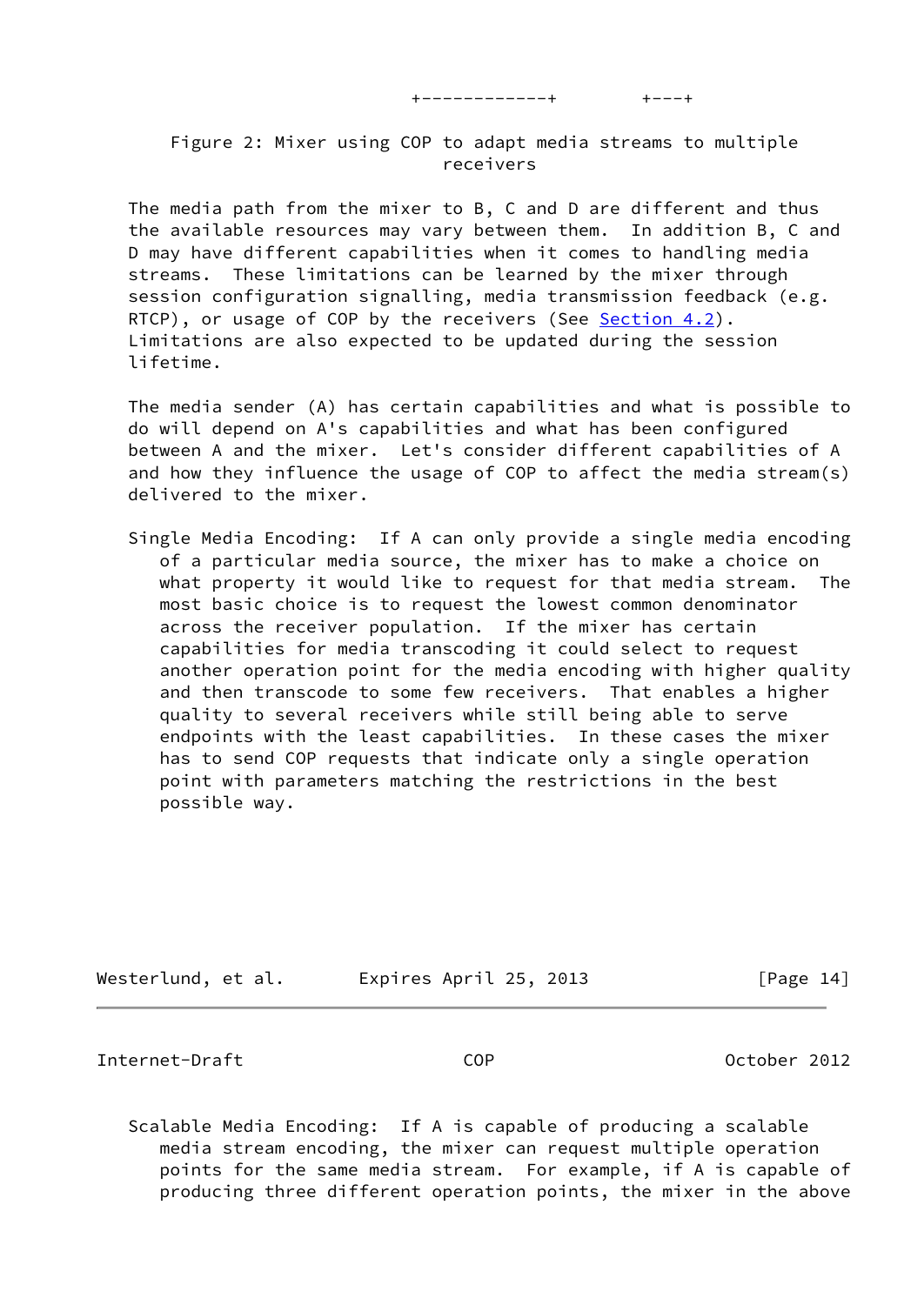```
                          +------------+         +---+
```

Figure 2: Mixer using COP to adapt media streams to multiple receivers

The media path from the mixer to B, C and D are different and thus the available resources may vary between them. In addition B, C and D may have different capabilities when it comes to handling media streams. These limitations can be learned by the mixer through session configuration signalling, media transmission feedback (e.g. RTCP), or usage of COP by the receivers (See Section 4.2). Limitations are also expected to be updated during the session lifetime.

The media sender (A) has certain capabilities and what is possible to do will depend on A's capabilities and what has been configured between A and the mixer. Let's consider different capabilities of A and how they influence the usage of COP to affect the media stream(s) delivered to the mixer.

Single Media Encoding: If A can only provide a single media encoding of a particular media source, the mixer has to make a choice on what property it would like to request for that media stream. The most basic choice is to request the lowest common denominator across the receiver population. If the mixer has certain capabilities for media transcoding it could select to request another operation point for the media encoding with higher quality and then transcode to some few receivers. That enables a higher quality to several receivers while still being able to serve endpoints with the least capabilities. In these cases the mixer has to send COP requests that indicate only a single operation point with parameters matching the restrictions in the best possible way.

Scalable Media Encoding: If A is capable of producing a scalable media stream encoding, the mixer can request multiple operation points for the same media stream. For example, if A is capable of producing three different operation points, the mixer in the above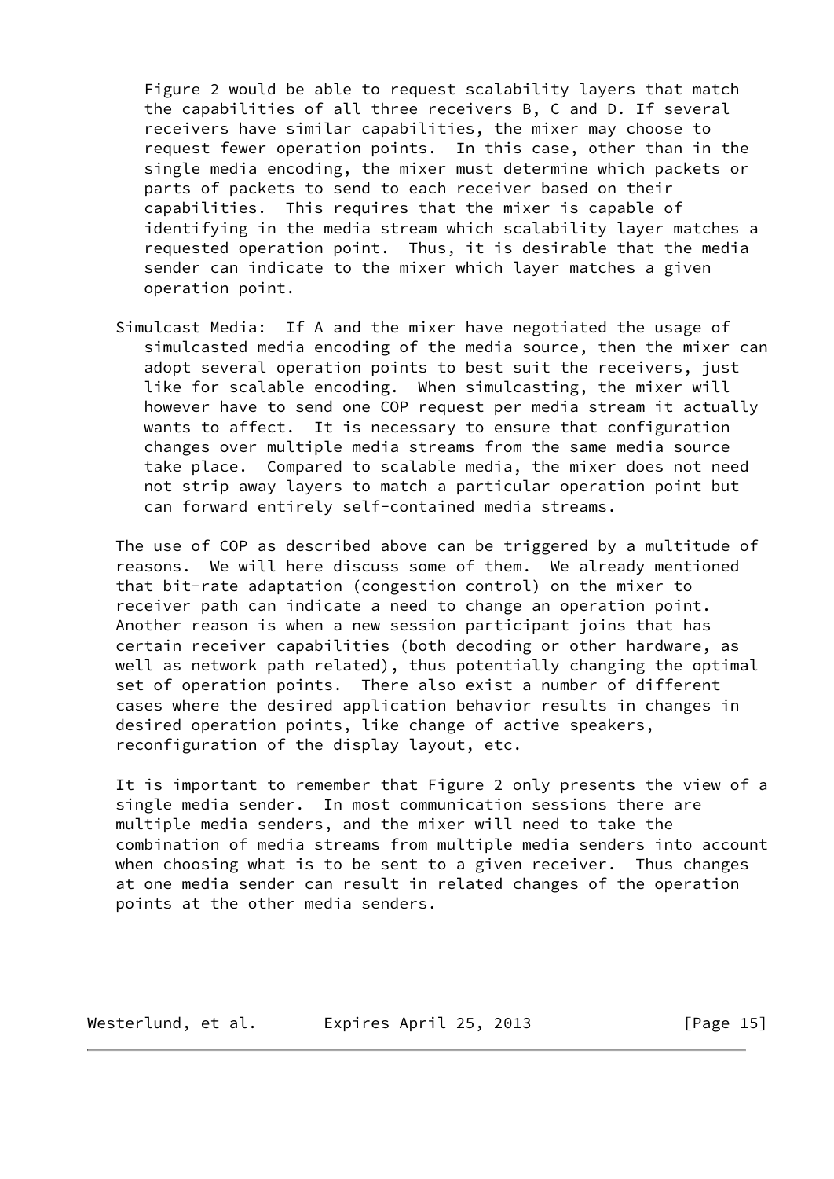Figure 2 would be able to request scalability layers that match the capabilities of all three receivers B, C and D. If several receivers have similar capabilities, the mixer may choose to request fewer operation points. In this case, other than in the single media encoding, the mixer must determine which packets or parts of packets to send to each receiver based on their capabilities. This requires that the mixer is capable of identifying in the media stream which scalability layer matches a requested operation point. Thus, it is desirable that the media sender can indicate to the mixer which layer matches a given operation point.

Simulcast Media: If A and the mixer have negotiated the usage of simulcasted media encoding of the media source, then the mixer can adopt several operation points to best suit the receivers, just like for scalable encoding. When simulcasting, the mixer will however have to send one COP request per media stream it actually wants to affect. It is necessary to ensure that configuration changes over multiple media streams from the same media source take place. Compared to scalable media, the mixer does not need not strip away layers to match a particular operation point but can forward entirely self-contained media streams.

The use of COP as described above can be triggered by a multitude of reasons. We will here discuss some of them. We already mentioned that bit-rate adaptation (congestion control) on the mixer to receiver path can indicate a need to change an operation point. Another reason is when a new session participant joins that has certain receiver capabilities (both decoding or other hardware, as well as network path related), thus potentially changing the optimal set of operation points. There also exist a number of different cases where the desired application behavior results in changes in desired operation points, like change of active speakers, reconfiguration of the display layout, etc.

It is important to remember that Figure 2 only presents the view of a single media sender. In most communication sessions there are multiple media senders, and the mixer will need to take the combination of media streams from multiple media senders into account when choosing what is to be sent to a given receiver. Thus changes at one media sender can result in related changes of the operation points at the other media senders.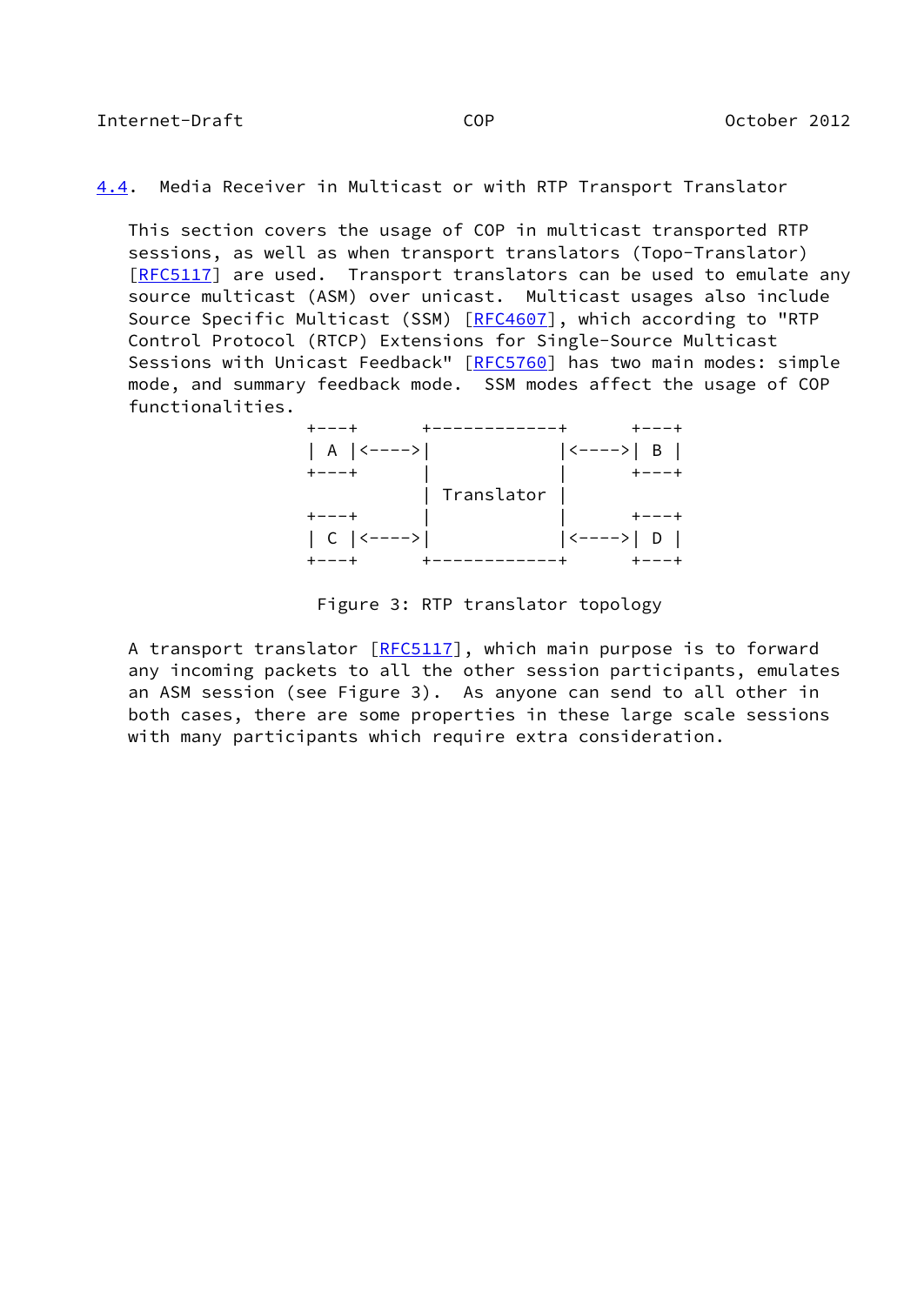### 4.4. Media Receiver in Multicast or with RTP Transport Translator

This section covers the usage of COP in multicast transported RTP sessions, as well as when transport translators (Topo-Translator) [RFC5117] are used. Transport translators can be used to emulate any source multicast (ASM) over unicast. Multicast usages also include Source Specific Multicast (SSM) [RFC4607], which according to "RTP Control Protocol (RTCP) Extensions for Single-Source Multicast Sessions with Unicast Feedback" [RFC5760] has two main modes: simple mode, and summary feedback mode. SSM modes affect the usage of COP functionalities.

```
+---+      +------------+      +---+
| A |<---->|            |<---->| B |
+---+      |            |      +---+
           | Translator |
+---+      |            |      +---+
| C |<---->|            |<---->| D |
+---+      +------------+      +---+
```

Figure 3: RTP translator topology

A transport translator [RFC5117], which main purpose is to forward any incoming packets to all the other session participants, emulates an ASM session (see Figure 3). As anyone can send to all other in both cases, there are some properties in these large scale sessions with many participants which require extra consideration.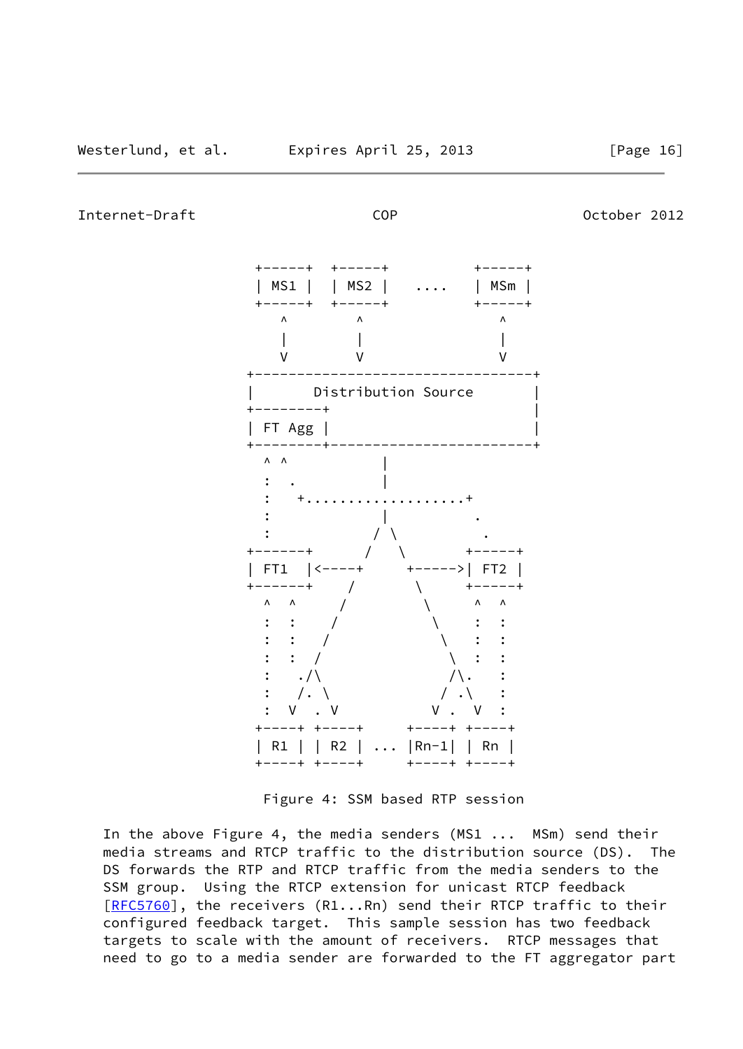```
                 +-----+  +-----+         +-----+
                 | MS1 |  | MS2 |   ....  | MSm |
                 +-----+  +-----+         +-----+
                    ^        ^               ^
                    |        |               |
                    V        V               V
                +---------------------------------+
                |       Distribution Source       |
                +--------+                        |
                | FT Agg |                        |
                +--------+------------------------+
                  ^ ^            |
                  :  .           |
                  :   +...................+
                  :              |          .
                  :             / \          .
                +------+       /   \       +-----+
                | FT1  |<----+      +----->| FT2 |
                +------+     /        \    +-----+
                  ^  ^      /          \     ^  ^
                  :  :     /            \    :  :
                  :  :    /              \   :  :
                  :  :   /                \  :  :
                  :   ./\                 /\.   :
                  :   /. \               / .\   :
                  :  V  . V             V .  V  :
                 +----+ +----+      +----+ +----+
                 | R1 | | R2 | ...  |Rn-1| | Rn |
                 +----+ +----+      +----+ +----+
```

Figure 4: SSM based RTP session

In the above Figure 4, the media senders (MS1 ... MSm) send their media streams and RTCP traffic to the distribution source (DS). The DS forwards the RTP and RTCP traffic from the media senders to the SSM group. Using the RTCP extension for unicast RTCP feedback [RFC5760], the receivers (R1...Rn) send their RTCP traffic to their configured feedback target. This sample session has two feedback targets to scale with the amount of receivers. RTCP messages that need to go to a media sender are forwarded to the FT aggregator part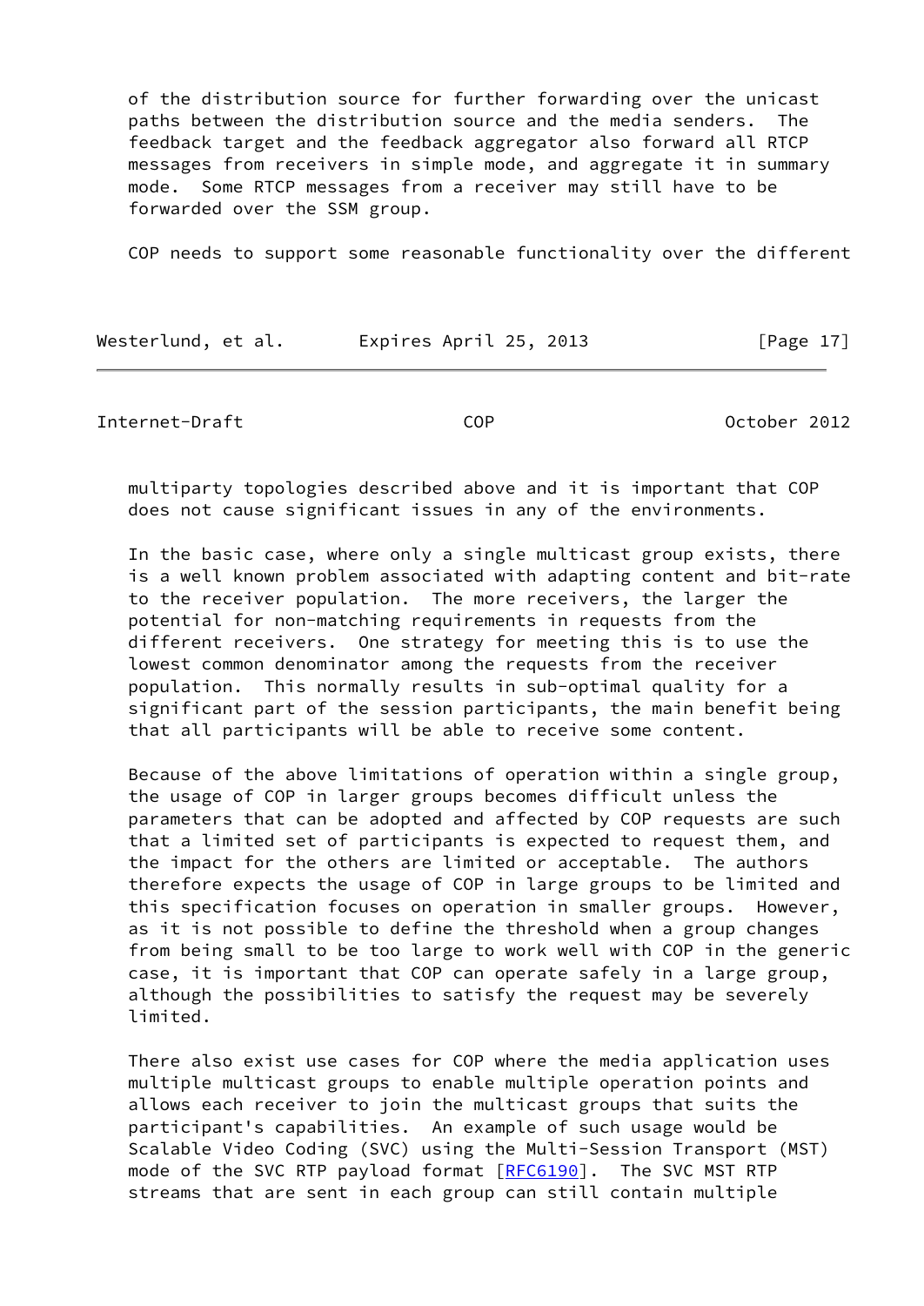of the distribution source for further forwarding over the unicast paths between the distribution source and the media senders. The feedback target and the feedback aggregator also forward all RTCP messages from receivers in simple mode, and aggregate it in summary mode. Some RTCP messages from a receiver may still have to be forwarded over the SSM group.

COP needs to support some reasonable functionality over the different multiparty topologies described above and it is important that COP does not cause significant issues in any of the environments.

In the basic case, where only a single multicast group exists, there is a well known problem associated with adapting content and bit-rate to the receiver population. The more receivers, the larger the potential for non-matching requirements in requests from the different receivers. One strategy for meeting this is to use the lowest common denominator among the requests from the receiver population. This normally results in sub-optimal quality for a significant part of the session participants, the main benefit being that all participants will be able to receive some content.

Because of the above limitations of operation within a single group, the usage of COP in larger groups becomes difficult unless the parameters that can be adopted and affected by COP requests are such that a limited set of participants is expected to request them, and the impact for the others are limited or acceptable. The authors therefore expects the usage of COP in large groups to be limited and this specification focuses on operation in smaller groups. However, as it is not possible to define the threshold when a group changes from being small to be too large to work well with COP in the generic case, it is important that COP can operate safely in a large group, although the possibilities to satisfy the request may be severely limited.

There also exist use cases for COP where the media application uses multiple multicast groups to enable multiple operation points and allows each receiver to join the multicast groups that suits the participant's capabilities. An example of such usage would be Scalable Video Coding (SVC) using the Multi-Session Transport (MST) mode of the SVC RTP payload format [RFC6190]. The SVC MST RTP streams that are sent in each group can still contain multiple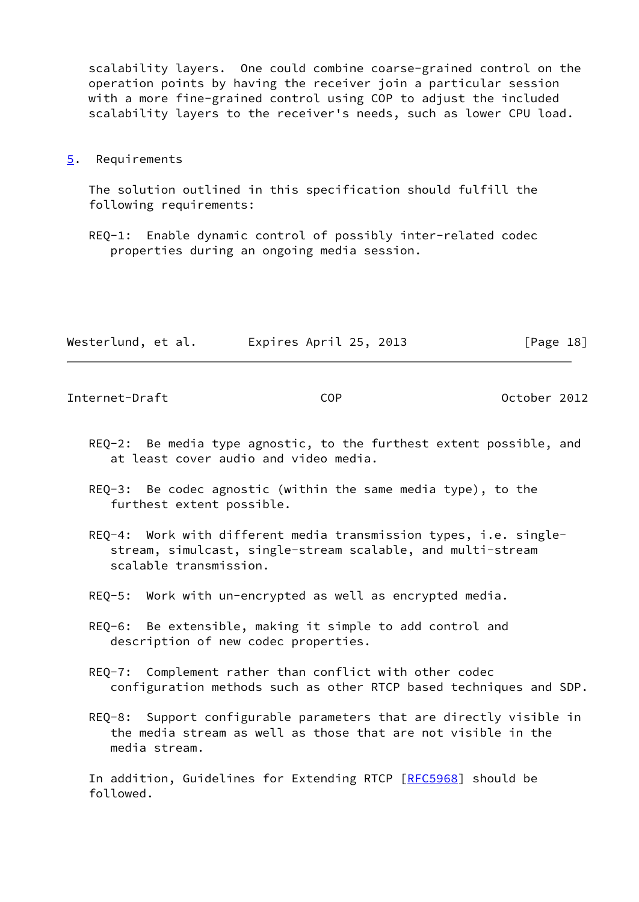scalability layers. One could combine coarse-grained control on the operation points by having the receiver join a particular session with a more fine-grained control using COP to adjust the included scalability layers to the receiver's needs, such as lower CPU load.

## 5. Requirements

The solution outlined in this specification should fulfill the following requirements:

REQ-1: Enable dynamic control of possibly inter-related codec properties during an ongoing media session.

REQ-2: Be media type agnostic, to the furthest extent possible, and at least cover audio and video media.

REQ-3: Be codec agnostic (within the same media type), to the furthest extent possible.

REQ-4: Work with different media transmission types, i.e. single-stream, simulcast, single-stream scalable, and multi-stream scalable transmission.

REQ-5: Work with un-encrypted as well as encrypted media.

REQ-6: Be extensible, making it simple to add control and description of new codec properties.

REQ-7: Complement rather than conflict with other codec configuration methods such as other RTCP based techniques and SDP.

REQ-8: Support configurable parameters that are directly visible in the media stream as well as those that are not visible in the media stream.

In addition, Guidelines for Extending RTCP [RFC5968] should be followed.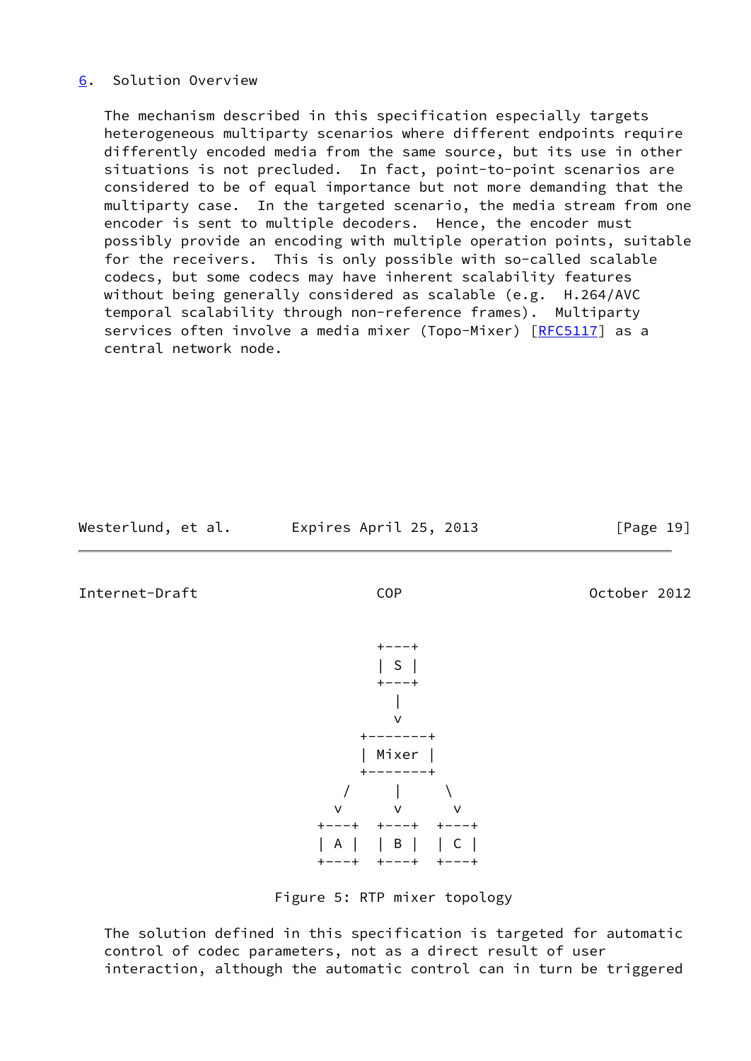## 6. Solution Overview

The mechanism described in this specification especially targets heterogeneous multiparty scenarios where different endpoints require differently encoded media from the same source, but its use in other situations is not precluded. In fact, point-to-point scenarios are considered to be of equal importance but not more demanding that the multiparty case. In the targeted scenario, the media stream from one encoder is sent to multiple decoders. Hence, the encoder must possibly provide an encoding with multiple operation points, suitable for the receivers. This is only possible with so-called scalable codecs, but some codecs may have inherent scalability features without being generally considered as scalable (e.g. H.264/AVC temporal scalability through non-reference frames). Multiparty services often involve a media mixer (Topo-Mixer) [RFC5117] as a central network node.

```
                          +---+
                          | S |
                          +---+
                            |
                            v
                        +-------+
                        | Mixer |
                        +-------+
                       /    |    \
                      v     v     v
                   +---+  +---+  +---+
                   | A |  | B |  | C |
                   +---+  +---+  +---+
```

Figure 5: RTP mixer topology

The solution defined in this specification is targeted for automatic control of codec parameters, not as a direct result of user interaction, although the automatic control can in turn be triggered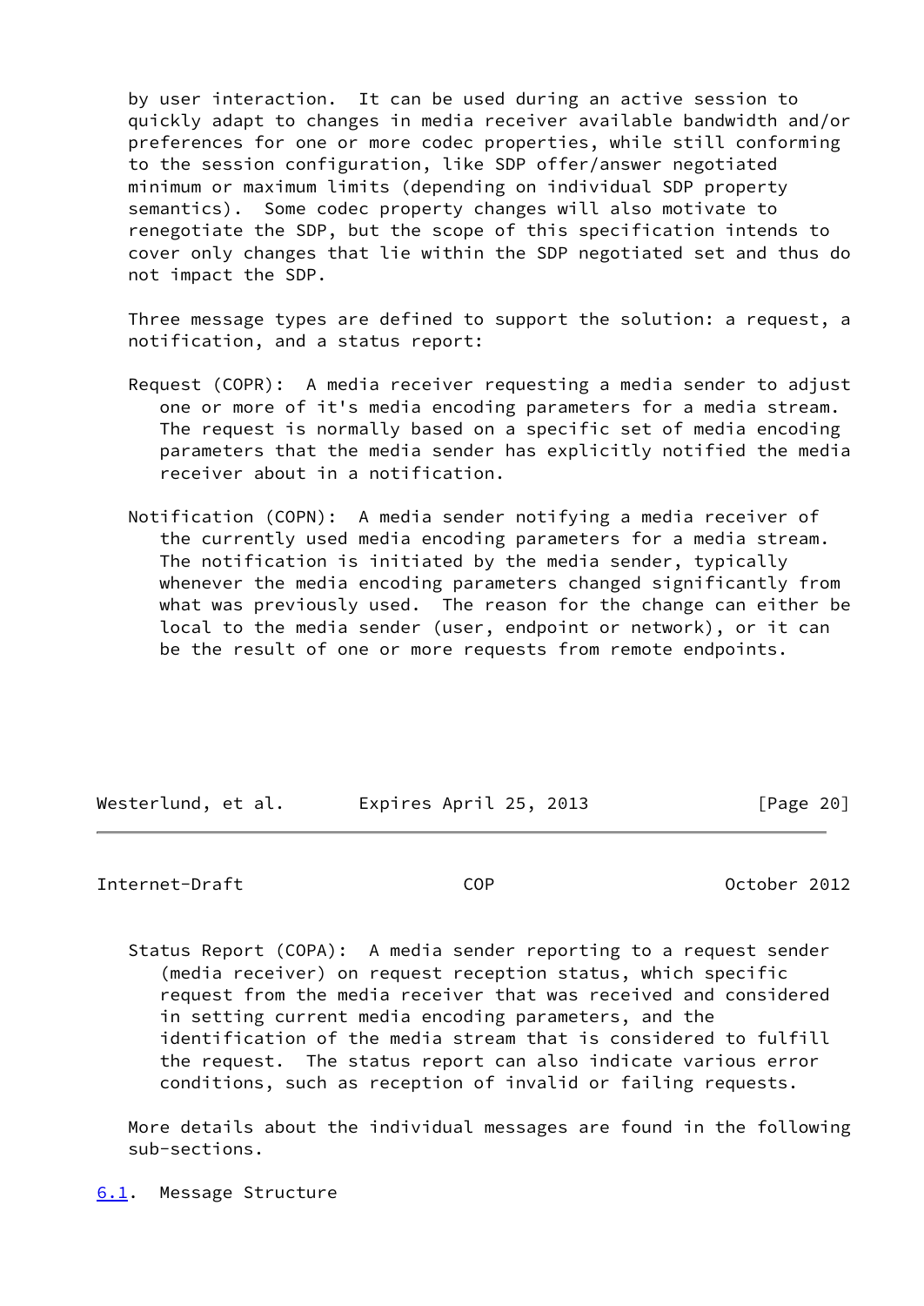by user interaction. It can be used during an active session to quickly adapt to changes in media receiver available bandwidth and/or preferences for one or more codec properties, while still conforming to the session configuration, like SDP offer/answer negotiated minimum or maximum limits (depending on individual SDP property semantics). Some codec property changes will also motivate to renegotiate the SDP, but the scope of this specification intends to cover only changes that lie within the SDP negotiated set and thus do not impact the SDP.

Three message types are defined to support the solution: a request, a notification, and a status report:

Request (COPR): A media receiver requesting a media sender to adjust one or more of it's media encoding parameters for a media stream. The request is normally based on a specific set of media encoding parameters that the media sender has explicitly notified the media receiver about in a notification.

Notification (COPN): A media sender notifying a media receiver of the currently used media encoding parameters for a media stream. The notification is initiated by the media sender, typically whenever the media encoding parameters changed significantly from what was previously used. The reason for the change can either be local to the media sender (user, endpoint or network), or it can be the result of one or more requests from remote endpoints.

Status Report (COPA): A media sender reporting to a request sender (media receiver) on request reception status, which specific request from the media receiver that was received and considered in setting current media encoding parameters, and the identification of the media stream that is considered to fulfill the request. The status report can also indicate various error conditions, such as reception of invalid or failing requests.

More details about the individual messages are found in the following sub-sections.

## 6.1. Message Structure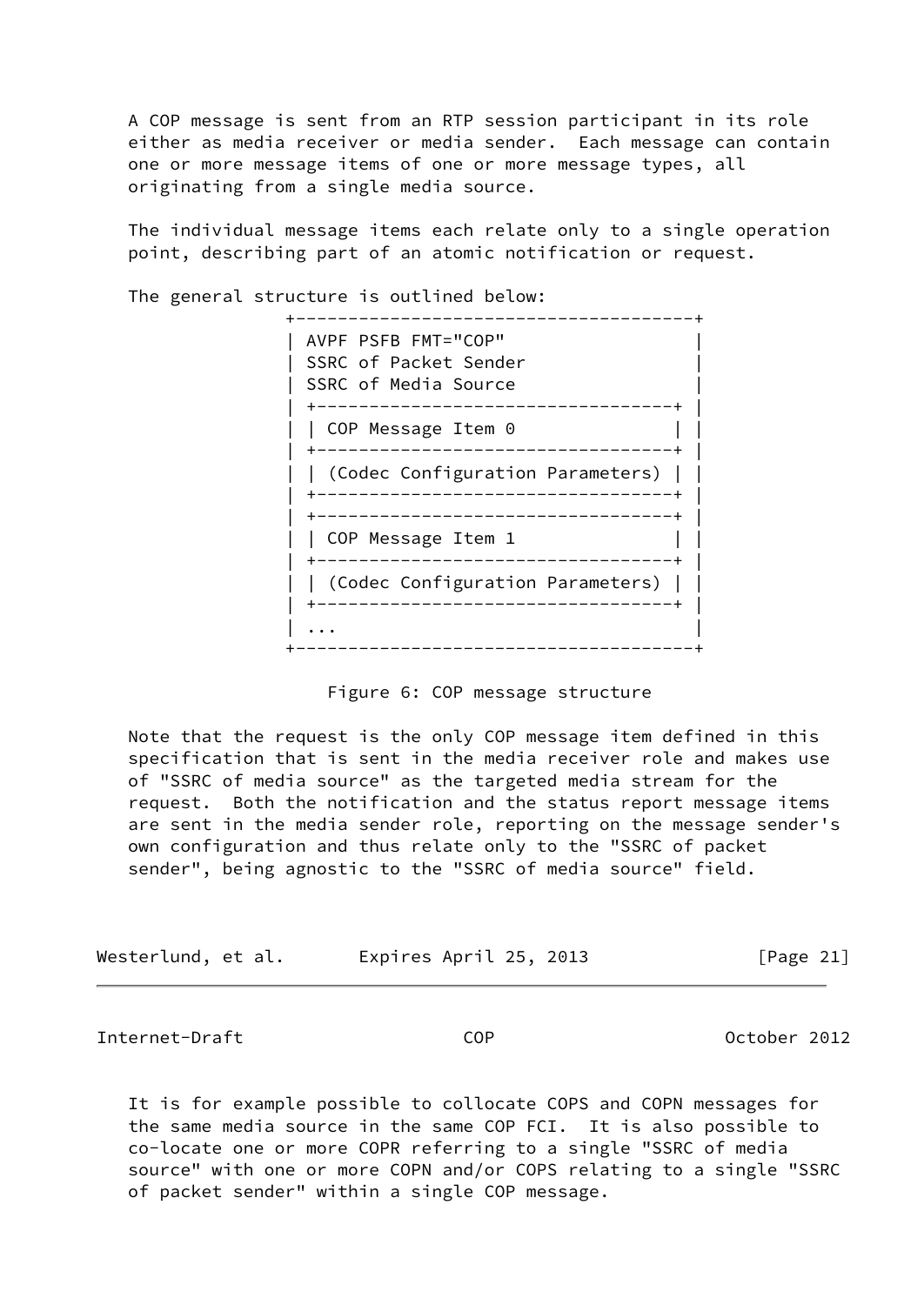A COP message is sent from an RTP session participant in its role either as media receiver or media sender. Each message can contain one or more message items of one or more message types, all originating from a single media source.

The individual message items each relate only to a single operation point, describing part of an atomic notification or request.

The general structure is outlined below:

```
+--------------------------------------+
| AVPF PSFB FMT="COP"                  |
| SSRC of Packet Sender                |
| SSRC of Media Source                 |
| +----------------------------------+ |
| | COP Message Item 0               | |
| +----------------------------------+ |
| | (Codec Configuration Parameters) | |
| +----------------------------------+ |
| +----------------------------------+ |
| | COP Message Item 1               | |
| +----------------------------------+ |
| | (Codec Configuration Parameters) | |
| +----------------------------------+ |
| ...                                  |
+--------------------------------------+
```

Figure 6: COP message structure

Note that the request is the only COP message item defined in this specification that is sent in the media receiver role and makes use of "SSRC of media source" as the targeted media stream for the request. Both the notification and the status report message items are sent in the media sender role, reporting on the message sender's own configuration and thus relate only to the "SSRC of packet sender", being agnostic to the "SSRC of media source" field.

It is for example possible to collocate COPS and COPN messages for the same media source in the same COP FCI. It is also possible to co-locate one or more COPR referring to a single "SSRC of media source" with one or more COPN and/or COPS relating to a single "SSRC of packet sender" within a single COP message.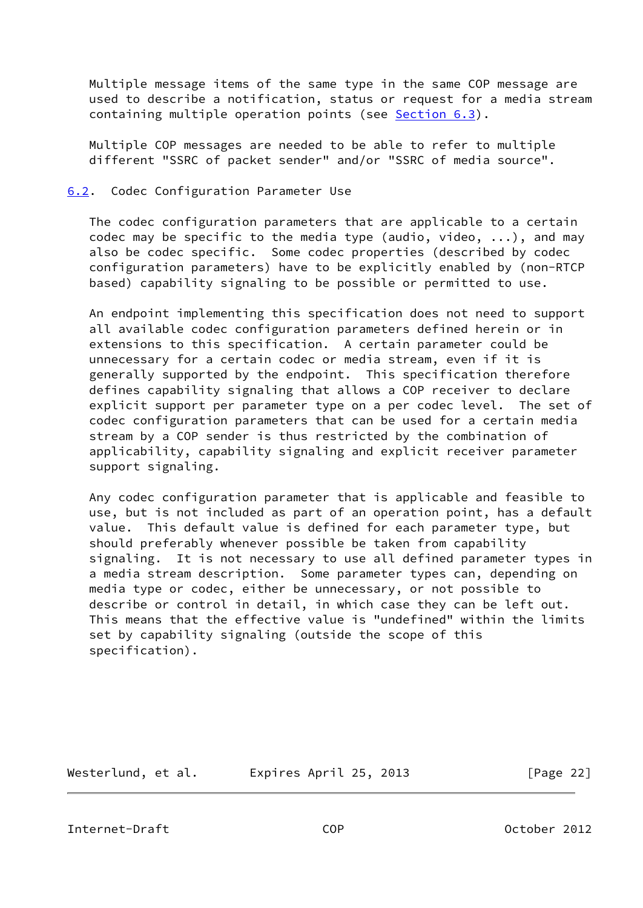Multiple message items of the same type in the same COP message are used to describe a notification, status or request for a media stream containing multiple operation points (see Section 6.3).

Multiple COP messages are needed to be able to refer to multiple different "SSRC of packet sender" and/or "SSRC of media source".

### 6.2. Codec Configuration Parameter Use

The codec configuration parameters that are applicable to a certain codec may be specific to the media type (audio, video, ...), and may also be codec specific. Some codec properties (described by codec configuration parameters) have to be explicitly enabled by (non-RTCP based) capability signaling to be possible or permitted to use.

An endpoint implementing this specification does not need to support all available codec configuration parameters defined herein or in extensions to this specification. A certain parameter could be unnecessary for a certain codec or media stream, even if it is generally supported by the endpoint. This specification therefore defines capability signaling that allows a COP receiver to declare explicit support per parameter type on a per codec level. The set of codec configuration parameters that can be used for a certain media stream by a COP sender is thus restricted by the combination of applicability, capability signaling and explicit receiver parameter support signaling.

Any codec configuration parameter that is applicable and feasible to use, but is not included as part of an operation point, has a default value. This default value is defined for each parameter type, but should preferably whenever possible be taken from capability signaling. It is not necessary to use all defined parameter types in a media stream description. Some parameter types can, depending on media type or codec, either be unnecessary, or not possible to describe or control in detail, in which case they can be left out. This means that the effective value is "undefined" within the limits set by capability signaling (outside the scope of this specification).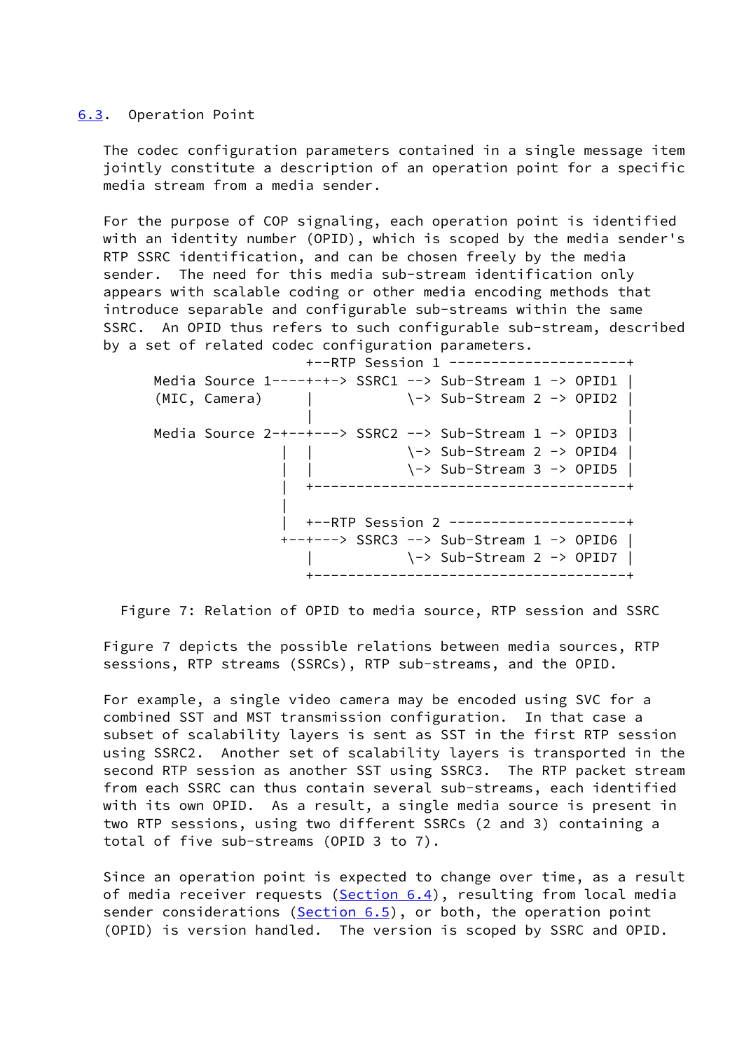## 6.3. Operation Point

The codec configuration parameters contained in a single message item jointly constitute a description of an operation point for a specific media stream from a media sender.

For the purpose of COP signaling, each operation point is identified with an identity number (OPID), which is scoped by the media sender's RTP SSRC identification, and can be chosen freely by the media sender. The need for this media sub-stream identification only appears with scalable coding or other media encoding methods that introduce separable and configurable sub-streams within the same SSRC. An OPID thus refers to such configurable sub-stream, described by a set of related codec configuration parameters.

```
                      +--RTP Session 1 ---------------------+
   Media Source 1----+-+-> SSRC1 --> Sub-Stream 1 -> OPID1 |
   (MIC, Camera)     |             \-> Sub-Stream 2 -> OPID2 |
                     |                                      |
   Media Source 2-+--+---> SSRC2 --> Sub-Stream 1 -> OPID3 |
                  |  |             \-> Sub-Stream 2 -> OPID4 |
                  |  |             \-> Sub-Stream 3 -> OPID5 |
                  |  +--------------------------------------+
                  |
                  |  +--RTP Session 2 ---------------------+
                  +--+---> SSRC3 --> Sub-Stream 1 -> OPID6 |
                     |             \-> Sub-Stream 2 -> OPID7 |
                     +--------------------------------------+
```

Figure 7: Relation of OPID to media source, RTP session and SSRC

Figure 7 depicts the possible relations between media sources, RTP sessions, RTP streams (SSRCs), RTP sub-streams, and the OPID.

For example, a single video camera may be encoded using SVC for a combined SST and MST transmission configuration. In that case a subset of scalability layers is sent as SST in the first RTP session using SSRC2. Another set of scalability layers is transported in the second RTP session as another SST using SSRC3. The RTP packet stream from each SSRC can thus contain several sub-streams, each identified with its own OPID. As a result, a single media source is present in two RTP sessions, using two different SSRCs (2 and 3) containing a total of five sub-streams (OPID 3 to 7).

Since an operation point is expected to change over time, as a result of media receiver requests (Section 6.4), resulting from local media sender considerations (Section 6.5), or both, the operation point (OPID) is version handled. The version is scoped by SSRC and OPID.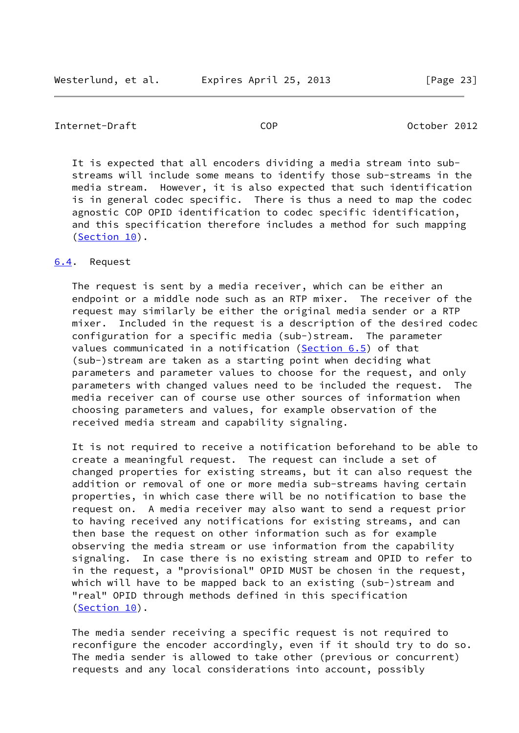It is expected that all encoders dividing a media stream into sub-streams will include some means to identify those sub-streams in the media stream. However, it is also expected that such identification is in general codec specific. There is thus a need to map the codec agnostic COP OPID identification to codec specific identification, and this specification therefore includes a method for such mapping (Section 10).

### 6.4. Request

The request is sent by a media receiver, which can be either an endpoint or a middle node such as an RTP mixer. The receiver of the request may similarly be either the original media sender or a RTP mixer. Included in the request is a description of the desired codec configuration for a specific media (sub-)stream. The parameter values communicated in a notification (Section 6.5) of that (sub-)stream are taken as a starting point when deciding what parameters and parameter values to choose for the request, and only parameters with changed values need to be included the request. The media receiver can of course use other sources of information when choosing parameters and values, for example observation of the received media stream and capability signaling.

It is not required to receive a notification beforehand to be able to create a meaningful request. The request can include a set of changed properties for existing streams, but it can also request the addition or removal of one or more media sub-streams having certain properties, in which case there will be no notification to base the request on. A media receiver may also want to send a request prior to having received any notifications for existing streams, and can then base the request on other information such as for example observing the media stream or use information from the capability signaling. In case there is no existing stream and OPID to refer to in the request, a "provisional" OPID MUST be chosen in the request, which will have to be mapped back to an existing (sub-)stream and "real" OPID through methods defined in this specification (Section 10).

The media sender receiving a specific request is not required to reconfigure the encoder accordingly, even if it should try to do so. The media sender is allowed to take other (previous or concurrent) requests and any local considerations into account, possibly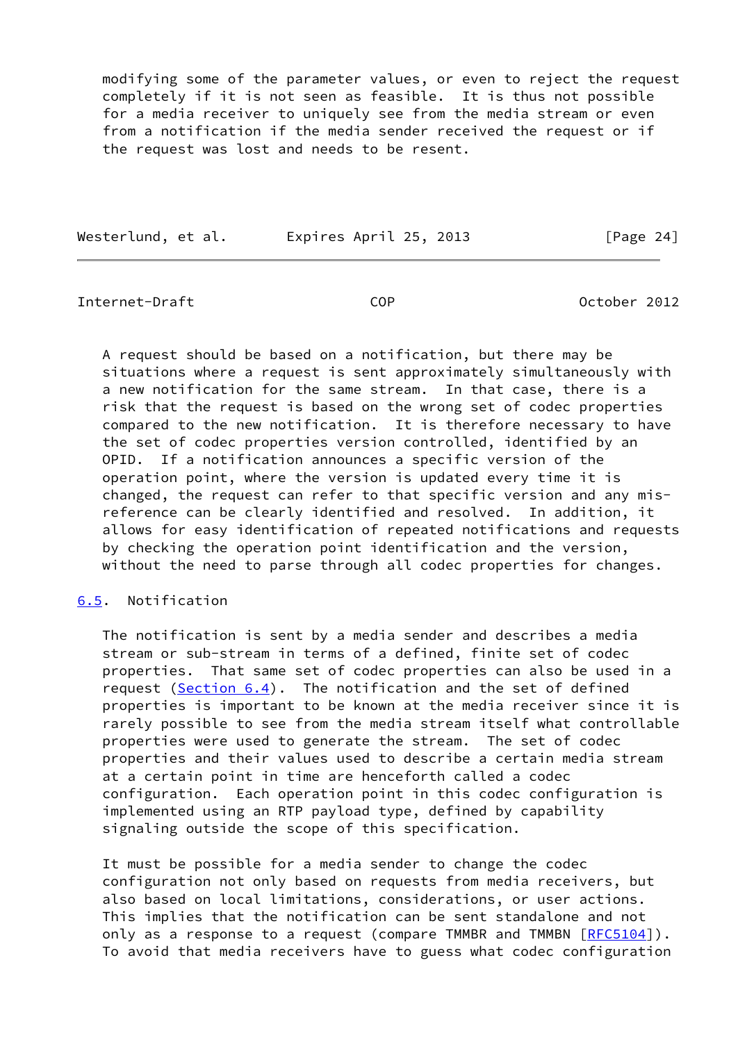modifying some of the parameter values, or even to reject the request completely if it is not seen as feasible. It is thus not possible for a media receiver to uniquely see from the media stream or even from a notification if the media sender received the request or if the request was lost and needs to be resent.

A request should be based on a notification, but there may be situations where a request is sent approximately simultaneously with a new notification for the same stream. In that case, there is a risk that the request is based on the wrong set of codec properties compared to the new notification. It is therefore necessary to have the set of codec properties version controlled, identified by an OPID. If a notification announces a specific version of the operation point, where the version is updated every time it is changed, the request can refer to that specific version and any mis-reference can be clearly identified and resolved. In addition, it allows for easy identification of repeated notifications and requests by checking the operation point identification and the version, without the need to parse through all codec properties for changes.

## 6.5. Notification

The notification is sent by a media sender and describes a media stream or sub-stream in terms of a defined, finite set of codec properties. That same set of codec properties can also be used in a request (Section 6.4). The notification and the set of defined properties is important to be known at the media receiver since it is rarely possible to see from the media stream itself what controllable properties were used to generate the stream. The set of codec properties and their values used to describe a certain media stream at a certain point in time are henceforth called a codec configuration. Each operation point in this codec configuration is implemented using an RTP payload type, defined by capability signaling outside the scope of this specification.

It must be possible for a media sender to change the codec configuration not only based on requests from media receivers, but also based on local limitations, considerations, or user actions. This implies that the notification can be sent standalone and not only as a response to a request (compare TMMBR and TMMBN [RFC5104]). To avoid that media receivers have to guess what codec configuration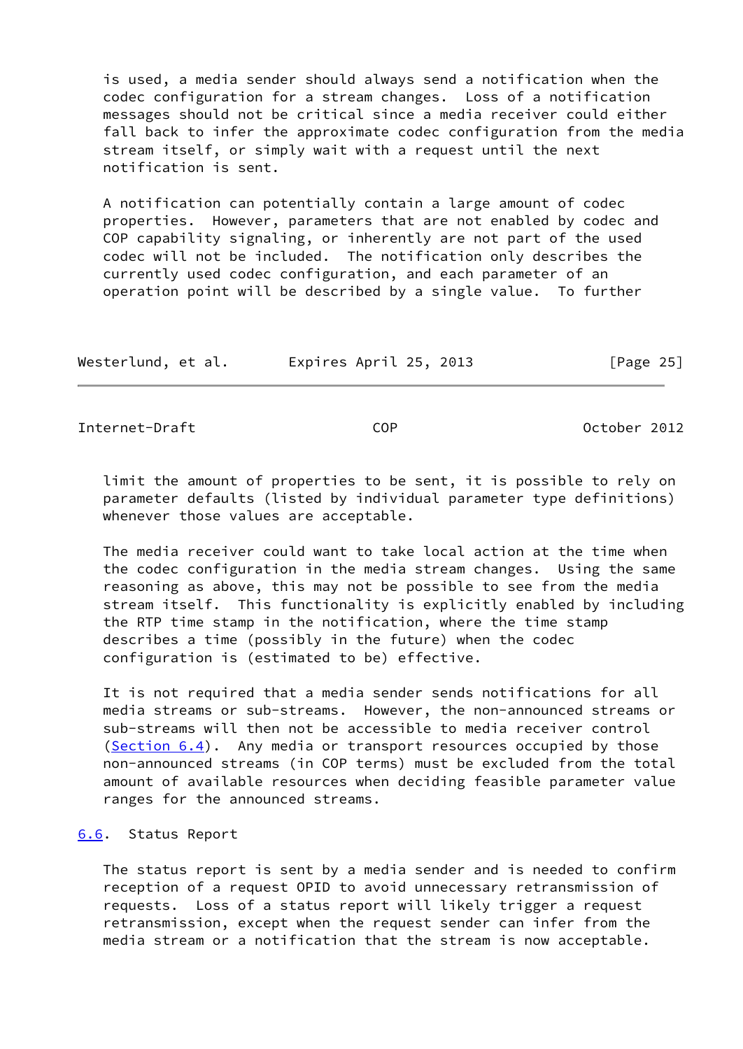is used, a media sender should always send a notification when the codec configuration for a stream changes. Loss of a notification messages should not be critical since a media receiver could either fall back to infer the approximate codec configuration from the media stream itself, or simply wait with a request until the next notification is sent.

A notification can potentially contain a large amount of codec properties. However, parameters that are not enabled by codec and COP capability signaling, or inherently are not part of the used codec will not be included. The notification only describes the currently used codec configuration, and each parameter of an operation point will be described by a single value. To further limit the amount of properties to be sent, it is possible to rely on parameter defaults (listed by individual parameter type definitions) whenever those values are acceptable.

The media receiver could want to take local action at the time when the codec configuration in the media stream changes. Using the same reasoning as above, this may not be possible to see from the media stream itself. This functionality is explicitly enabled by including the RTP time stamp in the notification, where the time stamp describes a time (possibly in the future) when the codec configuration is (estimated to be) effective.

It is not required that a media sender sends notifications for all media streams or sub-streams. However, the non-announced streams or sub-streams will then not be accessible to media receiver control (Section 6.4). Any media or transport resources occupied by those non-announced streams (in COP terms) must be excluded from the total amount of available resources when deciding feasible parameter value ranges for the announced streams.

## 6.6. Status Report

The status report is sent by a media sender and is needed to confirm reception of a request OPID to avoid unnecessary retransmission of requests. Loss of a status report will likely trigger a request retransmission, except when the request sender can infer from the media stream or a notification that the stream is now acceptable.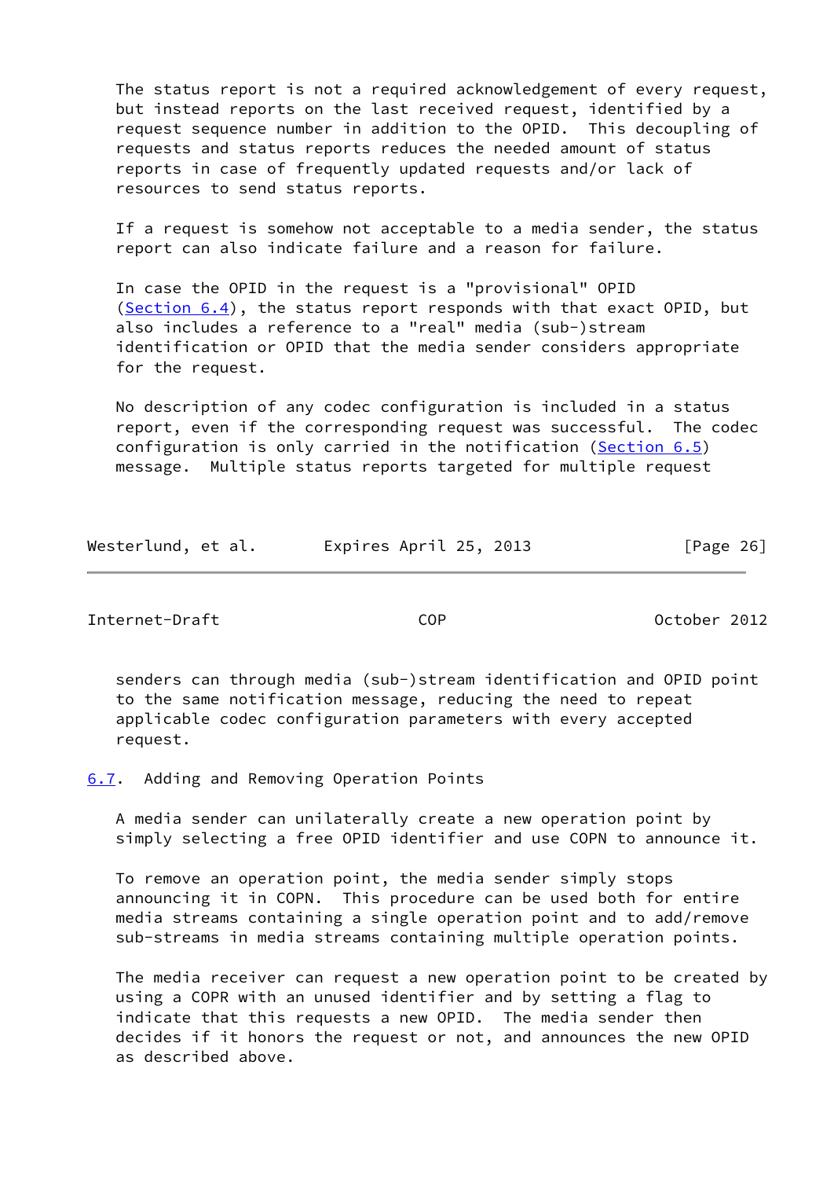The status report is not a required acknowledgement of every request, but instead reports on the last received request, identified by a request sequence number in addition to the OPID. This decoupling of requests and status reports reduces the needed amount of status reports in case of frequently updated requests and/or lack of resources to send status reports.

If a request is somehow not acceptable to a media sender, the status report can also indicate failure and a reason for failure.

In case the OPID in the request is a "provisional" OPID (Section 6.4), the status report responds with that exact OPID, but also includes a reference to a "real" media (sub-)stream identification or OPID that the media sender considers appropriate for the request.

No description of any codec configuration is included in a status report, even if the corresponding request was successful. The codec configuration is only carried in the notification (Section 6.5) message. Multiple status reports targeted for multiple request senders can through media (sub-)stream identification and OPID point to the same notification message, reducing the need to repeat applicable codec configuration parameters with every accepted request.

## 6.7. Adding and Removing Operation Points

A media sender can unilaterally create a new operation point by simply selecting a free OPID identifier and use COPN to announce it.

To remove an operation point, the media sender simply stops announcing it in COPN. This procedure can be used both for entire media streams containing a single operation point and to add/remove sub-streams in media streams containing multiple operation points.

The media receiver can request a new operation point to be created by using a COPR with an unused identifier and by setting a flag to indicate that this requests a new OPID. The media sender then decides if it honors the request or not, and announces the new OPID as described above.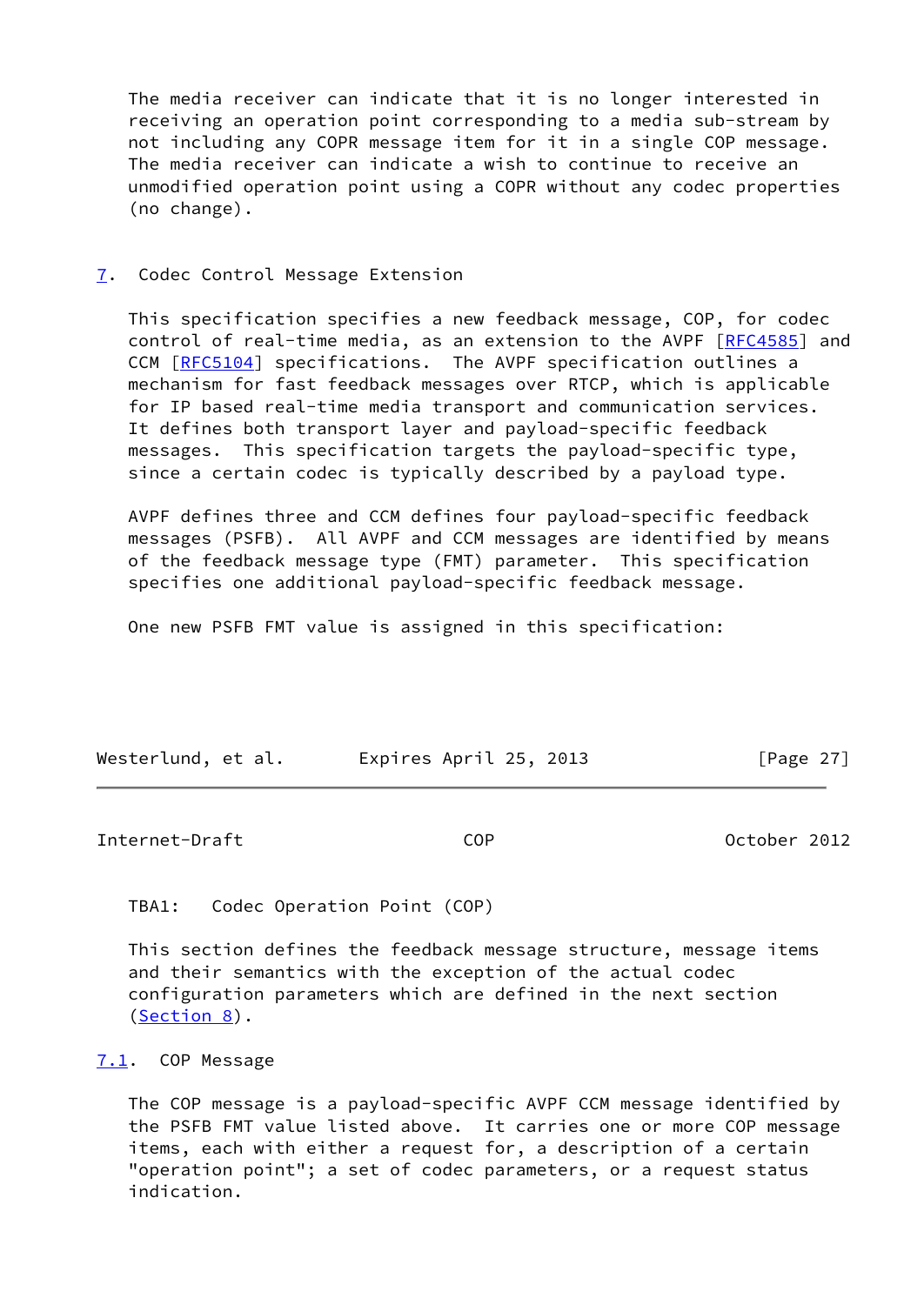The media receiver can indicate that it is no longer interested in receiving an operation point corresponding to a media sub-stream by not including any COPR message item for it in a single COP message. The media receiver can indicate a wish to continue to receive an unmodified operation point using a COPR without any codec properties (no change).

# 7. Codec Control Message Extension

This specification specifies a new feedback message, COP, for codec control of real-time media, as an extension to the AVPF [RFC4585] and CCM [RFC5104] specifications. The AVPF specification outlines a mechanism for fast feedback messages over RTCP, which is applicable for IP based real-time media transport and communication services. It defines both transport layer and payload-specific feedback messages. This specification targets the payload-specific type, since a certain codec is typically described by a payload type.

AVPF defines three and CCM defines four payload-specific feedback messages (PSFB). All AVPF and CCM messages are identified by means of the feedback message type (FMT) parameter. This specification specifies one additional payload-specific feedback message.

One new PSFB FMT value is assigned in this specification:

TBA1: Codec Operation Point (COP)

This section defines the feedback message structure, message items and their semantics with the exception of the actual codec configuration parameters which are defined in the next section (Section 8).

## 7.1. COP Message

The COP message is a payload-specific AVPF CCM message identified by the PSFB FMT value listed above. It carries one or more COP message items, each with either a request for, a description of a certain "operation point"; a set of codec parameters, or a request status indication.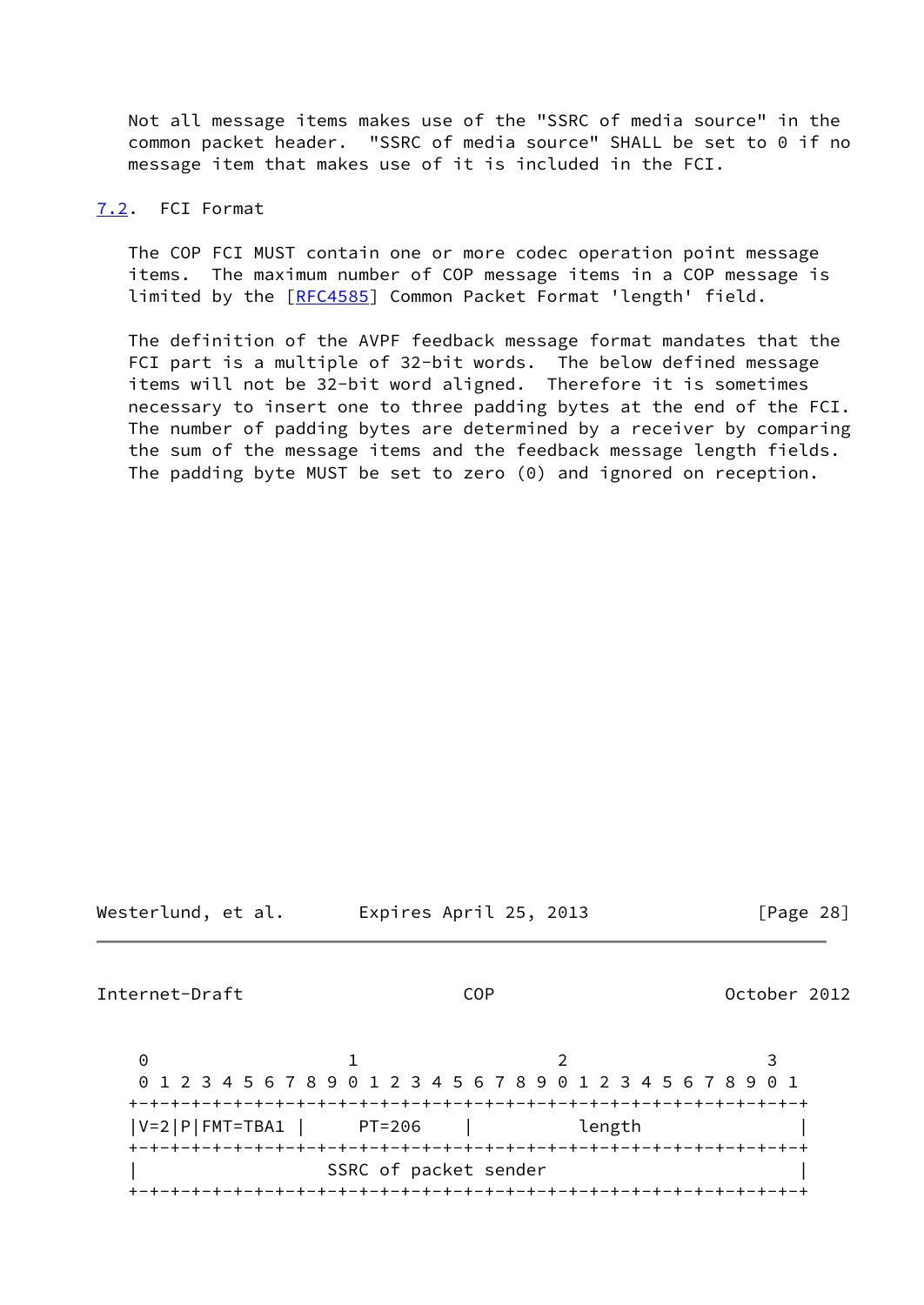Not all message items makes use of the "SSRC of media source" in the common packet header. "SSRC of media source" SHALL be set to 0 if no message item that makes use of it is included in the FCI.

### 7.2. FCI Format

The COP FCI MUST contain one or more codec operation point message items. The maximum number of COP message items in a COP message is limited by the [RFC4585] Common Packet Format 'length' field.

The definition of the AVPF feedback message format mandates that the FCI part is a multiple of 32-bit words. The below defined message items will not be 32-bit word aligned. Therefore it is sometimes necessary to insert one to three padding bytes at the end of the FCI. The number of padding bytes are determined by a receiver by comparing the sum of the message items and the feedback message length fields. The padding byte MUST be set to zero (0) and ignored on reception.

```
 0                   1                   2                   3
 0 1 2 3 4 5 6 7 8 9 0 1 2 3 4 5 6 7 8 9 0 1 2 3 4 5 6 7 8 9 0 1
+-+-+-+-+-+-+-+-+-+-+-+-+-+-+-+-+-+-+-+-+-+-+-+-+-+-+-+-+-+-+-+-+
|V=2|P|FMT=TBA1 |     PT=206    |           length              |
+-+-+-+-+-+-+-+-+-+-+-+-+-+-+-+-+-+-+-+-+-+-+-+-+-+-+-+-+-+-+-+-+
|                  SSRC of packet sender                        |
+-+-+-+-+-+-+-+-+-+-+-+-+-+-+-+-+-+-+-+-+-+-+-+-+-+-+-+-+-+-+-+-+
```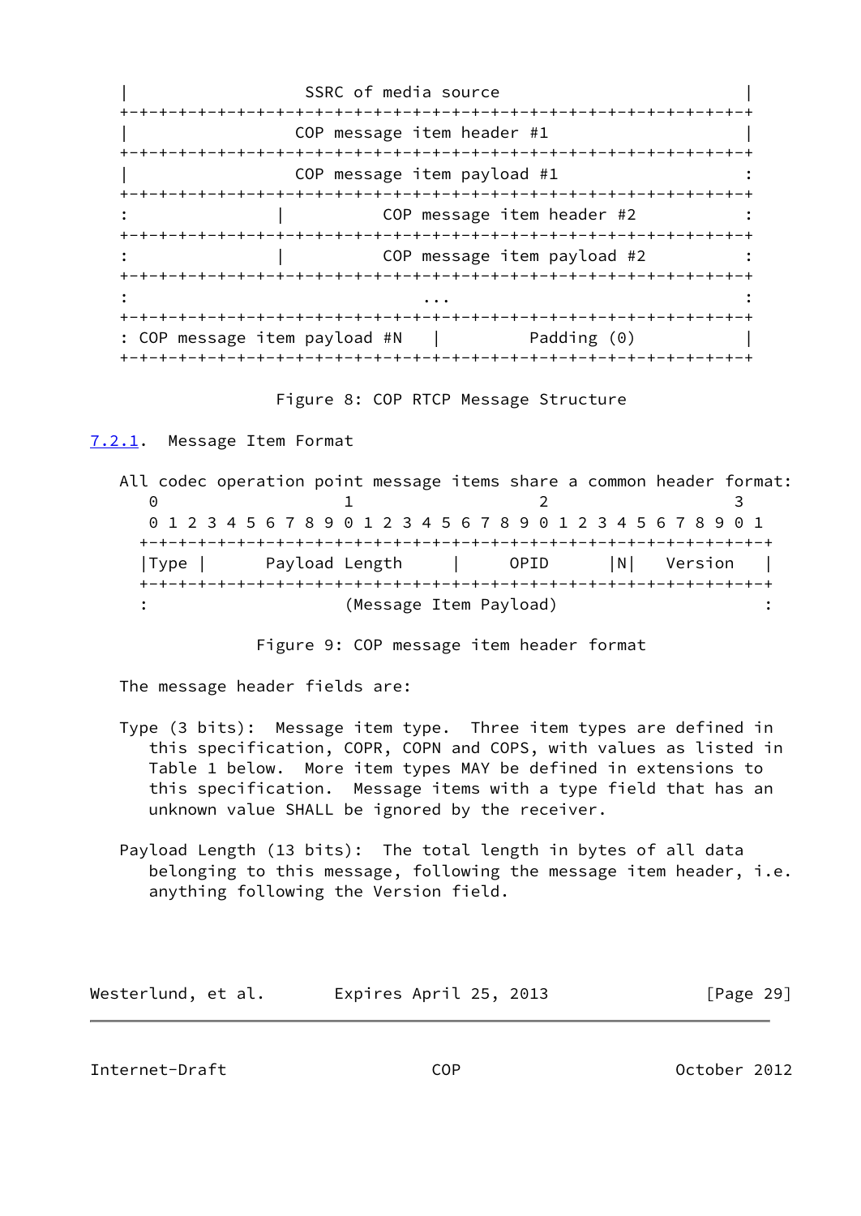```
|                    SSRC of media source                       |
+-+-+-+-+-+-+-+-+-+-+-+-+-+-+-+-+-+-+-+-+-+-+-+-+-+-+-+-+-+-+-+-+
|                   COP message item header #1                  |
+-+-+-+-+-+-+-+-+-+-+-+-+-+-+-+-+-+-+-+-+-+-+-+-+-+-+-+-+-+-+-+-+
|                   COP message item payload #1                 :
+-+-+-+-+-+-+-+-+-+-+-+-+-+-+-+-+-+-+-+-+-+-+-+-+-+-+-+-+-+-+-+-+
:               |         COP message item header #2            :
+-+-+-+-+-+-+-+-+-+-+-+-+-+-+-+-+-+-+-+-+-+-+-+-+-+-+-+-+-+-+-+-+
:               |         COP message item payload #2           :
+-+-+-+-+-+-+-+-+-+-+-+-+-+-+-+-+-+-+-+-+-+-+-+-+-+-+-+-+-+-+-+-+
:                              ...                              :
+-+-+-+-+-+-+-+-+-+-+-+-+-+-+-+-+-+-+-+-+-+-+-+-+-+-+-+-+-+-+-+-+
: COP message item payload #N   |         Padding (0)           |
+-+-+-+-+-+-+-+-+-+-+-+-+-+-+-+-+-+-+-+-+-+-+-+-+-+-+-+-+-+-+-+-+
```

Figure 8: COP RTCP Message Structure

### 7.2.1. Message Item Format

All codec operation point message items share a common header format:

```
 0                   1                   2                   3
 0 1 2 3 4 5 6 7 8 9 0 1 2 3 4 5 6 7 8 9 0 1 2 3 4 5 6 7 8 9 0 1
+-+-+-+-+-+-+-+-+-+-+-+-+-+-+-+-+-+-+-+-+-+-+-+-+-+-+-+-+-+-+-+-+
|Type |       Payload Length    |      OPID     |N|   Version   |
+-+-+-+-+-+-+-+-+-+-+-+-+-+-+-+-+-+-+-+-+-+-+-+-+-+-+-+-+-+-+-+-+
:                     (Message Item Payload)                    :
```

Figure 9: COP message item header format

The message header fields are:

Type (3 bits): Message item type. Three item types are defined in this specification, COPR, COPN and COPS, with values as listed in Table 1 below. More item types MAY be defined in extensions to this specification. Message items with a type field that has an unknown value SHALL be ignored by the receiver.

Payload Length (13 bits): The total length in bytes of all data belonging to this message, following the message item header, i.e. anything following the Version field.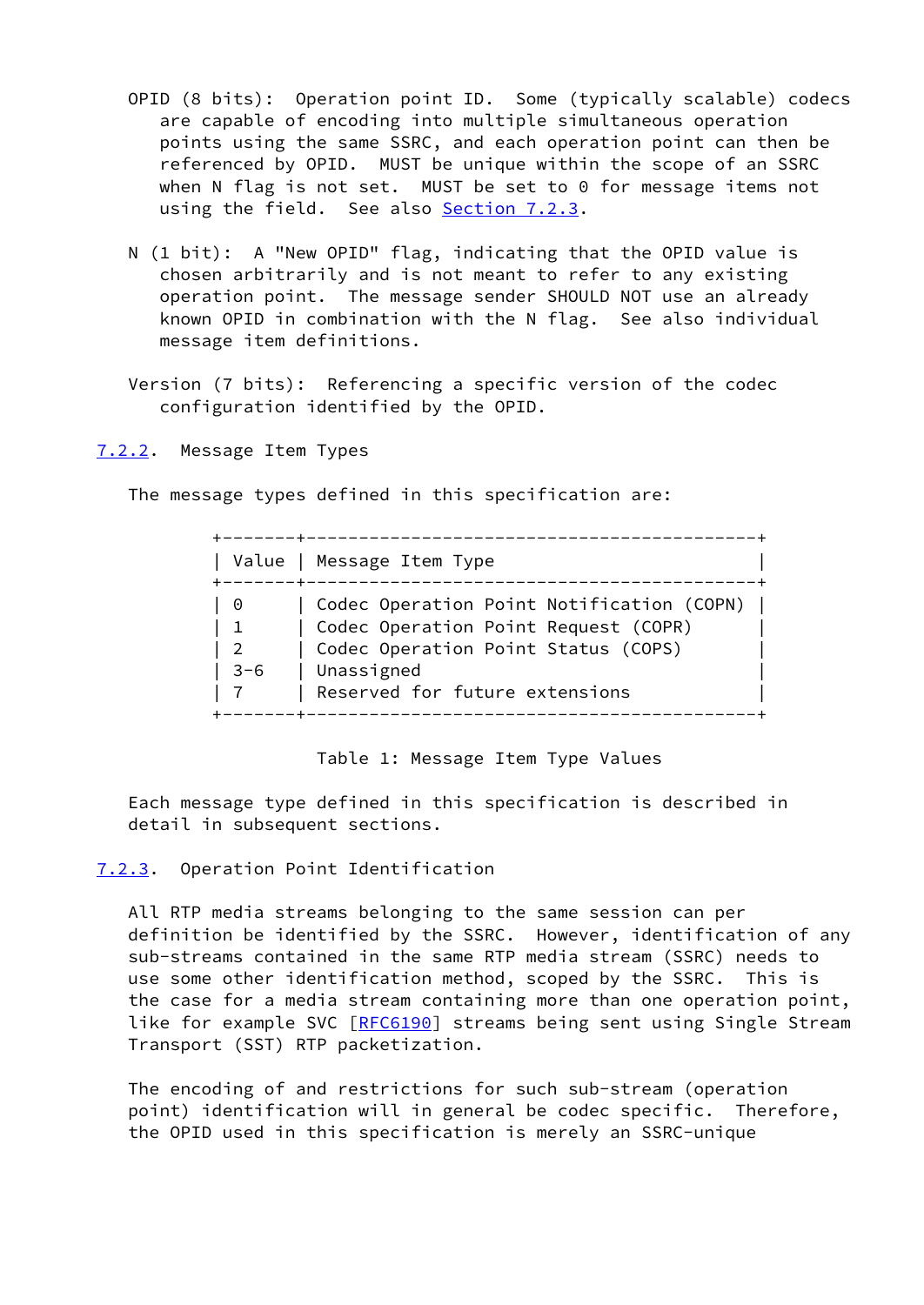OPID (8 bits): Operation point ID. Some (typically scalable) codecs are capable of encoding into multiple simultaneous operation points using the same SSRC, and each operation point can then be referenced by OPID. MUST be unique within the scope of an SSRC when N flag is not set. MUST be set to 0 for message items not using the field. See also Section 7.2.3.

N (1 bit): A "New OPID" flag, indicating that the OPID value is chosen arbitrarily and is not meant to refer to any existing operation point. The message sender SHOULD NOT use an already known OPID in combination with the N flag. See also individual message item definitions.

Version (7 bits): Referencing a specific version of the codec configuration identified by the OPID.

### 7.2.2. Message Item Types

The message types defined in this specification are:

| Value | Message Item Type |
|---|---|
| 0 | Codec Operation Point Notification (COPN) |
| 1 | Codec Operation Point Request (COPR) |
| 2 | Codec Operation Point Status (COPS) |
| 3-6 | Unassigned |
| 7 | Reserved for future extensions |

Table 1: Message Item Type Values

Each message type defined in this specification is described in detail in subsequent sections.

### 7.2.3. Operation Point Identification

All RTP media streams belonging to the same session can per definition be identified by the SSRC. However, identification of any sub-streams contained in the same RTP media stream (SSRC) needs to use some other identification method, scoped by the SSRC. This is the case for a media stream containing more than one operation point, like for example SVC [RFC6190] streams being sent using Single Stream Transport (SST) RTP packetization.

The encoding of and restrictions for such sub-stream (operation point) identification will in general be codec specific. Therefore, the OPID used in this specification is merely an SSRC-unique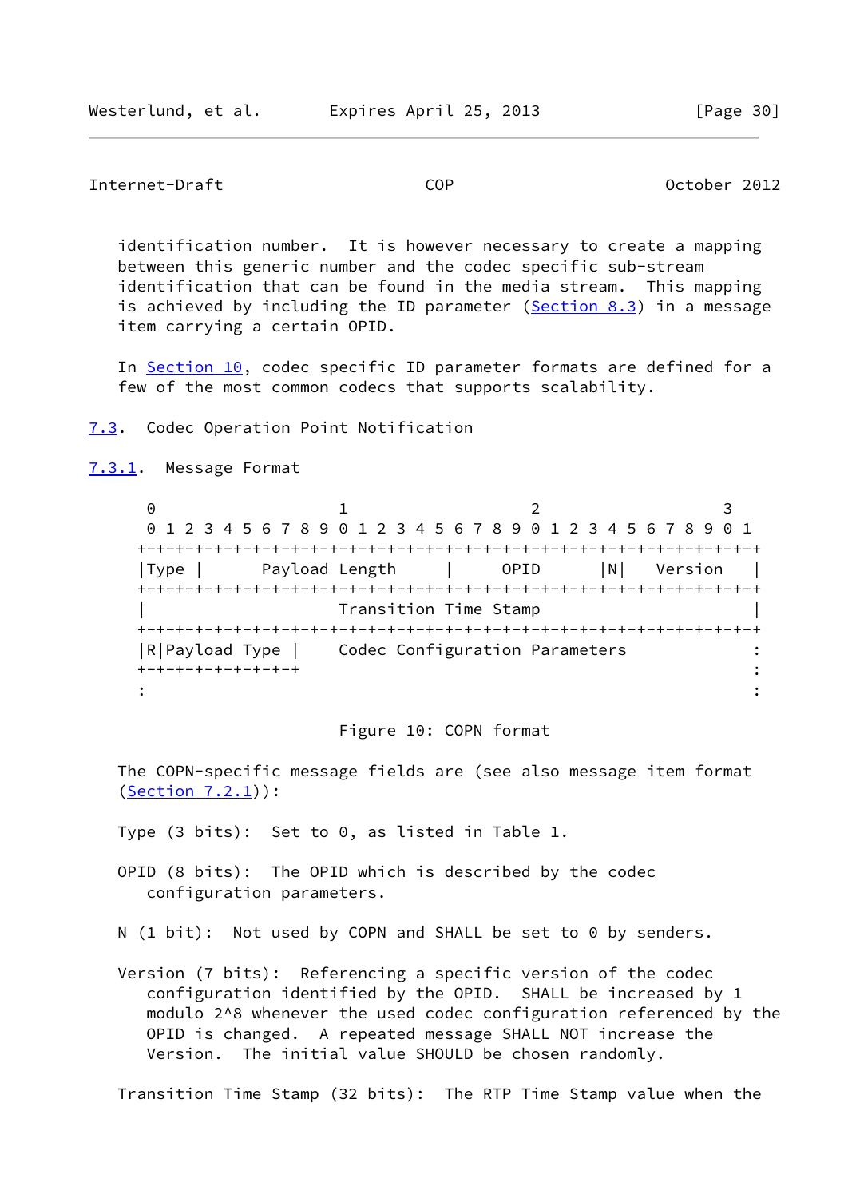identification number. It is however necessary to create a mapping between this generic number and the codec specific sub-stream identification that can be found in the media stream. This mapping is achieved by including the ID parameter (Section 8.3) in a message item carrying a certain OPID.

In Section 10, codec specific ID parameter formats are defined for a few of the most common codecs that supports scalability.

### 7.3. Codec Operation Point Notification

#### 7.3.1. Message Format

```
 0                   1                   2                   3
 0 1 2 3 4 5 6 7 8 9 0 1 2 3 4 5 6 7 8 9 0 1 2 3 4 5 6 7 8 9 0 1
+-+-+-+-+-+-+-+-+-+-+-+-+-+-+-+-+-+-+-+-+-+-+-+-+-+-+-+-+-+-+-+-+
|Type |       Payload Length      |     OPID      |N|  Version    |
+-+-+-+-+-+-+-+-+-+-+-+-+-+-+-+-+-+-+-+-+-+-+-+-+-+-+-+-+-+-+-+-+
|                     Transition Time Stamp                       |
+-+-+-+-+-+-+-+-+-+-+-+-+-+-+-+-+-+-+-+-+-+-+-+-+-+-+-+-+-+-+-+-+
|R|Payload Type |    Codec Configuration Parameters               :
+-+-+-+-+-+-+-+-+                                                 :
:                                                                 :
```

Figure 10: COPN format

The COPN-specific message fields are (see also message item format (Section 7.2.1)):

Type (3 bits): Set to 0, as listed in Table 1.

OPID (8 bits): The OPID which is described by the codec configuration parameters.

N (1 bit): Not used by COPN and SHALL be set to 0 by senders.

Version (7 bits): Referencing a specific version of the codec configuration identified by the OPID. SHALL be increased by 1 modulo 2^8 whenever the used codec configuration referenced by the OPID is changed. A repeated message SHALL NOT increase the Version. The initial value SHOULD be chosen randomly.

Transition Time Stamp (32 bits): The RTP Time Stamp value when the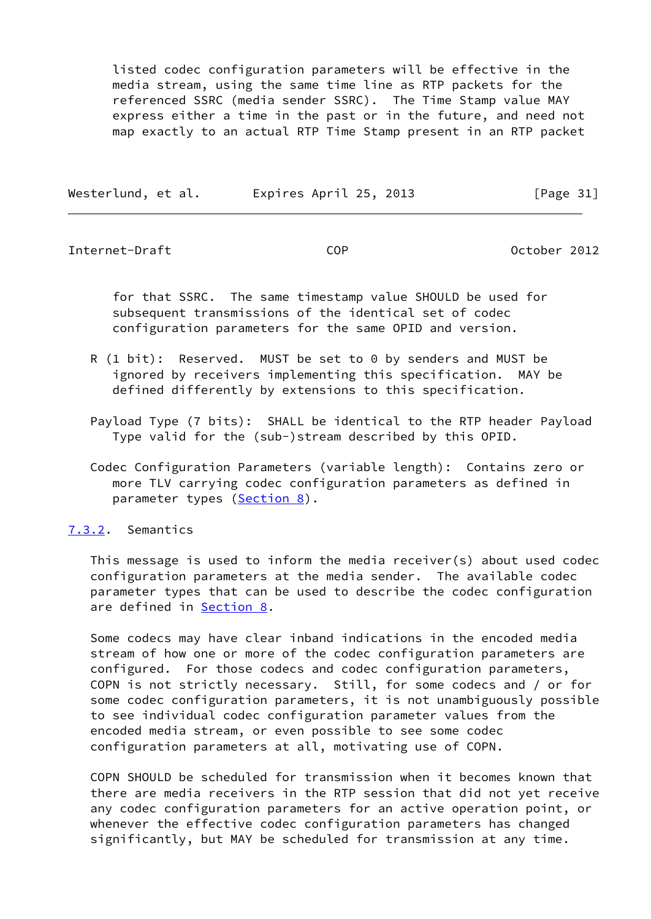listed codec configuration parameters will be effective in the media stream, using the same time line as RTP packets for the referenced SSRC (media sender SSRC). The Time Stamp value MAY express either a time in the past or in the future, and need not map exactly to an actual RTP Time Stamp present in an RTP packet for that SSRC. The same timestamp value SHOULD be used for subsequent transmissions of the identical set of codec configuration parameters for the same OPID and version.

R (1 bit): Reserved. MUST be set to 0 by senders and MUST be ignored by receivers implementing this specification. MAY be defined differently by extensions to this specification.

Payload Type (7 bits): SHALL be identical to the RTP header Payload Type valid for the (sub-)stream described by this OPID.

Codec Configuration Parameters (variable length): Contains zero or more TLV carrying codec configuration parameters as defined in parameter types (Section 8).

### 7.3.2. Semantics

This message is used to inform the media receiver(s) about used codec configuration parameters at the media sender. The available codec parameter types that can be used to describe the codec configuration are defined in Section 8.

Some codecs may have clear inband indications in the encoded media stream of how one or more of the codec configuration parameters are configured. For those codecs and codec configuration parameters, COPN is not strictly necessary. Still, for some codecs and / or for some codec configuration parameters, it is not unambiguously possible to see individual codec configuration parameter values from the encoded media stream, or even possible to see some codec configuration parameters at all, motivating use of COPN.

COPN SHOULD be scheduled for transmission when it becomes known that there are media receivers in the RTP session that did not yet receive any codec configuration parameters for an active operation point, or whenever the effective codec configuration parameters has changed significantly, but MAY be scheduled for transmission at any time.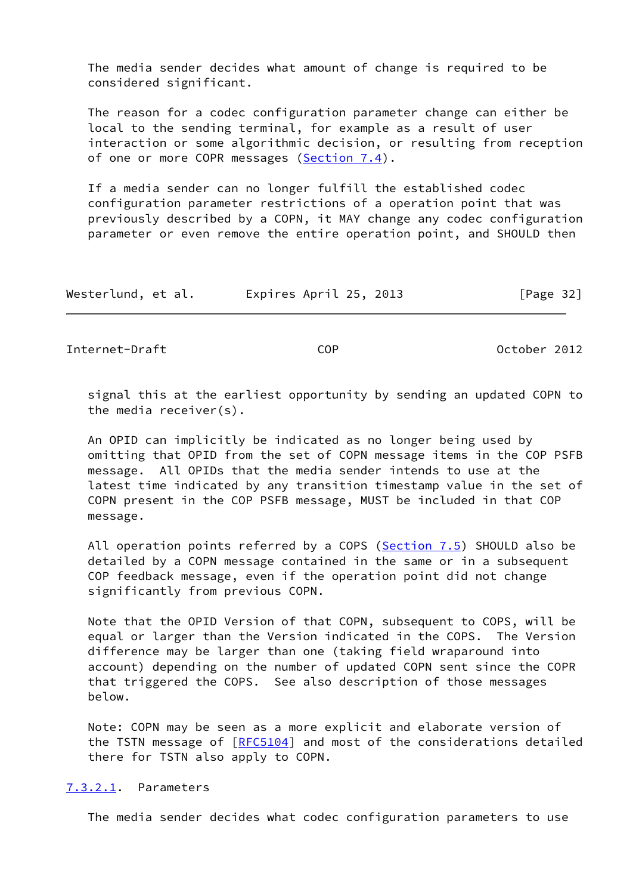The media sender decides what amount of change is required to be considered significant.

The reason for a codec configuration parameter change can either be local to the sending terminal, for example as a result of user interaction or some algorithmic decision, or resulting from reception of one or more COPR messages (Section 7.4).

If a media sender can no longer fulfill the established codec configuration parameter restrictions of a operation point that was previously described by a COPN, it MAY change any codec configuration parameter or even remove the entire operation point, and SHOULD then signal this at the earliest opportunity by sending an updated COPN to the media receiver(s).

An OPID can implicitly be indicated as no longer being used by omitting that OPID from the set of COPN message items in the COP PSFB message. All OPIDs that the media sender intends to use at the latest time indicated by any transition timestamp value in the set of COPN present in the COP PSFB message, MUST be included in that COP message.

All operation points referred by a COPS (Section 7.5) SHOULD also be detailed by a COPN message contained in the same or in a subsequent COP feedback message, even if the operation point did not change significantly from previous COPN.

Note that the OPID Version of that COPN, subsequent to COPS, will be equal or larger than the Version indicated in the COPS. The Version difference may be larger than one (taking field wraparound into account) depending on the number of updated COPN sent since the COPR that triggered the COPS. See also description of those messages below.

Note: COPN may be seen as a more explicit and elaborate version of the TSTN message of [RFC5104] and most of the considerations detailed there for TSTN also apply to COPN.

#### 7.3.2.1. Parameters

The media sender decides what codec configuration parameters to use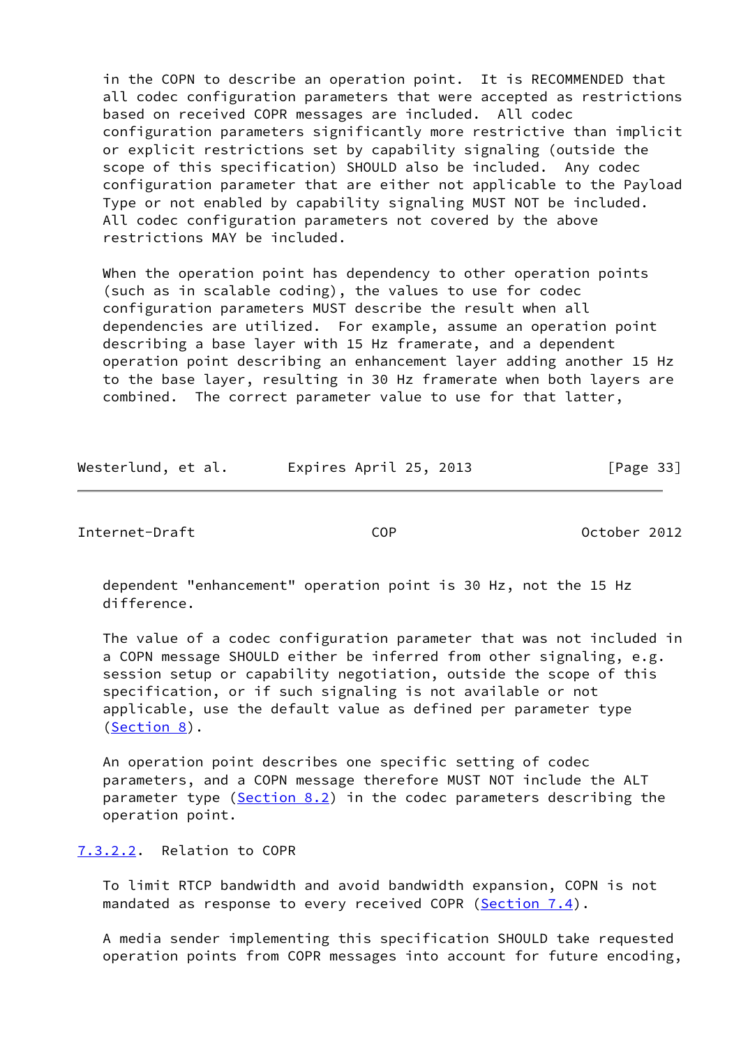in the COPN to describe an operation point. It is RECOMMENDED that all codec configuration parameters that were accepted as restrictions based on received COPR messages are included. All codec configuration parameters significantly more restrictive than implicit or explicit restrictions set by capability signaling (outside the scope of this specification) SHOULD also be included. Any codec configuration parameter that are either not applicable to the Payload Type or not enabled by capability signaling MUST NOT be included. All codec configuration parameters not covered by the above restrictions MAY be included.

When the operation point has dependency to other operation points (such as in scalable coding), the values to use for codec configuration parameters MUST describe the result when all dependencies are utilized. For example, assume an operation point describing a base layer with 15 Hz framerate, and a dependent operation point describing an enhancement layer adding another 15 Hz to the base layer, resulting in 30 Hz framerate when both layers are combined. The correct parameter value to use for that latter, dependent "enhancement" operation point is 30 Hz, not the 15 Hz difference.

The value of a codec configuration parameter that was not included in a COPN message SHOULD either be inferred from other signaling, e.g. session setup or capability negotiation, outside the scope of this specification, or if such signaling is not available or not applicable, use the default value as defined per parameter type (Section 8).

An operation point describes one specific setting of codec parameters, and a COPN message therefore MUST NOT include the ALT parameter type (Section 8.2) in the codec parameters describing the operation point.

#### 7.3.2.2. Relation to COPR

To limit RTCP bandwidth and avoid bandwidth expansion, COPN is not mandated as response to every received COPR (Section 7.4).

A media sender implementing this specification SHOULD take requested operation points from COPR messages into account for future encoding,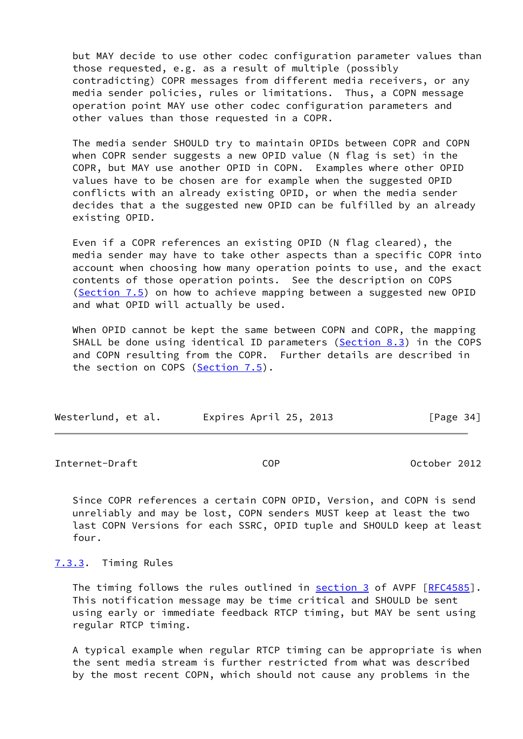but MAY decide to use other codec configuration parameter values than those requested, e.g. as a result of multiple (possibly contradicting) COPR messages from different media receivers, or any media sender policies, rules or limitations. Thus, a COPN message operation point MAY use other codec configuration parameters and other values than those requested in a COPR.

The media sender SHOULD try to maintain OPIDs between COPR and COPN when COPR sender suggests a new OPID value (N flag is set) in the COPR, but MAY use another OPID in COPN. Examples where other OPID values have to be chosen are for example when the suggested OPID conflicts with an already existing OPID, or when the media sender decides that a the suggested new OPID can be fulfilled by an already existing OPID.

Even if a COPR references an existing OPID (N flag cleared), the media sender may have to take other aspects than a specific COPR into account when choosing how many operation points to use, and the exact contents of those operation points. See the description on COPS (Section 7.5) on how to achieve mapping between a suggested new OPID and what OPID will actually be used.

When OPID cannot be kept the same between COPN and COPR, the mapping SHALL be done using identical ID parameters (Section 8.3) in the COPS and COPN resulting from the COPR. Further details are described in the section on COPS (Section 7.5).

Since COPR references a certain COPN OPID, Version, and COPN is send unreliably and may be lost, COPN senders MUST keep at least the two last COPN Versions for each SSRC, OPID tuple and SHOULD keep at least four.

### 7.3.3. Timing Rules

The timing follows the rules outlined in section 3 of AVPF [RFC4585]. This notification message may be time critical and SHOULD be sent using early or immediate feedback RTCP timing, but MAY be sent using regular RTCP timing.

A typical example when regular RTCP timing can be appropriate is when the sent media stream is further restricted from what was described by the most recent COPN, which should not cause any problems in the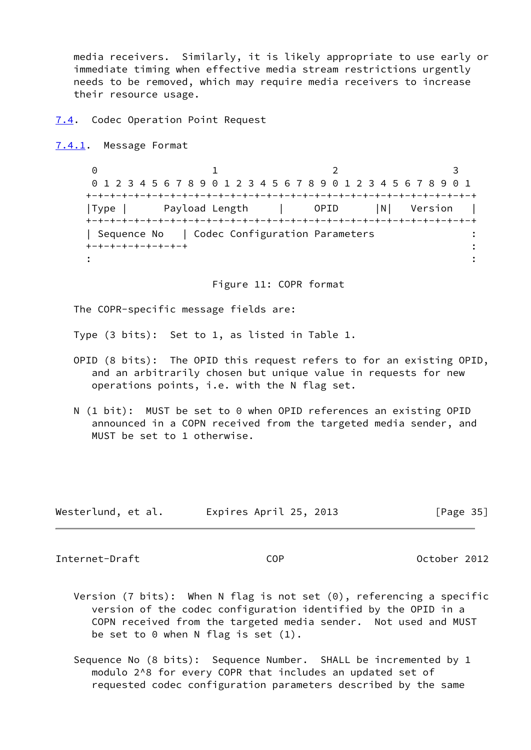media receivers. Similarly, it is likely appropriate to use early or immediate timing when effective media stream restrictions urgently needs to be removed, which may require media receivers to increase their resource usage.

### 7.4. Codec Operation Point Request

#### 7.4.1. Message Format

```
 0                   1                   2                   3
 0 1 2 3 4 5 6 7 8 9 0 1 2 3 4 5 6 7 8 9 0 1 2 3 4 5 6 7 8 9 0 1
+-+-+-+-+-+-+-+-+-+-+-+-+-+-+-+-+-+-+-+-+-+-+-+-+-+-+-+-+-+-+-+-+
|Type |      Payload Length     |      OPID     |N|   Version   |
+-+-+-+-+-+-+-+-+-+-+-+-+-+-+-+-+-+-+-+-+-+-+-+-+-+-+-+-+-+-+-+-+
| Sequence No   | Codec Configuration Parameters                :
+-+-+-+-+-+-+-+-+                                               :
:                                                               :
```

Figure 11: COPR format

The COPR-specific message fields are:

Type (3 bits): Set to 1, as listed in Table 1.

OPID (8 bits): The OPID this request refers to for an existing OPID, and an arbitrarily chosen but unique value in requests for new operations points, i.e. with the N flag set.

N (1 bit): MUST be set to 0 when OPID references an existing OPID announced in a COPN received from the targeted media sender, and MUST be set to 1 otherwise.

Version (7 bits): When N flag is not set (0), referencing a specific version of the codec configuration identified by the OPID in a COPN received from the targeted media sender. Not used and MUST be set to 0 when N flag is set (1).

Sequence No (8 bits): Sequence Number. SHALL be incremented by 1 modulo 2^8 for every COPR that includes an updated set of requested codec configuration parameters described by the same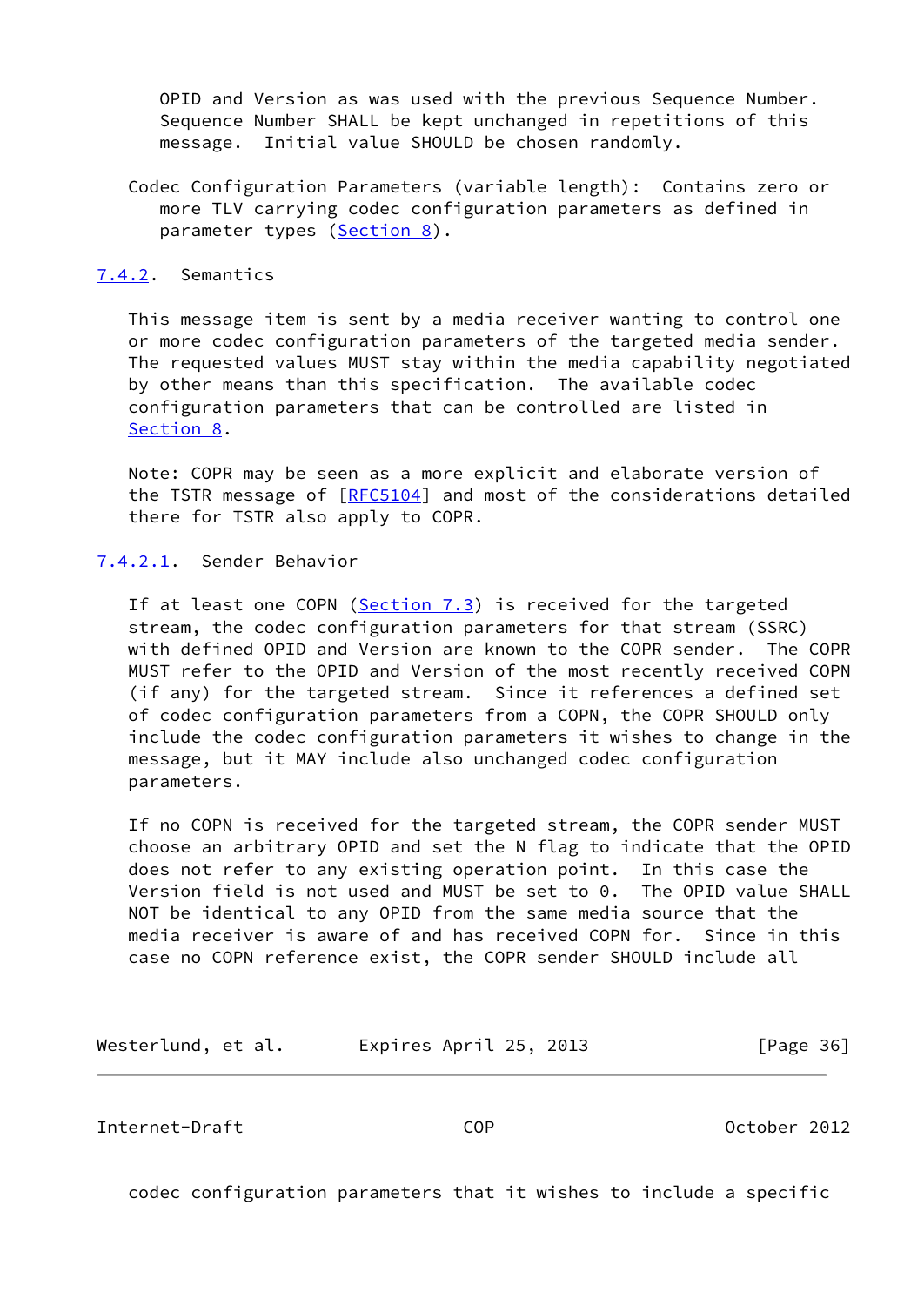OPID and Version as was used with the previous Sequence Number. Sequence Number SHALL be kept unchanged in repetitions of this message. Initial value SHOULD be chosen randomly.

Codec Configuration Parameters (variable length): Contains zero or more TLV carrying codec configuration parameters as defined in parameter types (Section 8).

### 7.4.2. Semantics

This message item is sent by a media receiver wanting to control one or more codec configuration parameters of the targeted media sender. The requested values MUST stay within the media capability negotiated by other means than this specification. The available codec configuration parameters that can be controlled are listed in Section 8.

Note: COPR may be seen as a more explicit and elaborate version of the TSTR message of [RFC5104] and most of the considerations detailed there for TSTR also apply to COPR.

#### 7.4.2.1. Sender Behavior

If at least one COPN (Section 7.3) is received for the targeted stream, the codec configuration parameters for that stream (SSRC) with defined OPID and Version are known to the COPR sender. The COPR MUST refer to the OPID and Version of the most recently received COPN (if any) for the targeted stream. Since it references a defined set of codec configuration parameters from a COPN, the COPR SHOULD only include the codec configuration parameters it wishes to change in the message, but it MAY include also unchanged codec configuration parameters.

If no COPN is received for the targeted stream, the COPR sender MUST choose an arbitrary OPID and set the N flag to indicate that the OPID does not refer to any existing operation point. In this case the Version field is not used and MUST be set to 0. The OPID value SHALL NOT be identical to any OPID from the same media source that the media receiver is aware of and has received COPN for. Since in this case no COPN reference exist, the COPR sender SHOULD include all codec configuration parameters that it wishes to include a specific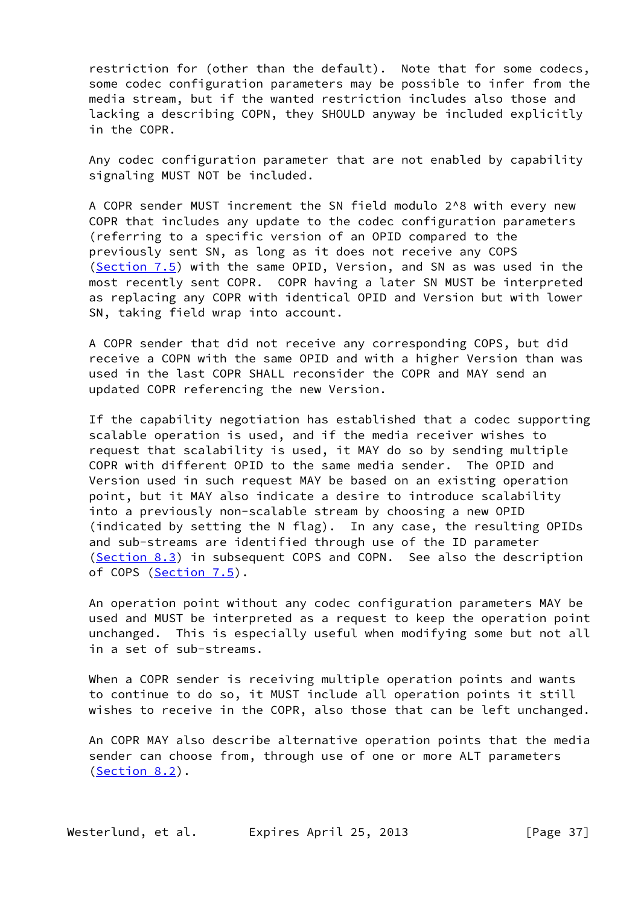restriction for (other than the default). Note that for some codecs, some codec configuration parameters may be possible to infer from the media stream, but if the wanted restriction includes also those and lacking a describing COPN, they SHOULD anyway be included explicitly in the COPR.

Any codec configuration parameter that are not enabled by capability signaling MUST NOT be included.

A COPR sender MUST increment the SN field modulo $2^8$ with every new COPR that includes any update to the codec configuration parameters (referring to a specific version of an OPID compared to the previously sent SN, as long as it does not receive any COPS (Section 7.5) with the same OPID, Version, and SN as was used in the most recently sent COPR. COPR having a later SN MUST be interpreted as replacing any COPR with identical OPID and Version but with lower SN, taking field wrap into account.

A COPR sender that did not receive any corresponding COPS, but did receive a COPN with the same OPID and with a higher Version than was used in the last COPR SHALL reconsider the COPR and MAY send an updated COPR referencing the new Version.

If the capability negotiation has established that a codec supporting scalable operation is used, and if the media receiver wishes to request that scalability is used, it MAY do so by sending multiple COPR with different OPID to the same media sender. The OPID and Version used in such request MAY be based on an existing operation point, but it MAY also indicate a desire to introduce scalability into a previously non-scalable stream by choosing a new OPID (indicated by setting the N flag). In any case, the resulting OPIDs and sub-streams are identified through use of the ID parameter (Section 8.3) in subsequent COPS and COPN. See also the description of COPS (Section 7.5).

An operation point without any codec configuration parameters MAY be used and MUST be interpreted as a request to keep the operation point unchanged. This is especially useful when modifying some but not all in a set of sub-streams.

When a COPR sender is receiving multiple operation points and wants to continue to do so, it MUST include all operation points it still wishes to receive in the COPR, also those that can be left unchanged.

An COPR MAY also describe alternative operation points that the media sender can choose from, through use of one or more ALT parameters (Section 8.2).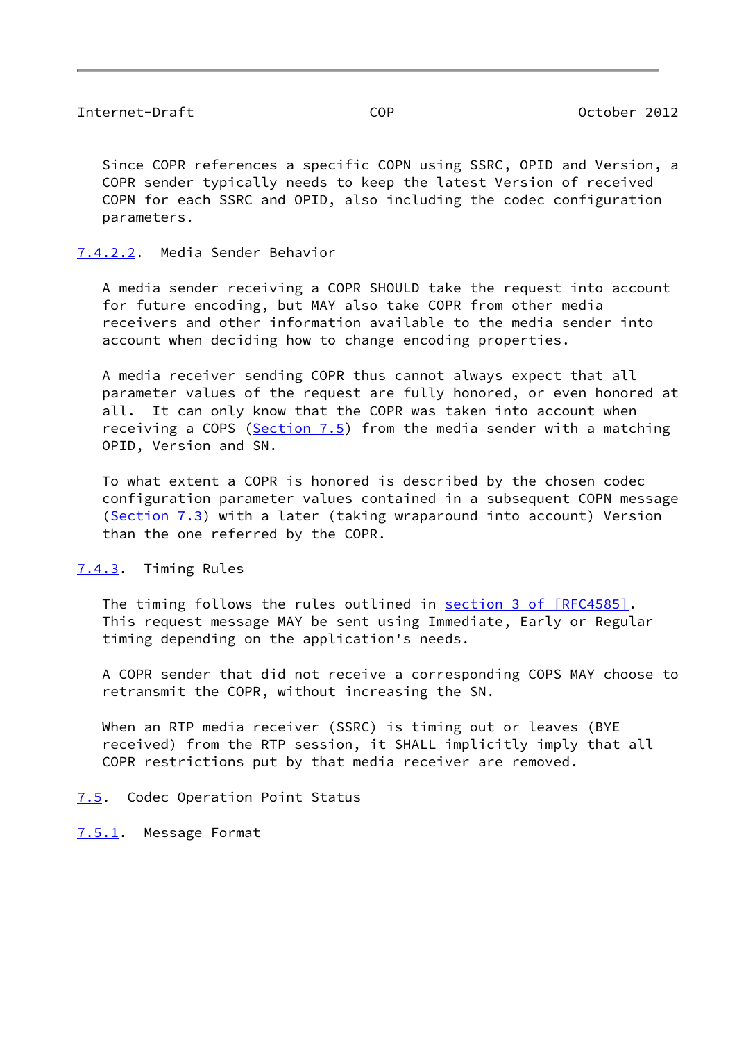Since COPR references a specific COPN using SSRC, OPID and Version, a COPR sender typically needs to keep the latest Version of received COPN for each SSRC and OPID, also including the codec configuration parameters.

#### 7.4.2.2. Media Sender Behavior

A media sender receiving a COPR SHOULD take the request into account for future encoding, but MAY also take COPR from other media receivers and other information available to the media sender into account when deciding how to change encoding properties.

A media receiver sending COPR thus cannot always expect that all parameter values of the request are fully honored, or even honored at all. It can only know that the COPR was taken into account when receiving a COPS (Section 7.5) from the media sender with a matching OPID, Version and SN.

To what extent a COPR is honored is described by the chosen codec configuration parameter values contained in a subsequent COPN message (Section 7.3) with a later (taking wraparound into account) Version than the one referred by the COPR.

### 7.4.3. Timing Rules

The timing follows the rules outlined in section 3 of [RFC4585]. This request message MAY be sent using Immediate, Early or Regular timing depending on the application's needs.

A COPR sender that did not receive a corresponding COPS MAY choose to retransmit the COPR, without increasing the SN.

When an RTP media receiver (SSRC) is timing out or leaves (BYE received) from the RTP session, it SHALL implicitly imply that all COPR restrictions put by that media receiver are removed.

## 7.5. Codec Operation Point Status

### 7.5.1. Message Format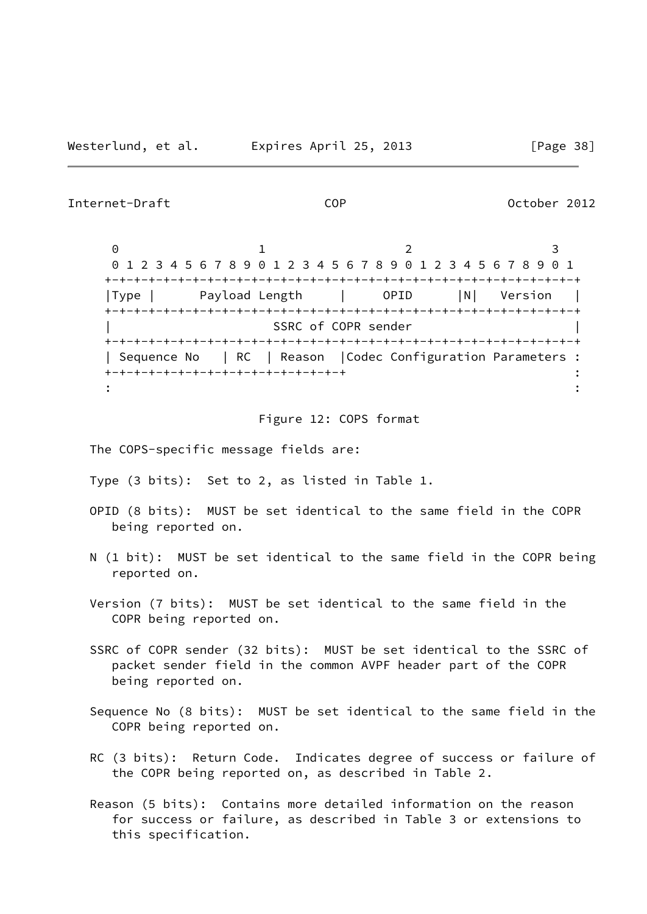```
    0                   1                   2                   3
    0 1 2 3 4 5 6 7 8 9 0 1 2 3 4 5 6 7 8 9 0 1 2 3 4 5 6 7 8 9 0 1
   +-+-+-+-+-+-+-+-+-+-+-+-+-+-+-+-+-+-+-+-+-+-+-+-+-+-+-+-+-+-+-+-+
   |Type |      Payload Length     |     OPID      |N|   Version   |
   +-+-+-+-+-+-+-+-+-+-+-+-+-+-+-+-+-+-+-+-+-+-+-+-+-+-+-+-+-+-+-+-+
   |                       SSRC of COPR sender                     |
   +-+-+-+-+-+-+-+-+-+-+-+-+-+-+-+-+-+-+-+-+-+-+-+-+-+-+-+-+-+-+-+-+
   | Sequence No   | RC  | Reason  |Codec Configuration Parameters :
   +-+-+-+-+-+-+-+-+-+-+-+-+-+-+-+-+                               :
   :                                                               :
```

Figure 12: COPS format

The COPS-specific message fields are:

Type (3 bits): Set to 2, as listed in Table 1.

OPID (8 bits): MUST be set identical to the same field in the COPR being reported on.

N (1 bit): MUST be set identical to the same field in the COPR being reported on.

Version (7 bits): MUST be set identical to the same field in the COPR being reported on.

SSRC of COPR sender (32 bits): MUST be set identical to the SSRC of packet sender field in the common AVPF header part of the COPR being reported on.

Sequence No (8 bits): MUST be set identical to the same field in the COPR being reported on.

RC (3 bits): Return Code. Indicates degree of success or failure of the COPR being reported on, as described in Table 2.

Reason (5 bits): Contains more detailed information on the reason for success or failure, as described in Table 3 or extensions to this specification.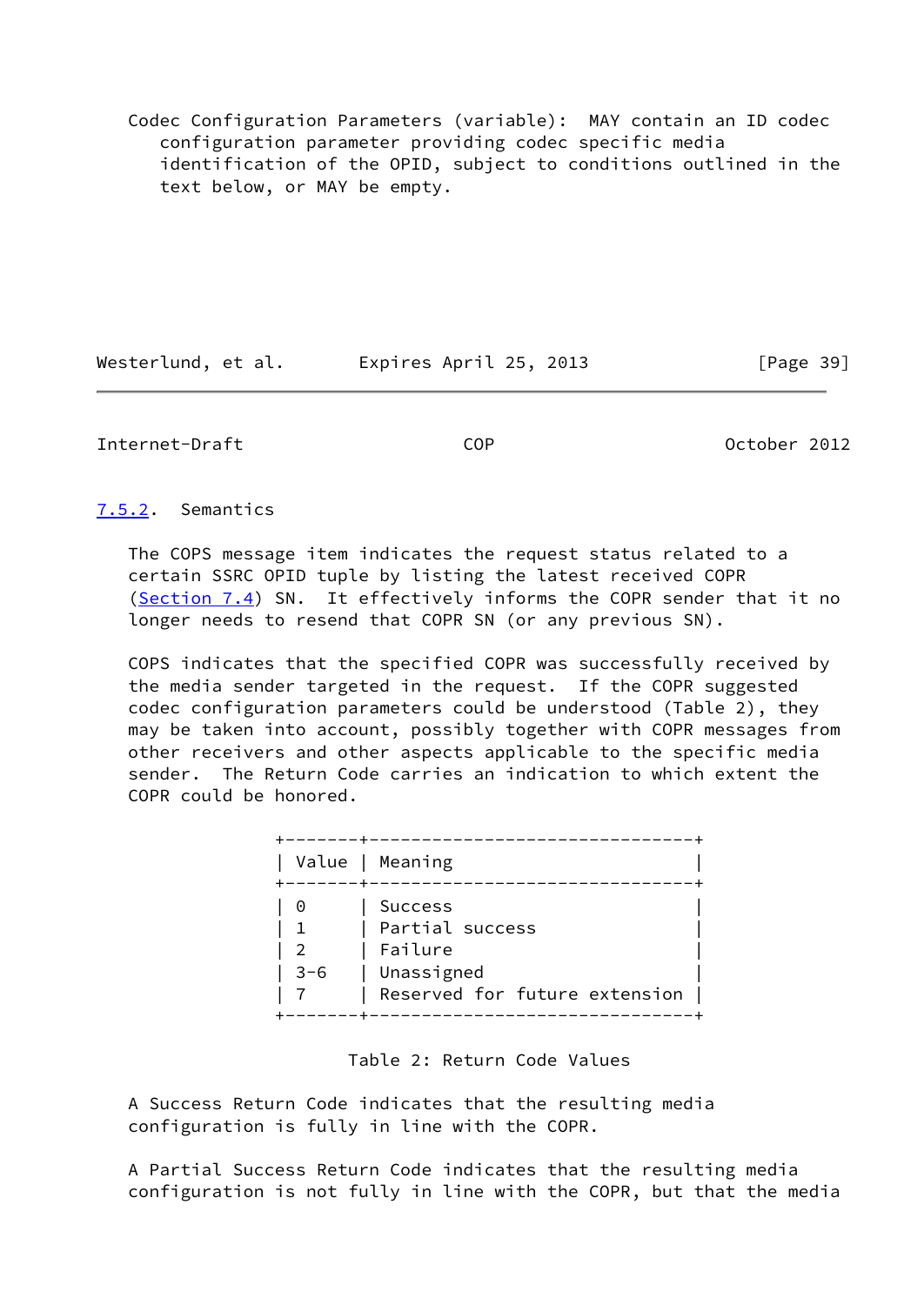Codec Configuration Parameters (variable): MAY contain an ID codec configuration parameter providing codec specific media identification of the OPID, subject to conditions outlined in the text below, or MAY be empty.

### 7.5.2. Semantics

The COPS message item indicates the request status related to a certain SSRC OPID tuple by listing the latest received COPR (Section 7.4) SN. It effectively informs the COPR sender that it no longer needs to resend that COPR SN (or any previous SN).

COPS indicates that the specified COPR was successfully received by the media sender targeted in the request. If the COPR suggested codec configuration parameters could be understood (Table 2), they may be taken into account, possibly together with COPR messages from other receivers and other aspects applicable to the specific media sender. The Return Code carries an indication to which extent the COPR could be honored.

| Value | Meaning |
|---|---|
| 0 | Success |
| 1 | Partial success |
| 2 | Failure |
| 3-6 | Unassigned |
| 7 | Reserved for future extension |

Table 2: Return Code Values

A Success Return Code indicates that the resulting media configuration is fully in line with the COPR.

A Partial Success Return Code indicates that the resulting media configuration is not fully in line with the COPR, but that the media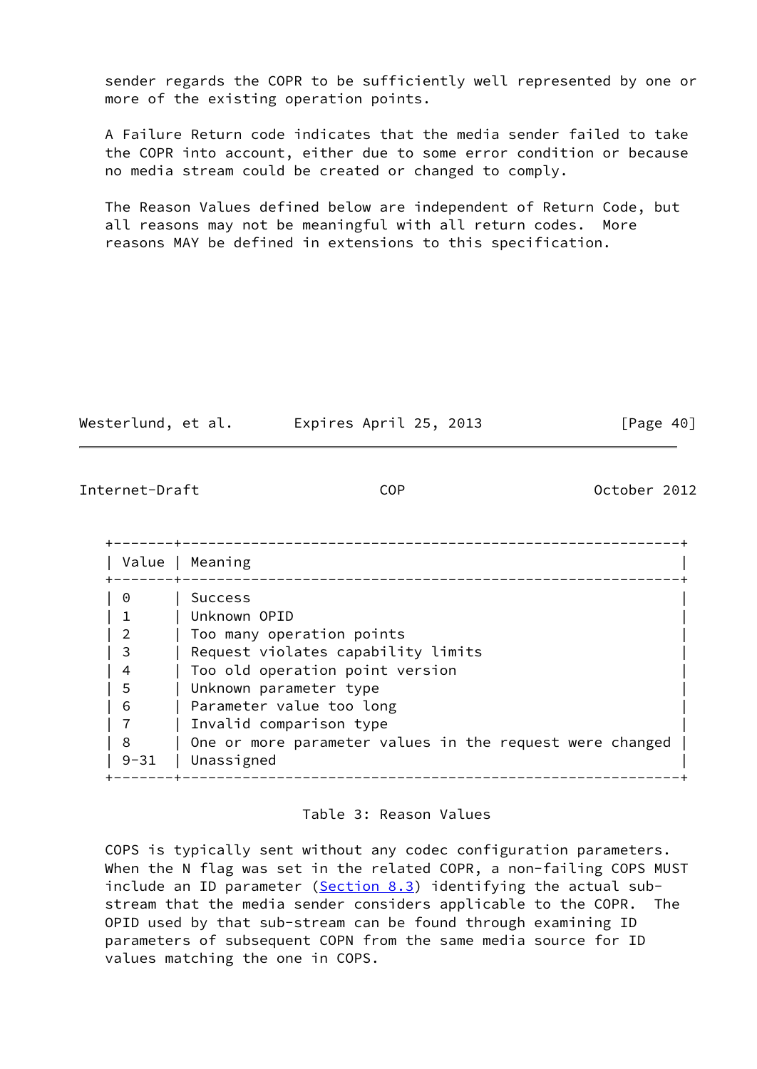sender regards the COPR to be sufficiently well represented by one or more of the existing operation points.

A Failure Return code indicates that the media sender failed to take the COPR into account, either due to some error condition or because no media stream could be created or changed to comply.

The Reason Values defined below are independent of Return Code, but all reasons may not be meaningful with all return codes. More reasons MAY be defined in extensions to this specification.

| Value | Meaning |
|---|---|
| 0 | Success |
| 1 | Unknown OPID |
| 2 | Too many operation points |
| 3 | Request violates capability limits |
| 4 | Too old operation point version |
| 5 | Unknown parameter type |
| 6 | Parameter value too long |
| 7 | Invalid comparison type |
| 8 | One or more parameter values in the request were changed |
| 9-31 | Unassigned |

Table 3: Reason Values

COPS is typically sent without any codec configuration parameters. When the N flag was set in the related COPR, a non-failing COPS MUST include an ID parameter (Section 8.3) identifying the actual sub-stream that the media sender considers applicable to the COPR. The OPID used by that sub-stream can be found through examining ID parameters of subsequent COPN from the same media source for ID values matching the one in COPS.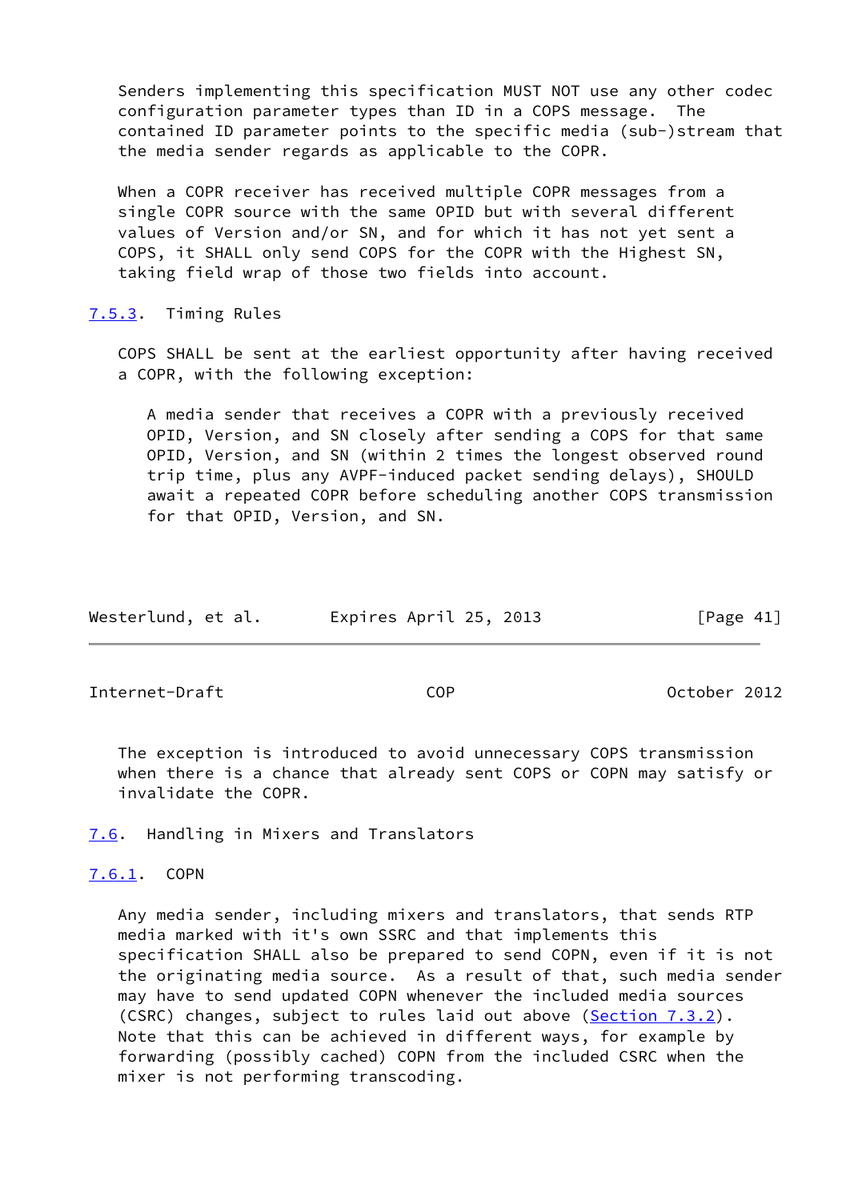Senders implementing this specification MUST NOT use any other codec configuration parameter types than ID in a COPS message. The contained ID parameter points to the specific media (sub-)stream that the media sender regards as applicable to the COPR.

When a COPR receiver has received multiple COPR messages from a single COPR source with the same OPID but with several different values of Version and/or SN, and for which it has not yet sent a COPS, it SHALL only send COPS for the COPR with the Highest SN, taking field wrap of those two fields into account.

### 7.5.3. Timing Rules

COPS SHALL be sent at the earliest opportunity after having received a COPR, with the following exception:

> A media sender that receives a COPR with a previously received OPID, Version, and SN closely after sending a COPS for that same OPID, Version, and SN (within 2 times the longest observed round trip time, plus any AVPF-induced packet sending delays), SHOULD await a repeated COPR before scheduling another COPS transmission for that OPID, Version, and SN.

The exception is introduced to avoid unnecessary COPS transmission when there is a chance that already sent COPS or COPN may satisfy or invalidate the COPR.

## 7.6. Handling in Mixers and Translators

### 7.6.1. COPN

Any media sender, including mixers and translators, that sends RTP media marked with it's own SSRC and that implements this specification SHALL also be prepared to send COPN, even if it is not the originating media source. As a result of that, such media sender may have to send updated COPN whenever the included media sources (CSRC) changes, subject to rules laid out above (Section 7.3.2). Note that this can be achieved in different ways, for example by forwarding (possibly cached) COPN from the included CSRC when the mixer is not performing transcoding.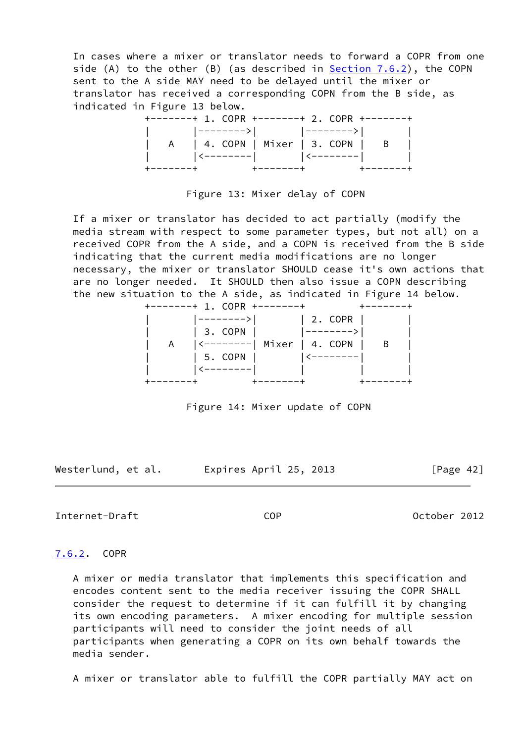In cases where a mixer or translator needs to forward a COPR from one side (A) to the other (B) (as described in Section 7.6.2), the COPN sent to the A side MAY need to be delayed until the mixer or translator has received a corresponding COPN from the B side, as indicated in Figure 13 below.

```
+--------+ 1. COPR +--------+ 2. COPR +--------+
|        |-------->|        |-------->|        |
|   A    | 4. COPN | Mixer  | 3. COPN |   B    |
|        |<--------|        |<--------|        |
+--------+         +--------+         +--------+
```

Figure 13: Mixer delay of COPN

If a mixer or translator has decided to act partially (modify the media stream with respect to some parameter types, but not all) on a received COPR from the A side, and a COPN is received from the B side indicating that the current media modifications are no longer necessary, the mixer or translator SHOULD cease it's own actions that are no longer needed. It SHOULD then also issue a COPN describing the new situation to the A side, as indicated in Figure 14 below.

```
+--------+ 1. COPR +--------+         +--------+
|        |-------->|        | 2. COPR |        |
|        | 3. COPN |        |-------->|        |
|   A    |<--------| Mixer  | 4. COPN |   B    |
|        | 5. COPN |        |<--------|        |
|        |<--------|        |         |        |
+--------+         +--------+         +--------+
```

Figure 14: Mixer update of COPN

### 7.6.2. COPR

A mixer or media translator that implements this specification and encodes content sent to the media receiver issuing the COPR SHALL consider the request to determine if it can fulfill it by changing its own encoding parameters. A mixer encoding for multiple session participants will need to consider the joint needs of all participants when generating a COPR on its own behalf towards the media sender.

A mixer or translator able to fulfill the COPR partially MAY act on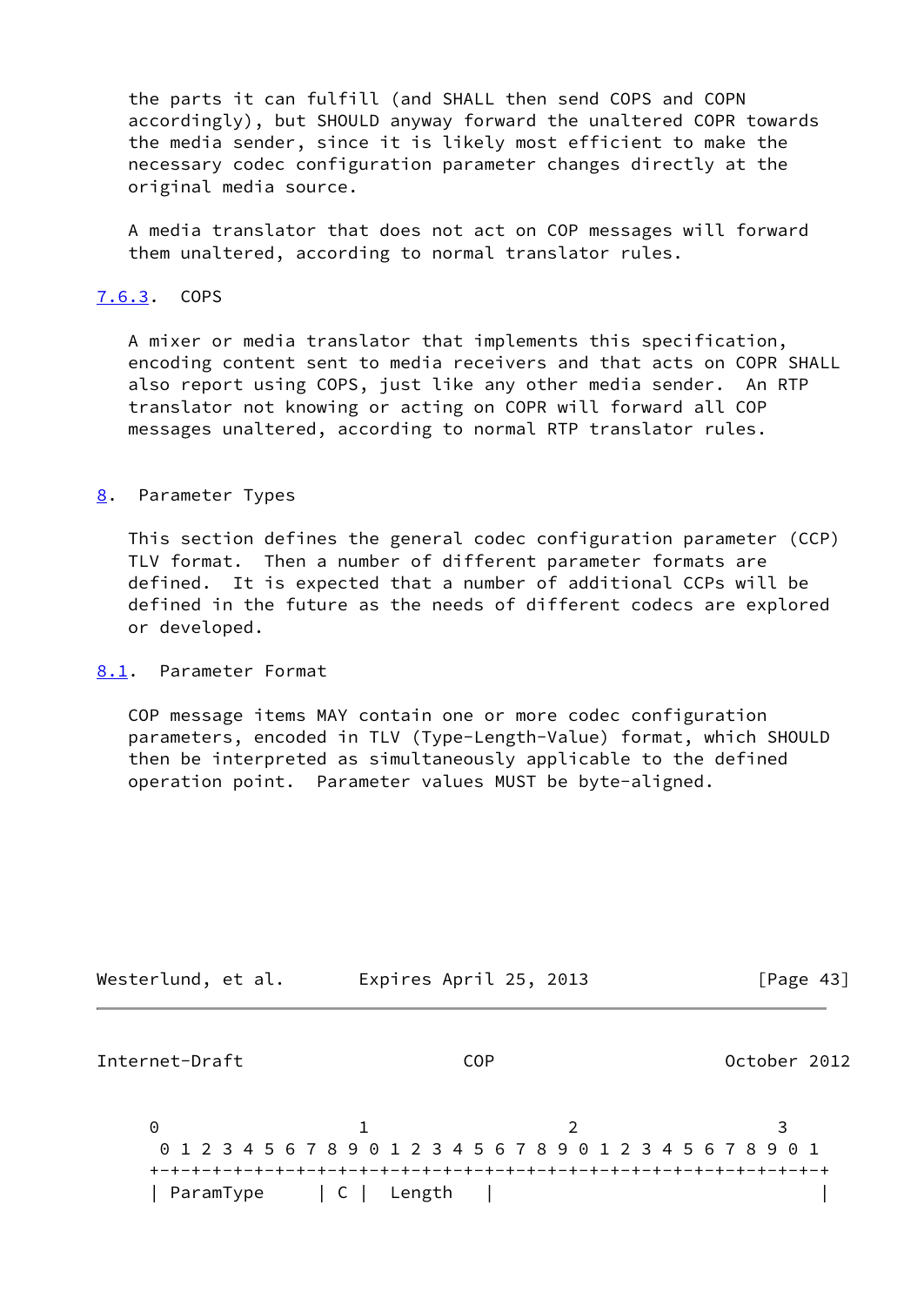the parts it can fulfill (and SHALL then send COPS and COPN accordingly), but SHOULD anyway forward the unaltered COPR towards the media sender, since it is likely most efficient to make the necessary codec configuration parameter changes directly at the original media source.

A media translator that does not act on COP messages will forward them unaltered, according to normal translator rules.

### 7.6.3. COPS

A mixer or media translator that implements this specification, encoding content sent to media receivers and that acts on COPR SHALL also report using COPS, just like any other media sender. An RTP translator not knowing or acting on COPR will forward all COP messages unaltered, according to normal RTP translator rules.

## 8. Parameter Types

This section defines the general codec configuration parameter (CCP) TLV format. Then a number of different parameter formats are defined. It is expected that a number of additional CCPs will be defined in the future as the needs of different codecs are explored or developed.

### 8.1. Parameter Format

COP message items MAY contain one or more codec configuration parameters, encoded in TLV (Type-Length-Value) format, which SHOULD then be interpreted as simultaneously applicable to the defined operation point. Parameter values MUST be byte-aligned.

```
 0                   1                   2                   3
  0 1 2 3 4 5 6 7 8 9 0 1 2 3 4 5 6 7 8 9 0 1 2 3 4 5 6 7 8 9 0 1
 +-+-+-+-+-+-+-+-+-+-+-+-+-+-+-+-+-+-+-+-+-+-+-+-+-+-+-+-+-+-+-+-+
 | ParamType     | C |  Length   |                               |
```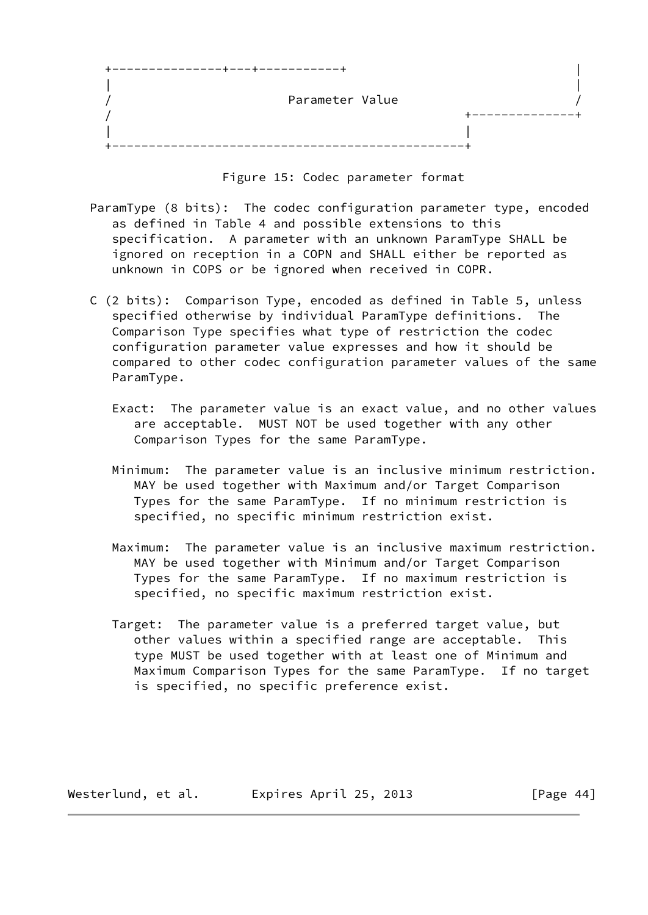```
+---------------+---+-----------+                               |
|                                                               |
/                        Parameter Value                        /
/                                               +--------------+
|                                               |
+-----------------------------------------------+
```

Figure 15: Codec parameter format

ParamType (8 bits): The codec configuration parameter type, encoded as defined in Table 4 and possible extensions to this specification. A parameter with an unknown ParamType SHALL be ignored on reception in a COPN and SHALL either be reported as unknown in COPS or be ignored when received in COPR.

C (2 bits): Comparison Type, encoded as defined in Table 5, unless specified otherwise by individual ParamType definitions. The Comparison Type specifies what type of restriction the codec configuration parameter value expresses and how it should be compared to other codec configuration parameter values of the same ParamType.

Exact: The parameter value is an exact value, and no other values are acceptable. MUST NOT be used together with any other Comparison Types for the same ParamType.

Minimum: The parameter value is an inclusive minimum restriction. MAY be used together with Maximum and/or Target Comparison Types for the same ParamType. If no minimum restriction is specified, no specific minimum restriction exist.

Maximum: The parameter value is an inclusive maximum restriction. MAY be used together with Minimum and/or Target Comparison Types for the same ParamType. If no maximum restriction is specified, no specific maximum restriction exist.

Target: The parameter value is a preferred target value, but other values within a specified range are acceptable. This type MUST be used together with at least one of Minimum and Maximum Comparison Types for the same ParamType. If no target is specified, no specific preference exist.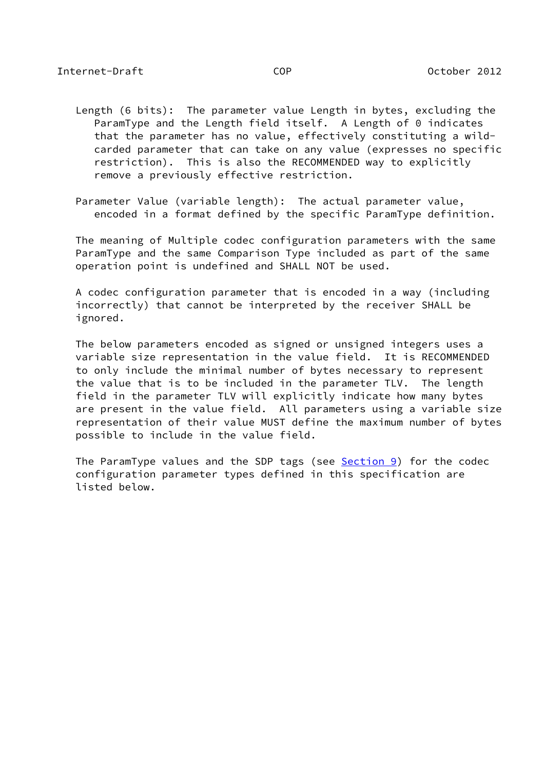Length (6 bits): The parameter value Length in bytes, excluding the ParamType and the Length field itself. A Length of 0 indicates that the parameter has no value, effectively constituting a wild-carded parameter that can take on any value (expresses no specific restriction). This is also the RECOMMENDED way to explicitly remove a previously effective restriction.

Parameter Value (variable length): The actual parameter value, encoded in a format defined by the specific ParamType definition.

The meaning of Multiple codec configuration parameters with the same ParamType and the same Comparison Type included as part of the same operation point is undefined and SHALL NOT be used.

A codec configuration parameter that is encoded in a way (including incorrectly) that cannot be interpreted by the receiver SHALL be ignored.

The below parameters encoded as signed or unsigned integers uses a variable size representation in the value field. It is RECOMMENDED to only include the minimal number of bytes necessary to represent the value that is to be included in the parameter TLV. The length field in the parameter TLV will explicitly indicate how many bytes are present in the value field. All parameters using a variable size representation of their value MUST define the maximum number of bytes possible to include in the value field.

The ParamType values and the SDP tags (see Section 9) for the codec configuration parameter types defined in this specification are listed below.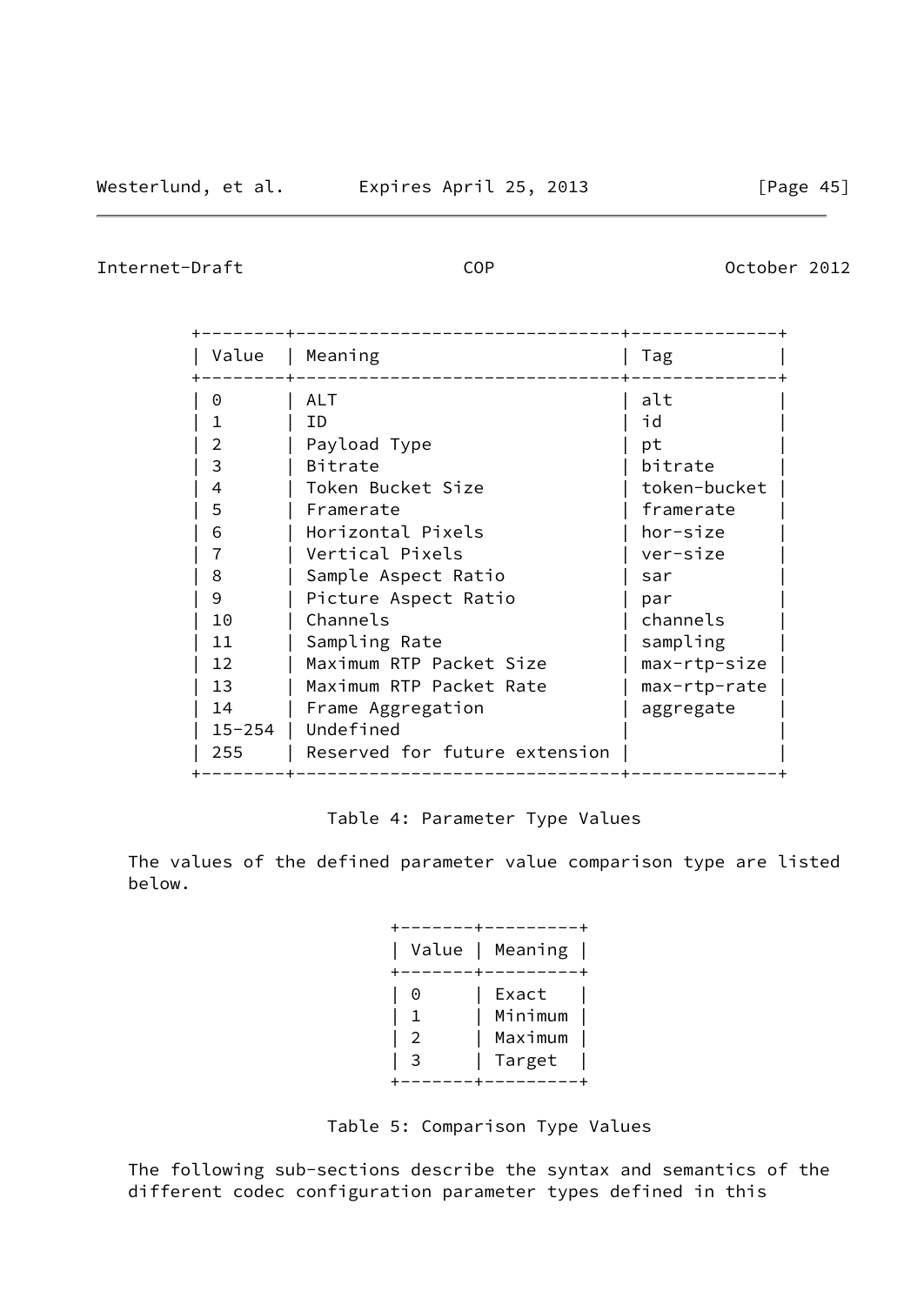| Value | Meaning | Tag |
|---|---|---|
| 0 | ALT | alt |
| 1 | ID | id |
| 2 | Payload Type | pt |
| 3 | Bitrate | bitrate |
| 4 | Token Bucket Size | token-bucket |
| 5 | Framerate | framerate |
| 6 | Horizontal Pixels | hor-size |
| 7 | Vertical Pixels | ver-size |
| 8 | Sample Aspect Ratio | sar |
| 9 | Picture Aspect Ratio | par |
| 10 | Channels | channels |
| 11 | Sampling Rate | sampling |
| 12 | Maximum RTP Packet Size | max-rtp-size |
| 13 | Maximum RTP Packet Rate | max-rtp-rate |
| 14 | Frame Aggregation | aggregate |
| 15-254 | Undefined | |
| 255 | Reserved for future extension | |

Table 4: Parameter Type Values

The values of the defined parameter value comparison type are listed below.

| Value | Meaning |
|---|---|
| 0 | Exact |
| 1 | Minimum |
| 2 | Maximum |
| 3 | Target |

Table 5: Comparison Type Values

The following sub-sections describe the syntax and semantics of the different codec configuration parameter types defined in this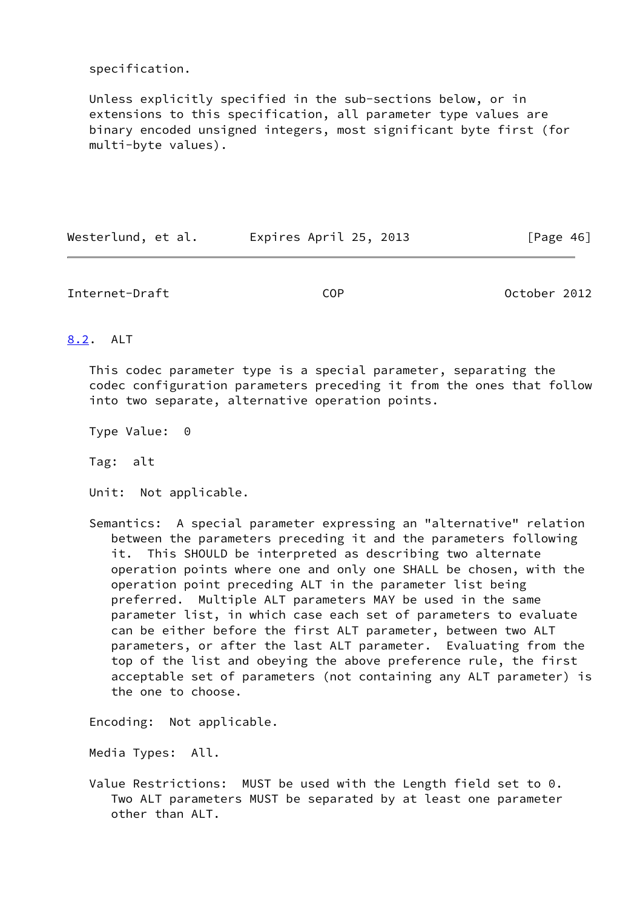specification.

Unless explicitly specified in the sub-sections below, or in extensions to this specification, all parameter type values are binary encoded unsigned integers, most significant byte first (for multi-byte values).

### 8.2. ALT

This codec parameter type is a special parameter, separating the codec configuration parameters preceding it from the ones that follow into two separate, alternative operation points.

Type Value: 0

Tag: alt

Unit: Not applicable.

Semantics: A special parameter expressing an "alternative" relation between the parameters preceding it and the parameters following it. This SHOULD be interpreted as describing two alternate operation points where one and only one SHALL be chosen, with the operation point preceding ALT in the parameter list being preferred. Multiple ALT parameters MAY be used in the same parameter list, in which case each set of parameters to evaluate can be either before the first ALT parameter, between two ALT parameters, or after the last ALT parameter. Evaluating from the top of the list and obeying the above preference rule, the first acceptable set of parameters (not containing any ALT parameter) is the one to choose.

Encoding: Not applicable.

Media Types: All.

Value Restrictions: MUST be used with the Length field set to 0. Two ALT parameters MUST be separated by at least one parameter other than ALT.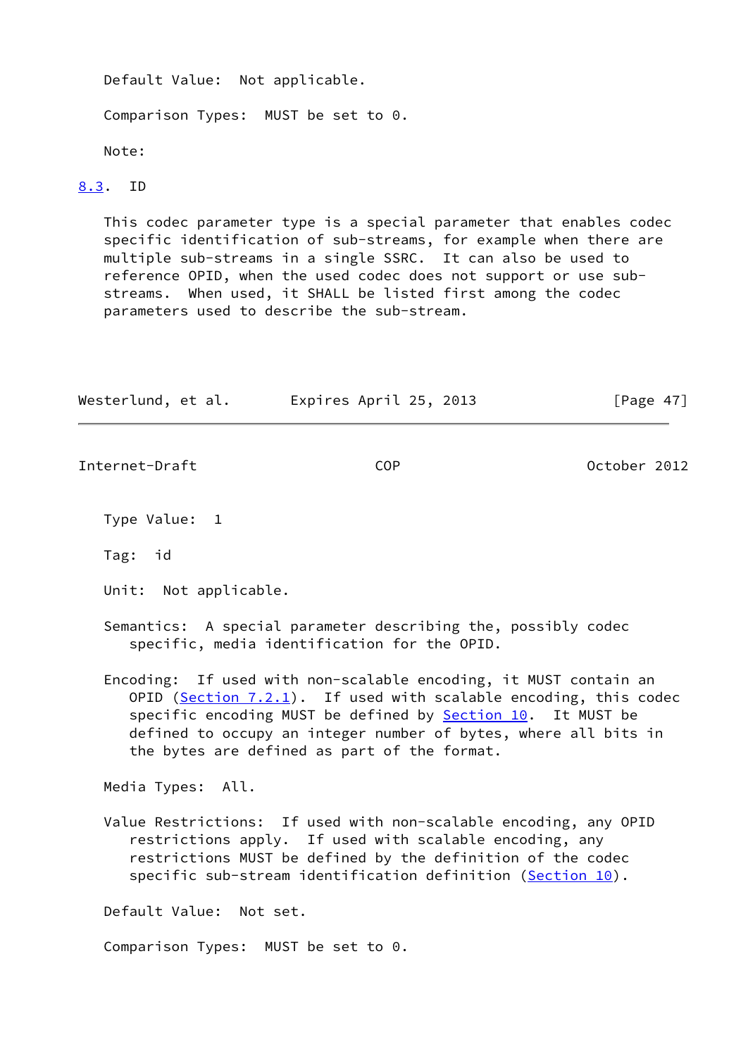Default Value: Not applicable.

Comparison Types: MUST be set to 0.

Note:

### 8.3. ID

This codec parameter type is a special parameter that enables codec specific identification of sub-streams, for example when there are multiple sub-streams in a single SSRC. It can also be used to reference OPID, when the used codec does not support or use sub-streams. When used, it SHALL be listed first among the codec parameters used to describe the sub-stream.

Type Value: 1

Tag: id

Unit: Not applicable.

Semantics: A special parameter describing the, possibly codec specific, media identification for the OPID.

Encoding: If used with non-scalable encoding, it MUST contain an OPID (Section 7.2.1). If used with scalable encoding, this codec specific encoding MUST be defined by Section 10. It MUST be defined to occupy an integer number of bytes, where all bits in the bytes are defined as part of the format.

Media Types: All.

Value Restrictions: If used with non-scalable encoding, any OPID restrictions apply. If used with scalable encoding, any restrictions MUST be defined by the definition of the codec specific sub-stream identification definition (Section 10).

Default Value: Not set.

Comparison Types: MUST be set to 0.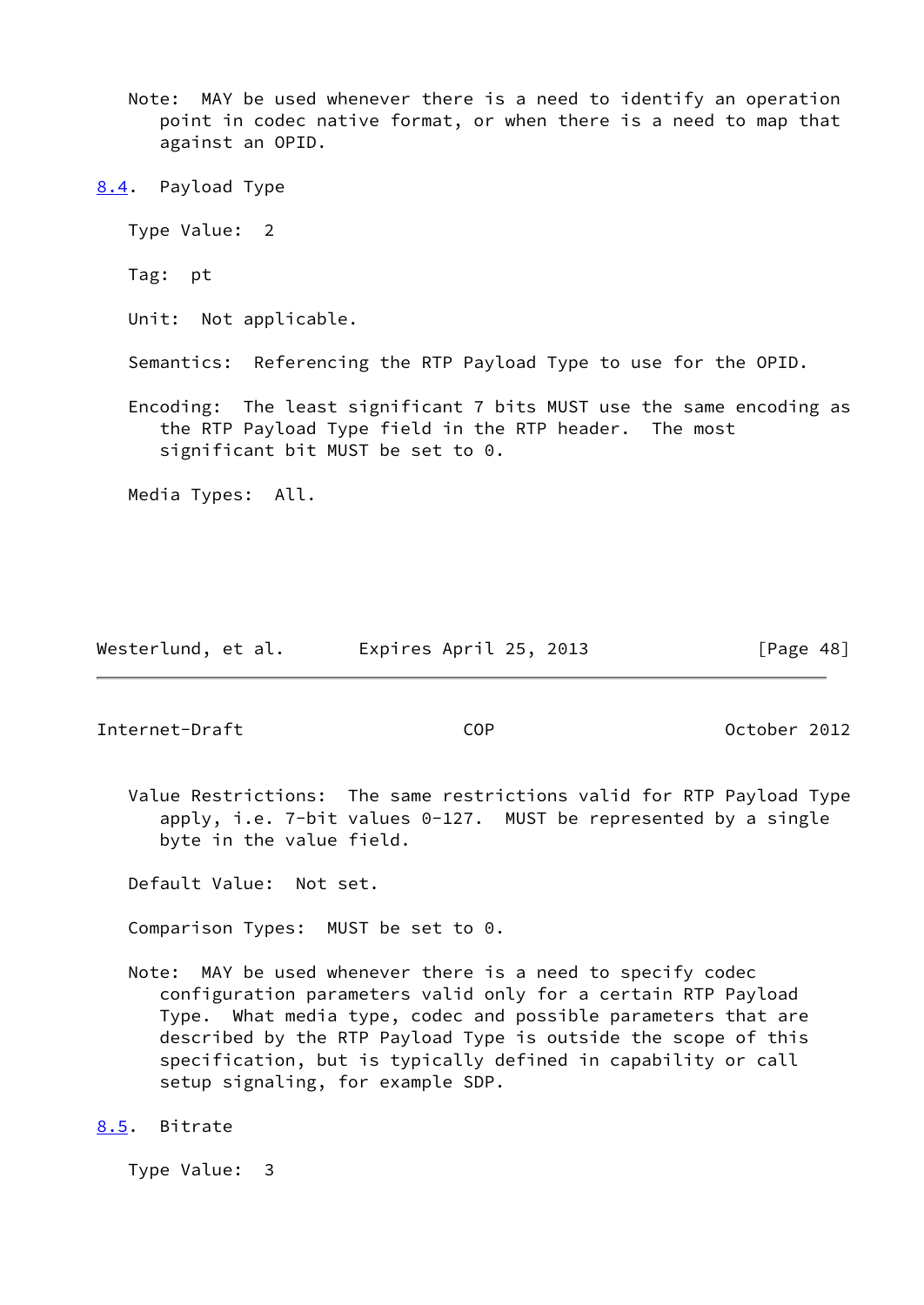Note: MAY be used whenever there is a need to identify an operation point in codec native format, or when there is a need to map that against an OPID.

### 8.4. Payload Type

Type Value: 2

Tag: pt

Unit: Not applicable.

Semantics: Referencing the RTP Payload Type to use for the OPID.

Encoding: The least significant 7 bits MUST use the same encoding as the RTP Payload Type field in the RTP header. The most significant bit MUST be set to 0.

Media Types: All.

Value Restrictions: The same restrictions valid for RTP Payload Type apply, i.e. 7-bit values 0-127. MUST be represented by a single byte in the value field.

Default Value: Not set.

Comparison Types: MUST be set to 0.

Note: MAY be used whenever there is a need to specify codec configuration parameters valid only for a certain RTP Payload Type. What media type, codec and possible parameters that are described by the RTP Payload Type is outside the scope of this specification, but is typically defined in capability or call setup signaling, for example SDP.

### 8.5. Bitrate

Type Value: 3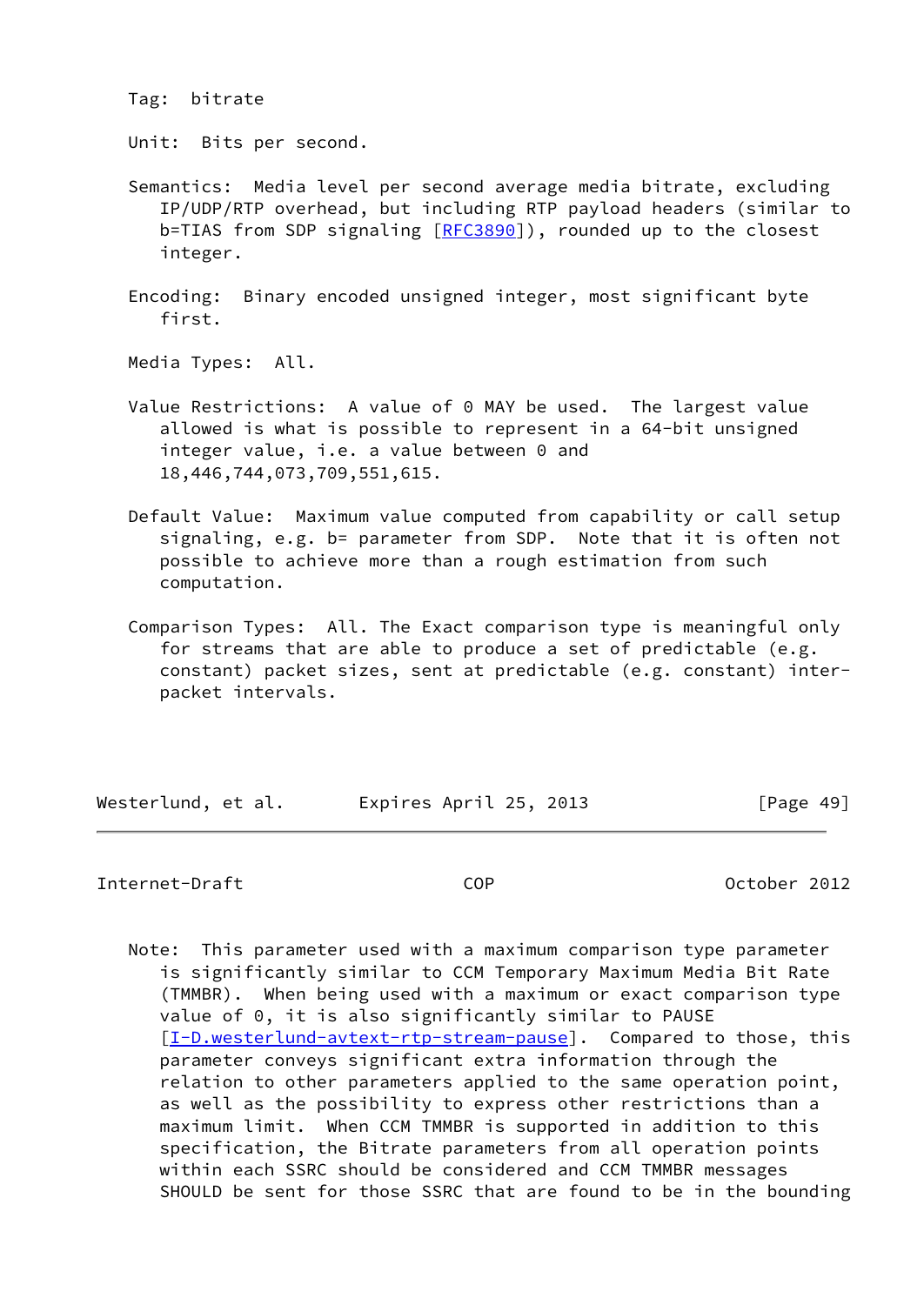Tag: bitrate

Unit: Bits per second.

Semantics: Media level per second average media bitrate, excluding IP/UDP/RTP overhead, but including RTP payload headers (similar to b=TIAS from SDP signaling [RFC3890]), rounded up to the closest integer.

Encoding: Binary encoded unsigned integer, most significant byte first.

Media Types: All.

Value Restrictions: A value of 0 MAY be used. The largest value allowed is what is possible to represent in a 64-bit unsigned integer value, i.e. a value between 0 and 18,446,744,073,709,551,615.

Default Value: Maximum value computed from capability or call setup signaling, e.g. b= parameter from SDP. Note that it is often not possible to achieve more than a rough estimation from such computation.

Comparison Types: All. The Exact comparison type is meaningful only for streams that are able to produce a set of predictable (e.g. constant) packet sizes, sent at predictable (e.g. constant) inter-packet intervals.

Note: This parameter used with a maximum comparison type parameter is significantly similar to CCM Temporary Maximum Media Bit Rate (TMMBR). When being used with a maximum or exact comparison type value of 0, it is also significantly similar to PAUSE [I-D.westerlund-avtext-rtp-stream-pause]. Compared to those, this parameter conveys significant extra information through the relation to other parameters applied to the same operation point, as well as the possibility to express other restrictions than a maximum limit. When CCM TMMBR is supported in addition to this specification, the Bitrate parameters from all operation points within each SSRC should be considered and CCM TMMBR messages SHOULD be sent for those SSRC that are found to be in the bounding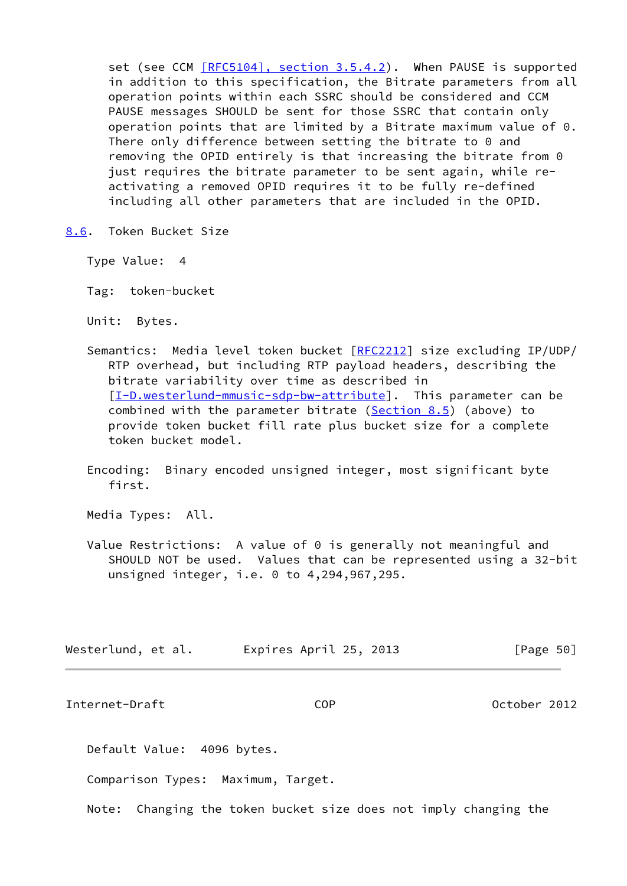set (see CCM [RFC5104], section 3.5.4.2). When PAUSE is supported in addition to this specification, the Bitrate parameters from all operation points within each SSRC should be considered and CCM PAUSE messages SHOULD be sent for those SSRC that contain only operation points that are limited by a Bitrate maximum value of 0. There only difference between setting the bitrate to 0 and removing the OPID entirely is that increasing the bitrate from 0 just requires the bitrate parameter to be sent again, while re-activating a removed OPID requires it to be fully re-defined including all other parameters that are included in the OPID.

### 8.6. Token Bucket Size

Type Value: 4

Tag: token-bucket

Unit: Bytes.

Semantics: Media level token bucket [RFC2212] size excluding IP/UDP/RTP overhead, but including RTP payload headers, describing the bitrate variability over time as described in [I-D.westerlund-mmusic-sdp-bw-attribute]. This parameter can be combined with the parameter bitrate (Section 8.5) (above) to provide token bucket fill rate plus bucket size for a complete token bucket model.

Encoding: Binary encoded unsigned integer, most significant byte first.

Media Types: All.

Value Restrictions: A value of 0 is generally not meaningful and SHOULD NOT be used. Values that can be represented using a 32-bit unsigned integer, i.e. 0 to 4,294,967,295.

Default Value: 4096 bytes.

Comparison Types: Maximum, Target.

Note: Changing the token bucket size does not imply changing the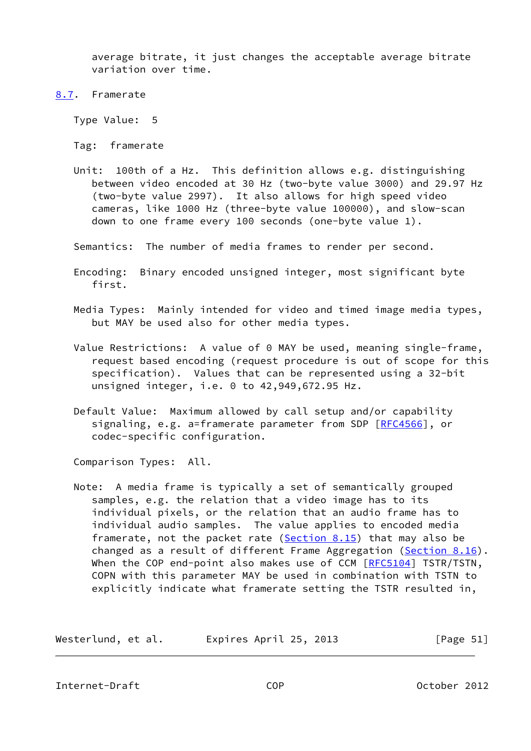average bitrate, it just changes the acceptable average bitrate variation over time.

### 8.7. Framerate

Type Value: 5

Tag: framerate

Unit: 100th of a Hz. This definition allows e.g. distinguishing between video encoded at 30 Hz (two-byte value 3000) and 29.97 Hz (two-byte value 2997). It also allows for high speed video cameras, like 1000 Hz (three-byte value 100000), and slow-scan down to one frame every 100 seconds (one-byte value 1).

Semantics: The number of media frames to render per second.

Encoding: Binary encoded unsigned integer, most significant byte first.

Media Types: Mainly intended for video and timed image media types, but MAY be used also for other media types.

Value Restrictions: A value of 0 MAY be used, meaning single-frame, request based encoding (request procedure is out of scope for this specification). Values that can be represented using a 32-bit unsigned integer, i.e. 0 to 42,949,672.95 Hz.

Default Value: Maximum allowed by call setup and/or capability signaling, e.g. a=framerate parameter from SDP [RFC4566], or codec-specific configuration.

Comparison Types: All.

Note: A media frame is typically a set of semantically grouped samples, e.g. the relation that a video image has to its individual pixels, or the relation that an audio frame has to individual audio samples. The value applies to encoded media framerate, not the packet rate (Section 8.15) that may also be changed as a result of different Frame Aggregation (Section 8.16). When the COP end-point also makes use of CCM [RFC5104] TSTR/TSTN, COPN with this parameter MAY be used in combination with TSTN to explicitly indicate what framerate setting the TSTR resulted in,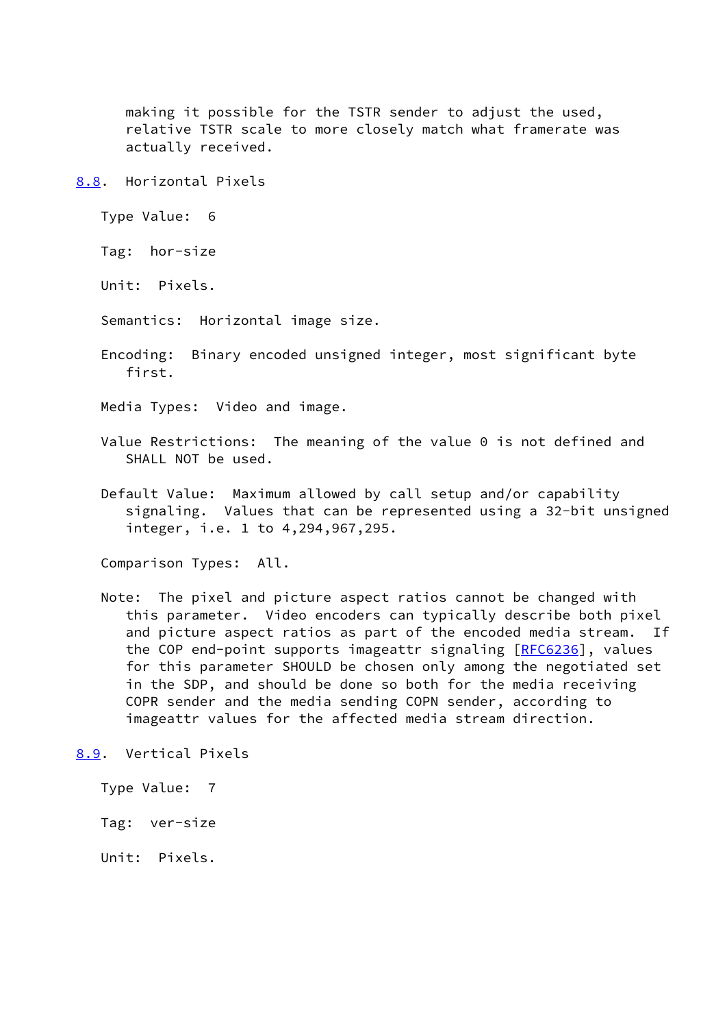making it possible for the TSTR sender to adjust the used, relative TSTR scale to more closely match what framerate was actually received.

### 8.8. Horizontal Pixels

Type Value: 6

Tag: hor-size

Unit: Pixels.

Semantics: Horizontal image size.

Encoding: Binary encoded unsigned integer, most significant byte first.

Media Types: Video and image.

Value Restrictions: The meaning of the value 0 is not defined and SHALL NOT be used.

Default Value: Maximum allowed by call setup and/or capability signaling. Values that can be represented using a 32-bit unsigned integer, i.e. 1 to 4,294,967,295.

Comparison Types: All.

Note: The pixel and picture aspect ratios cannot be changed with this parameter. Video encoders can typically describe both pixel and picture aspect ratios as part of the encoded media stream. If the COP end-point supports imageattr signaling [RFC6236], values for this parameter SHOULD be chosen only among the negotiated set in the SDP, and should be done so both for the media receiving COPR sender and the media sending COPN sender, according to imageattr values for the affected media stream direction.

### 8.9. Vertical Pixels

Type Value: 7

Tag: ver-size

Unit: Pixels.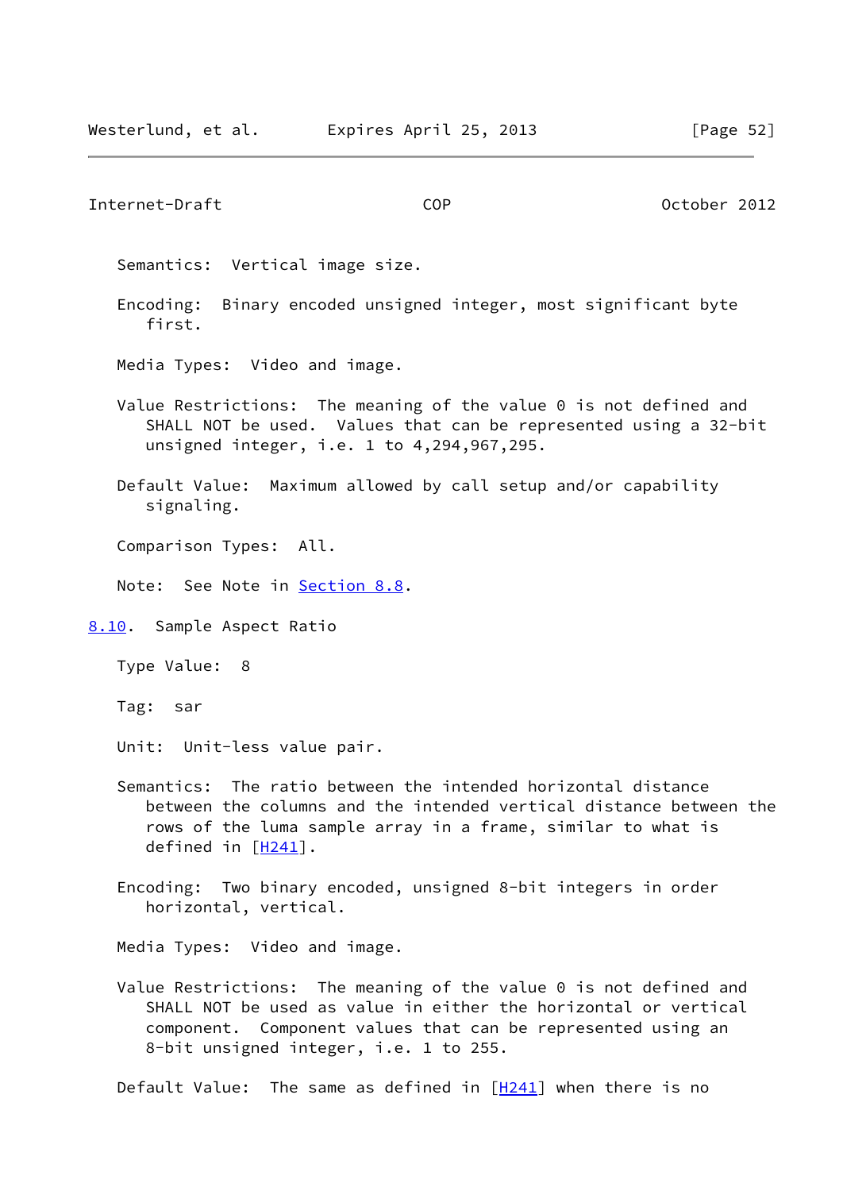Semantics: Vertical image size.

Encoding: Binary encoded unsigned integer, most significant byte first.

Media Types: Video and image.

Value Restrictions: The meaning of the value 0 is not defined and SHALL NOT be used. Values that can be represented using a 32-bit unsigned integer, i.e. 1 to 4,294,967,295.

Default Value: Maximum allowed by call setup and/or capability signaling.

Comparison Types: All.

Note: See Note in Section 8.8.

### 8.10. Sample Aspect Ratio

Type Value: 8

Tag: sar

Unit: Unit-less value pair.

Semantics: The ratio between the intended horizontal distance between the columns and the intended vertical distance between the rows of the luma sample array in a frame, similar to what is defined in [H241].

Encoding: Two binary encoded, unsigned 8-bit integers in order horizontal, vertical.

Media Types: Video and image.

Value Restrictions: The meaning of the value 0 is not defined and SHALL NOT be used as value in either the horizontal or vertical component. Component values that can be represented using an 8-bit unsigned integer, i.e. 1 to 255.

Default Value: The same as defined in [H241] when there is no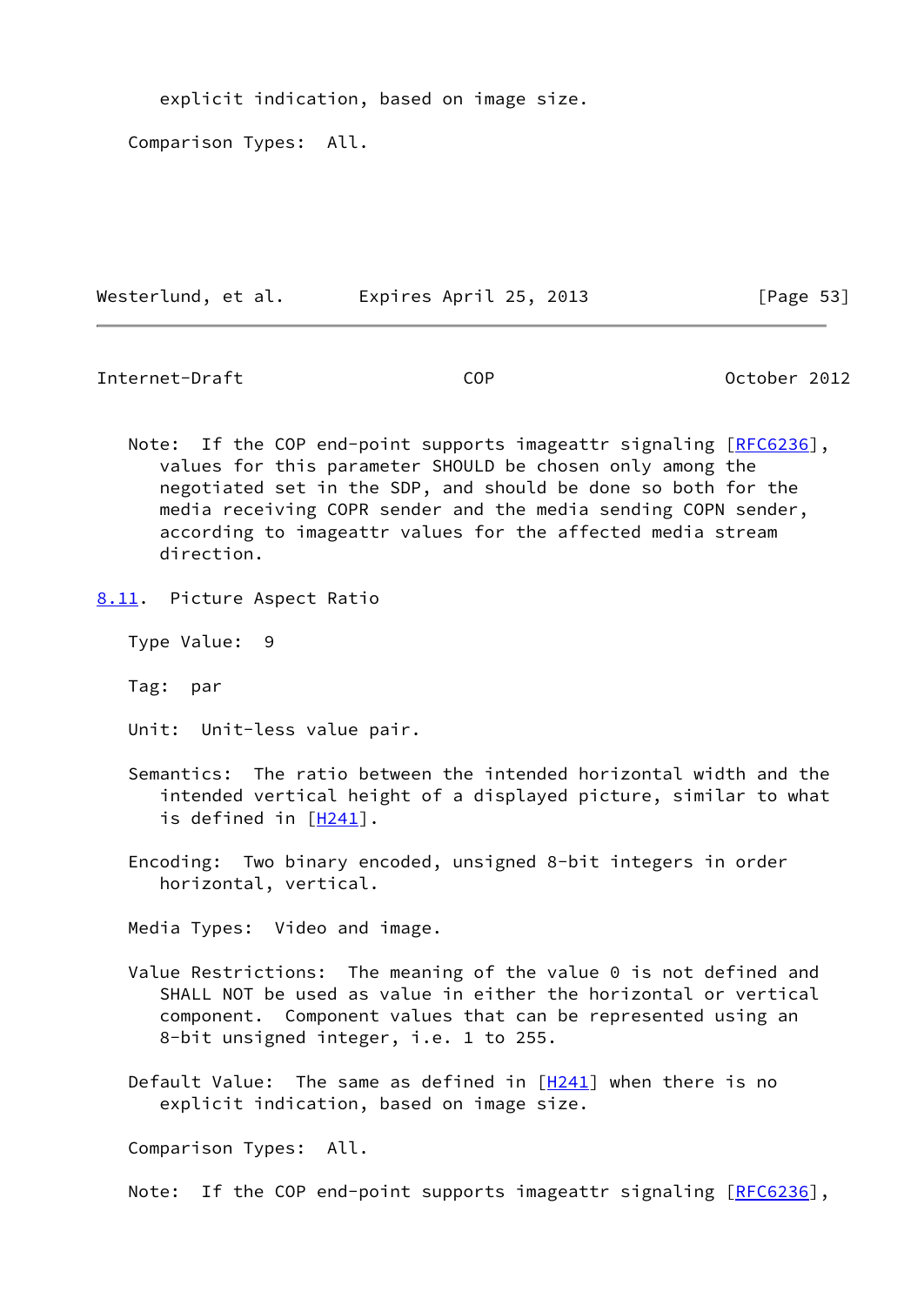explicit indication, based on image size.

Comparison Types: All.

Note: If the COP end-point supports imageattr signaling [RFC6236], values for this parameter SHOULD be chosen only among the negotiated set in the SDP, and should be done so both for the media receiving COPR sender and the media sending COPN sender, according to imageattr values for the affected media stream direction.

### 8.11. Picture Aspect Ratio

Type Value: 9

Tag: par

Unit: Unit-less value pair.

Semantics: The ratio between the intended horizontal width and the intended vertical height of a displayed picture, similar to what is defined in [H241].

Encoding: Two binary encoded, unsigned 8-bit integers in order horizontal, vertical.

Media Types: Video and image.

Value Restrictions: The meaning of the value 0 is not defined and SHALL NOT be used as value in either the horizontal or vertical component. Component values that can be represented using an 8-bit unsigned integer, i.e. 1 to 255.

Default Value: The same as defined in [H241] when there is no explicit indication, based on image size.

Comparison Types: All.

Note: If the COP end-point supports imageattr signaling [RFC6236],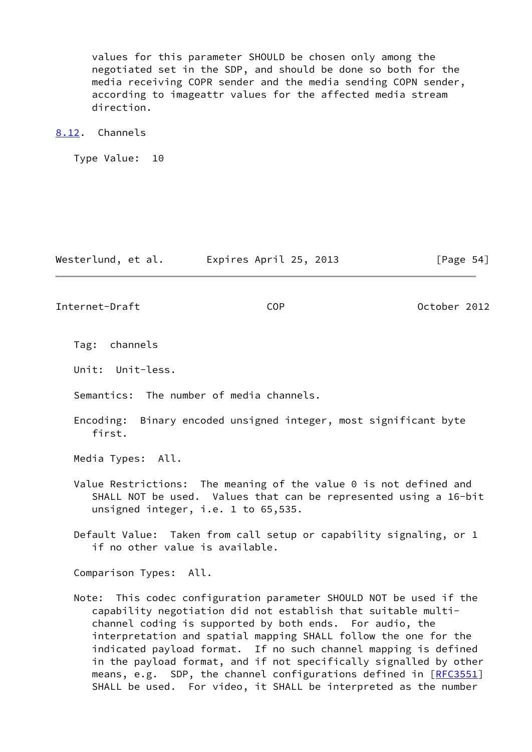values for this parameter SHOULD be chosen only among the negotiated set in the SDP, and should be done so both for the media receiving COPR sender and the media sending COPN sender, according to imageattr values for the affected media stream direction.

### 8.12. Channels

Type Value: 10

Tag: channels

Unit: Unit-less.

Semantics: The number of media channels.

Encoding: Binary encoded unsigned integer, most significant byte first.

Media Types: All.

Value Restrictions: The meaning of the value 0 is not defined and SHALL NOT be used. Values that can be represented using a 16-bit unsigned integer, i.e. 1 to 65,535.

Default Value: Taken from call setup or capability signaling, or 1 if no other value is available.

Comparison Types: All.

Note: This codec configuration parameter SHOULD NOT be used if the capability negotiation did not establish that suitable multi-channel coding is supported by both ends. For audio, the interpretation and spatial mapping SHALL follow the one for the indicated payload format. If no such channel mapping is defined in the payload format, and if not specifically signalled by other means, e.g. SDP, the channel configurations defined in [RFC3551] SHALL be used. For video, it SHALL be interpreted as the number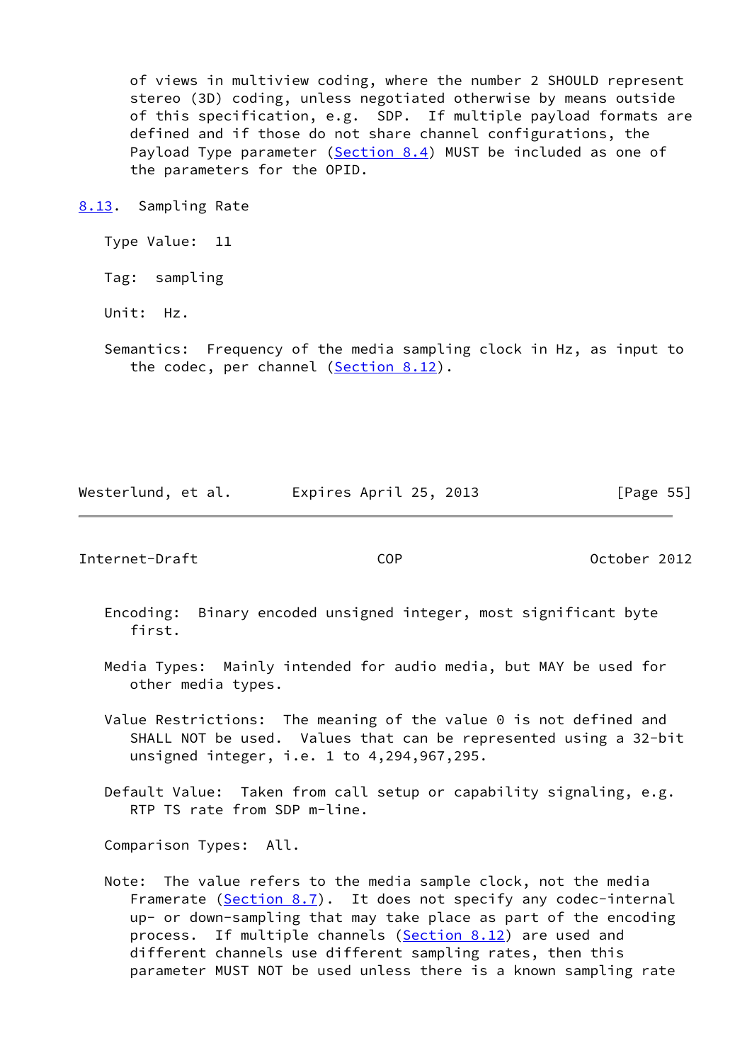of views in multiview coding, where the number 2 SHOULD represent stereo (3D) coding, unless negotiated otherwise by means outside of this specification, e.g. SDP. If multiple payload formats are defined and if those do not share channel configurations, the Payload Type parameter (Section 8.4) MUST be included as one of the parameters for the OPID.

### 8.13. Sampling Rate

Type Value: 11

Tag: sampling

Unit: Hz.

Semantics: Frequency of the media sampling clock in Hz, as input to the codec, per channel (Section 8.12).

Encoding: Binary encoded unsigned integer, most significant byte first.

Media Types: Mainly intended for audio media, but MAY be used for other media types.

Value Restrictions: The meaning of the value 0 is not defined and SHALL NOT be used. Values that can be represented using a 32-bit unsigned integer, i.e. 1 to 4,294,967,295.

Default Value: Taken from call setup or capability signaling, e.g. RTP TS rate from SDP m-line.

Comparison Types: All.

Note: The value refers to the media sample clock, not the media Framerate (Section 8.7). It does not specify any codec-internal up- or down-sampling that may take place as part of the encoding process. If multiple channels (Section 8.12) are used and different channels use different sampling rates, then this parameter MUST NOT be used unless there is a known sampling rate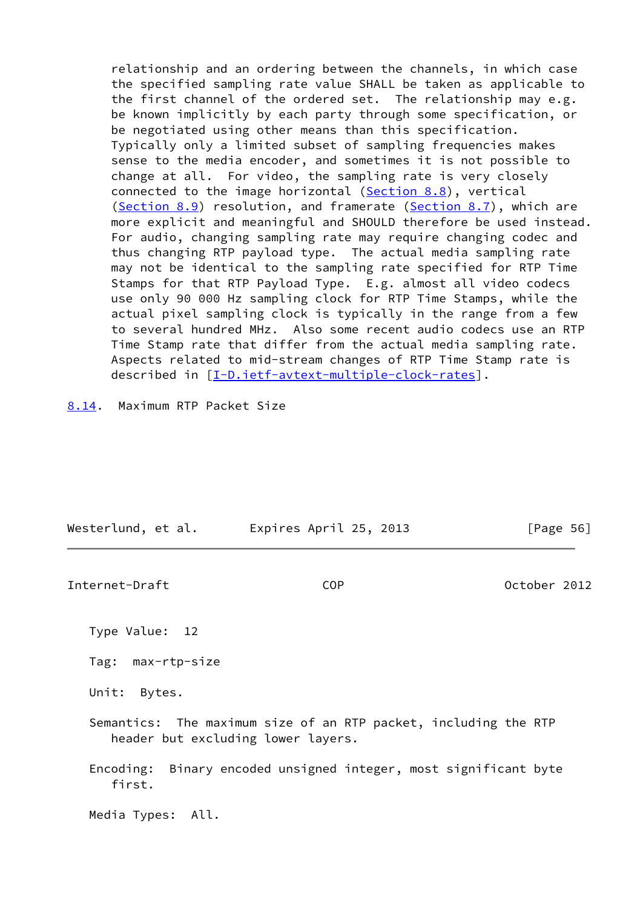relationship and an ordering between the channels, in which case the specified sampling rate value SHALL be taken as applicable to the first channel of the ordered set. The relationship may e.g. be known implicitly by each party through some specification, or be negotiated using other means than this specification. Typically only a limited subset of sampling frequencies makes sense to the media encoder, and sometimes it is not possible to change at all. For video, the sampling rate is very closely connected to the image horizontal (Section 8.8), vertical (Section 8.9) resolution, and framerate (Section 8.7), which are more explicit and meaningful and SHOULD therefore be used instead. For audio, changing sampling rate may require changing codec and thus changing RTP payload type. The actual media sampling rate may not be identical to the sampling rate specified for RTP Time Stamps for that RTP Payload Type. E.g. almost all video codecs use only 90 000 Hz sampling clock for RTP Time Stamps, while the actual pixel sampling clock is typically in the range from a few to several hundred MHz. Also some recent audio codecs use an RTP Time Stamp rate that differ from the actual media sampling rate. Aspects related to mid-stream changes of RTP Time Stamp rate is described in [I-D.ietf-avtext-multiple-clock-rates].

### 8.14. Maximum RTP Packet Size

Type Value: 12

Tag: max-rtp-size

Unit: Bytes.

Semantics: The maximum size of an RTP packet, including the RTP header but excluding lower layers.

Encoding: Binary encoded unsigned integer, most significant byte first.

Media Types: All.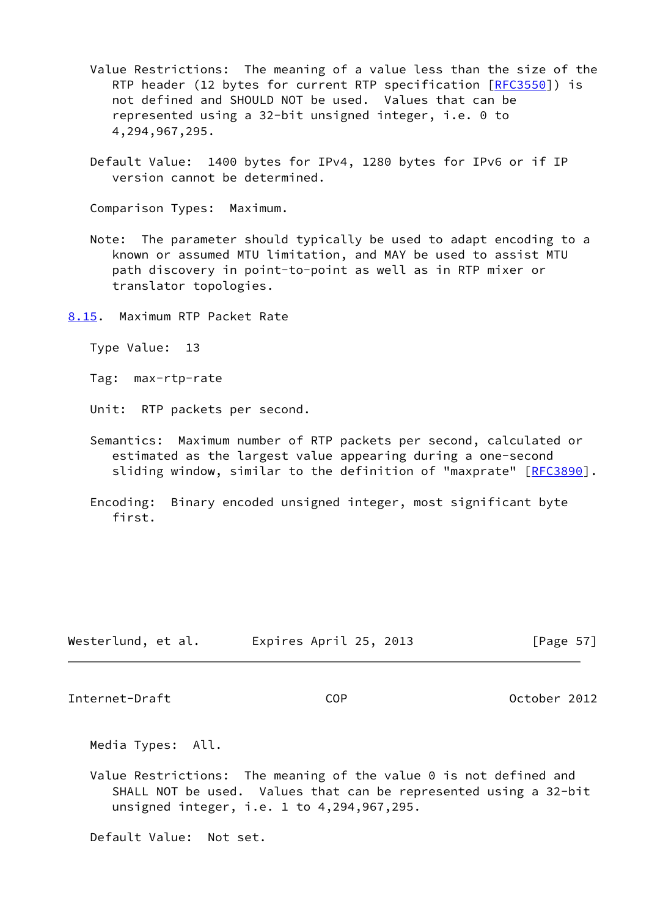Value Restrictions: The meaning of a value less than the size of the RTP header (12 bytes for current RTP specification [RFC3550]) is not defined and SHOULD NOT be used. Values that can be represented using a 32-bit unsigned integer, i.e. 0 to 4,294,967,295.

Default Value: 1400 bytes for IPv4, 1280 bytes for IPv6 or if IP version cannot be determined.

Comparison Types: Maximum.

Note: The parameter should typically be used to adapt encoding to a known or assumed MTU limitation, and MAY be used to assist MTU path discovery in point-to-point as well as in RTP mixer or translator topologies.

### 8.15. Maximum RTP Packet Rate

Type Value: 13

Tag: max-rtp-rate

Unit: RTP packets per second.

Semantics: Maximum number of RTP packets per second, calculated or estimated as the largest value appearing during a one-second sliding window, similar to the definition of "maxprate" [RFC3890].

Encoding: Binary encoded unsigned integer, most significant byte first.

Media Types: All.

Value Restrictions: The meaning of the value 0 is not defined and SHALL NOT be used. Values that can be represented using a 32-bit unsigned integer, i.e. 1 to 4,294,967,295.

Default Value: Not set.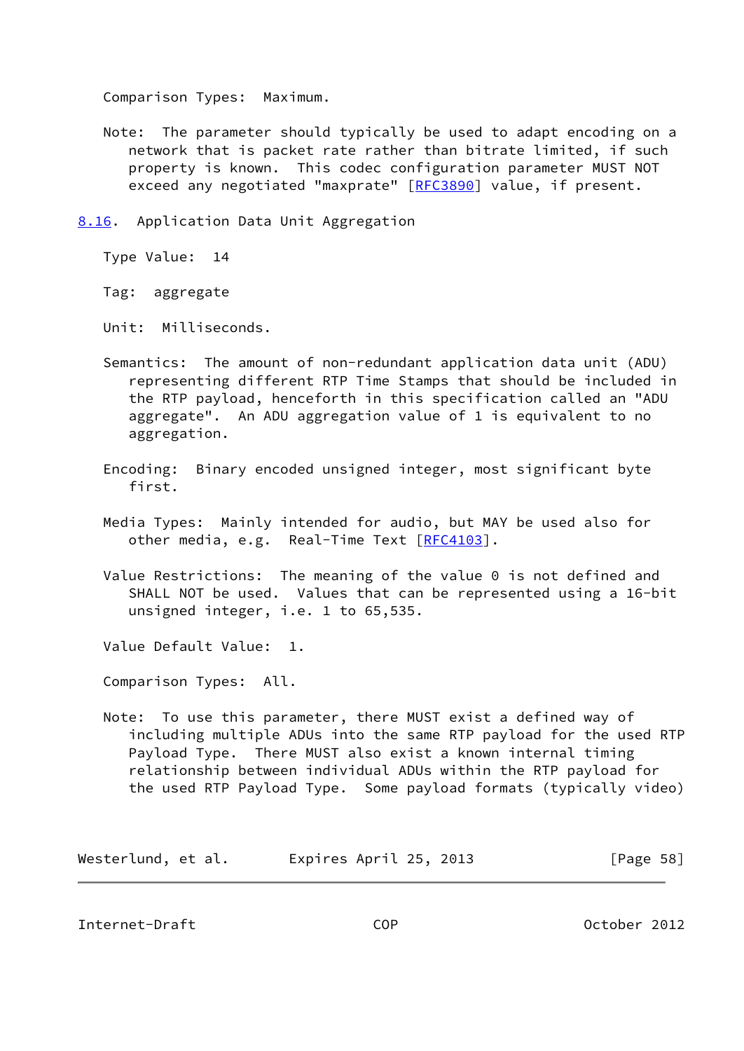Comparison Types: Maximum.

Note: The parameter should typically be used to adapt encoding on a network that is packet rate rather than bitrate limited, if such property is known. This codec configuration parameter MUST NOT exceed any negotiated "maxprate" [RFC3890] value, if present.

### 8.16. Application Data Unit Aggregation

Type Value: 14

Tag: aggregate

Unit: Milliseconds.

Semantics: The amount of non-redundant application data unit (ADU) representing different RTP Time Stamps that should be included in the RTP payload, henceforth in this specification called an "ADU aggregate". An ADU aggregation value of 1 is equivalent to no aggregation.

Encoding: Binary encoded unsigned integer, most significant byte first.

Media Types: Mainly intended for audio, but MAY be used also for other media, e.g. Real-Time Text [RFC4103].

Value Restrictions: The meaning of the value 0 is not defined and SHALL NOT be used. Values that can be represented using a 16-bit unsigned integer, i.e. 1 to 65,535.

Value Default Value: 1.

Comparison Types: All.

Note: To use this parameter, there MUST exist a defined way of including multiple ADUs into the same RTP payload for the used RTP Payload Type. There MUST also exist a known internal timing relationship between individual ADUs within the RTP payload for the used RTP Payload Type. Some payload formats (typically video)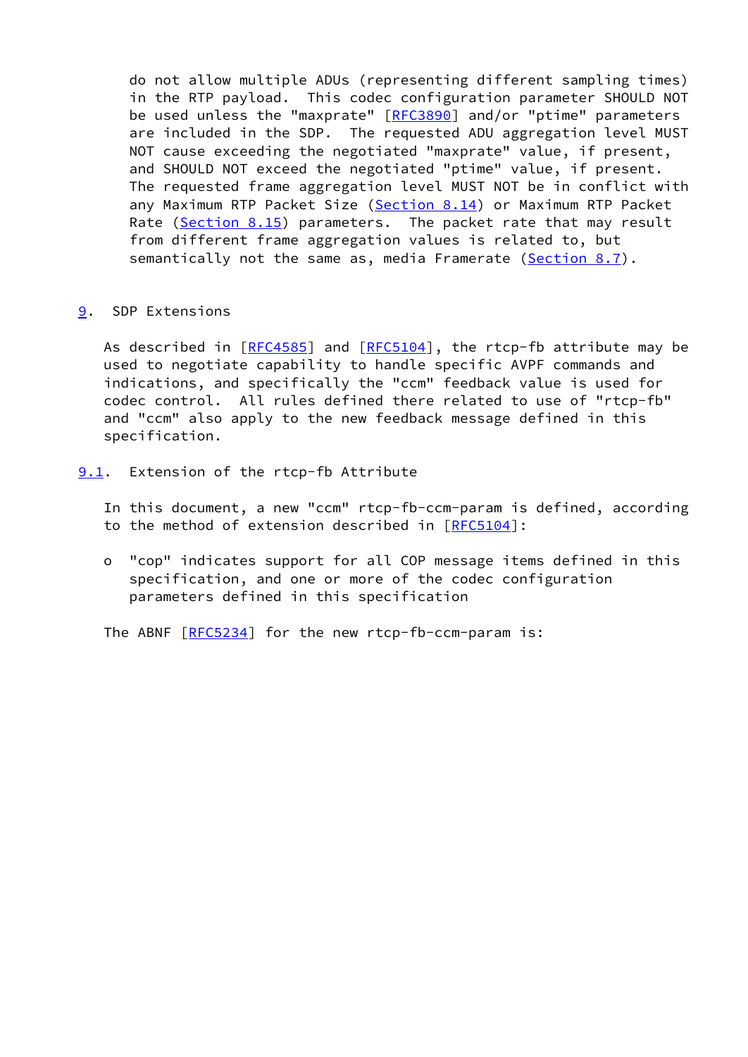do not allow multiple ADUs (representing different sampling times) in the RTP payload. This codec configuration parameter SHOULD NOT be used unless the "maxprate" [RFC3890] and/or "ptime" parameters are included in the SDP. The requested ADU aggregation level MUST NOT cause exceeding the negotiated "maxprate" value, if present, and SHOULD NOT exceed the negotiated "ptime" value, if present. The requested frame aggregation level MUST NOT be in conflict with any Maximum RTP Packet Size (Section 8.14) or Maximum RTP Packet Rate (Section 8.15) parameters. The packet rate that may result from different frame aggregation values is related to, but semantically not the same as, media Framerate (Section 8.7).

## 9. SDP Extensions

As described in [RFC4585] and [RFC5104], the rtcp-fb attribute may be used to negotiate capability to handle specific AVPF commands and indications, and specifically the "ccm" feedback value is used for codec control. All rules defined there related to use of "rtcp-fb" and "ccm" also apply to the new feedback message defined in this specification.

### 9.1. Extension of the rtcp-fb Attribute

In this document, a new "ccm" rtcp-fb-ccm-param is defined, according to the method of extension described in [RFC5104]:

- "cop" indicates support for all COP message items defined in this specification, and one or more of the codec configuration parameters defined in this specification

The ABNF [RFC5234] for the new rtcp-fb-ccm-param is: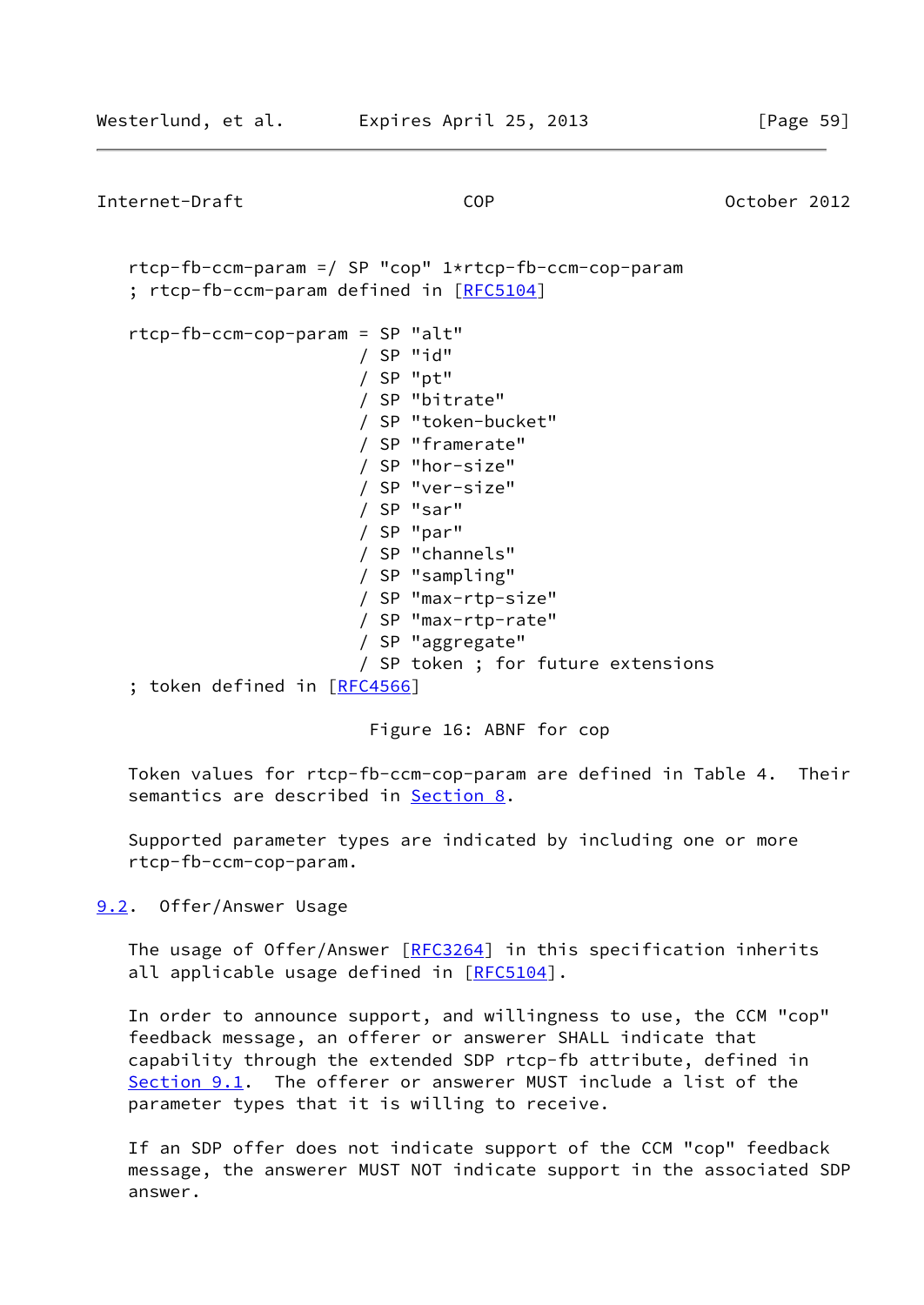```
rtcp-fb-ccm-param =/ SP "cop" 1*rtcp-fb-ccm-cop-param
; rtcp-fb-ccm-param defined in [RFC5104]

rtcp-fb-ccm-cop-param = SP "alt"
                      / SP "id"
                      / SP "pt"
                      / SP "bitrate"
                      / SP "token-bucket"
                      / SP "framerate"
                      / SP "hor-size"
                      / SP "ver-size"
                      / SP "sar"
                      / SP "par"
                      / SP "channels"
                      / SP "sampling"
                      / SP "max-rtp-size"
                      / SP "max-rtp-rate"
                      / SP "aggregate"
                      / SP token ; for future extensions
; token defined in [RFC4566]
```

Figure 16: ABNF for cop

Token values for rtcp-fb-ccm-cop-param are defined in Table 4. Their semantics are described in Section 8.

Supported parameter types are indicated by including one or more rtcp-fb-ccm-cop-param.

### 9.2. Offer/Answer Usage

The usage of Offer/Answer [RFC3264] in this specification inherits all applicable usage defined in [RFC5104].

In order to announce support, and willingness to use, the CCM "cop" feedback message, an offerer or answerer SHALL indicate that capability through the extended SDP rtcp-fb attribute, defined in Section 9.1. The offerer or answerer MUST include a list of the parameter types that it is willing to receive.

If an SDP offer does not indicate support of the CCM "cop" feedback message, the answerer MUST NOT indicate support in the associated SDP answer.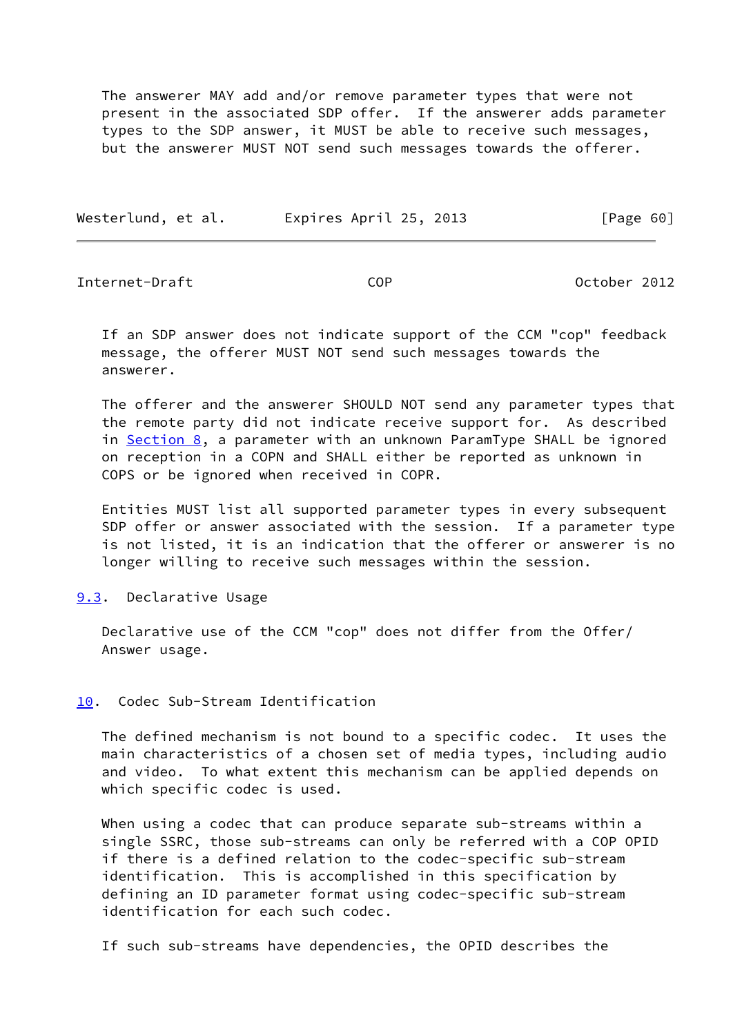The answerer MAY add and/or remove parameter types that were not present in the associated SDP offer. If the answerer adds parameter types to the SDP answer, it MUST be able to receive such messages, but the answerer MUST NOT send such messages towards the offerer.

If an SDP answer does not indicate support of the CCM "cop" feedback message, the offerer MUST NOT send such messages towards the answerer.

The offerer and the answerer SHOULD NOT send any parameter types that the remote party did not indicate receive support for. As described in Section 8, a parameter with an unknown ParamType SHALL be ignored on reception in a COPN and SHALL either be reported as unknown in COPS or be ignored when received in COPR.

Entities MUST list all supported parameter types in every subsequent SDP offer or answer associated with the session. If a parameter type is not listed, it is an indication that the offerer or answerer is no longer willing to receive such messages within the session.

### 9.3. Declarative Usage

Declarative use of the CCM "cop" does not differ from the Offer/Answer usage.

## 10. Codec Sub-Stream Identification

The defined mechanism is not bound to a specific codec. It uses the main characteristics of a chosen set of media types, including audio and video. To what extent this mechanism can be applied depends on which specific codec is used.

When using a codec that can produce separate sub-streams within a single SSRC, those sub-streams can only be referred with a COP OPID if there is a defined relation to the codec-specific sub-stream identification. This is accomplished in this specification by defining an ID parameter format using codec-specific sub-stream identification for each such codec.

If such sub-streams have dependencies, the OPID describes the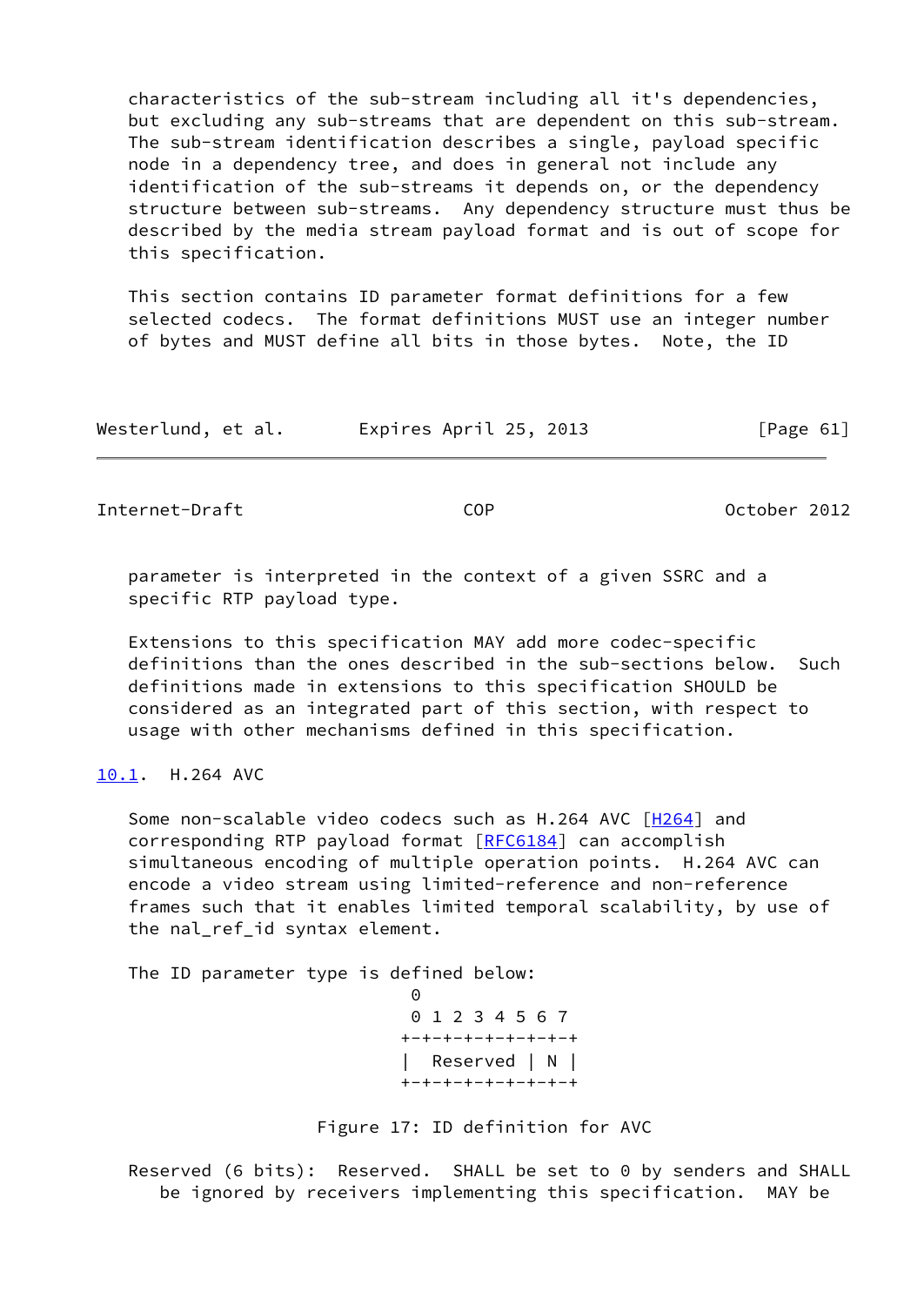characteristics of the sub-stream including all it's dependencies, but excluding any sub-streams that are dependent on this sub-stream. The sub-stream identification describes a single, payload specific node in a dependency tree, and does in general not include any identification of the sub-streams it depends on, or the dependency structure between sub-streams. Any dependency structure must thus be described by the media stream payload format and is out of scope for this specification.

This section contains ID parameter format definitions for a few selected codecs. The format definitions MUST use an integer number of bytes and MUST define all bits in those bytes. Note, the ID parameter is interpreted in the context of a given SSRC and a specific RTP payload type.

Extensions to this specification MAY add more codec-specific definitions than the ones described in the sub-sections below. Such definitions made in extensions to this specification SHOULD be considered as an integrated part of this section, with respect to usage with other mechanisms defined in this specification.

## 10.1. H.264 AVC

Some non-scalable video codecs such as H.264 AVC [H264] and corresponding RTP payload format [RFC6184] can accomplish simultaneous encoding of multiple operation points. H.264 AVC can encode a video stream using limited-reference and non-reference frames such that it enables limited temporal scalability, by use of the nal_ref_id syntax element.

The ID parameter type is defined below:

```
 0
 0 1 2 3 4 5 6 7
+-+-+-+-+-+-+-+-+
|  Reserved | N |
+-+-+-+-+-+-+-+-+
```

Figure 17: ID definition for AVC

Reserved (6 bits): Reserved. SHALL be set to 0 by senders and SHALL be ignored by receivers implementing this specification. MAY be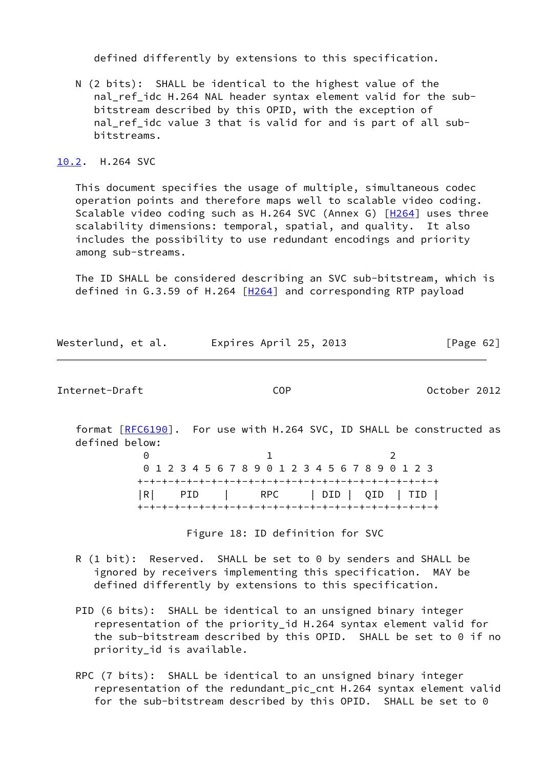defined differently by extensions to this specification.

N (2 bits): SHALL be identical to the highest value of the nal_ref_idc H.264 NAL header syntax element valid for the sub-bitstream described by this OPID, with the exception of nal_ref_idc value 3 that is valid for and is part of all sub-bitstreams.

## 10.2. H.264 SVC

This document specifies the usage of multiple, simultaneous codec operation points and therefore maps well to scalable video coding. Scalable video coding such as H.264 SVC (Annex G) [H264] uses three scalability dimensions: temporal, spatial, and quality. It also includes the possibility to use redundant encodings and priority among sub-streams.

The ID SHALL be considered describing an SVC sub-bitstream, which is defined in G.3.59 of H.264 [H264] and corresponding RTP payload format [RFC6190]. For use with H.264 SVC, ID SHALL be constructed as defined below:

```
 0                   1                   2
 0 1 2 3 4 5 6 7 8 9 0 1 2 3 4 5 6 7 8 9 0 1 2 3
+-+-+-+-+-+-+-+-+-+-+-+-+-+-+-+-+-+-+-+-+-+-+-+-+
|R|    PID    |      RPC      | DID |  QID  | TID |
+-+-+-+-+-+-+-+-+-+-+-+-+-+-+-+-+-+-+-+-+-+-+-+-+
```

Figure 18: ID definition for SVC

R (1 bit): Reserved. SHALL be set to 0 by senders and SHALL be ignored by receivers implementing this specification. MAY be defined differently by extensions to this specification.

PID (6 bits): SHALL be identical to an unsigned binary integer representation of the priority_id H.264 syntax element valid for the sub-bitstream described by this OPID. SHALL be set to 0 if no priority_id is available.

RPC (7 bits): SHALL be identical to an unsigned binary integer representation of the redundant_pic_cnt H.264 syntax element valid for the sub-bitstream described by this OPID. SHALL be set to 0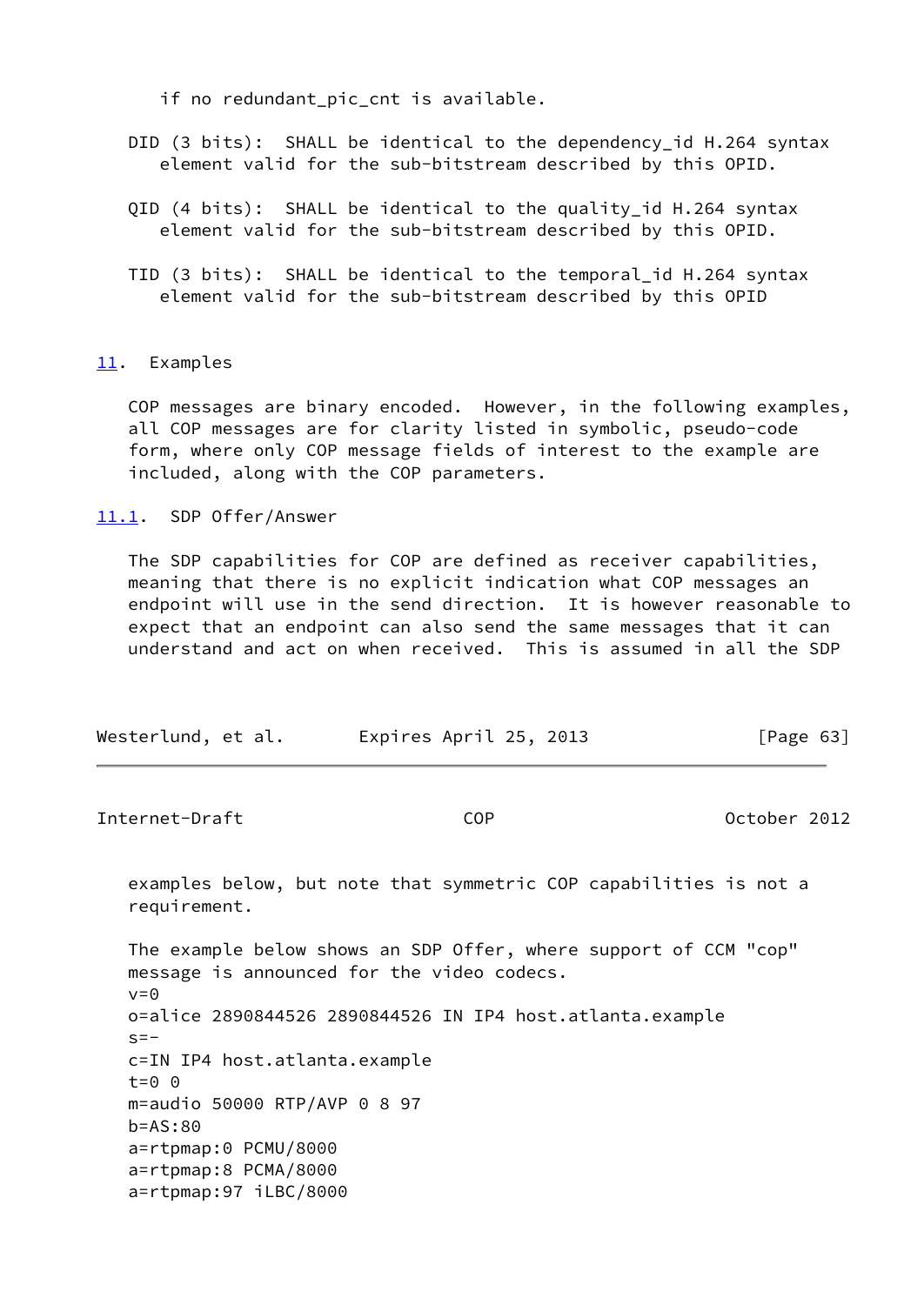if no redundant_pic_cnt is available.

DID (3 bits): SHALL be identical to the dependency_id H.264 syntax element valid for the sub-bitstream described by this OPID.

QID (4 bits): SHALL be identical to the quality_id H.264 syntax element valid for the sub-bitstream described by this OPID.

TID (3 bits): SHALL be identical to the temporal_id H.264 syntax element valid for the sub-bitstream described by this OPID

## 11. Examples

COP messages are binary encoded. However, in the following examples, all COP messages are for clarity listed in symbolic, pseudo-code form, where only COP message fields of interest to the example are included, along with the COP parameters.

### 11.1. SDP Offer/Answer

The SDP capabilities for COP are defined as receiver capabilities, meaning that there is no explicit indication what COP messages an endpoint will use in the send direction. It is however reasonable to expect that an endpoint can also send the same messages that it can understand and act on when received. This is assumed in all the SDP examples below, but note that symmetric COP capabilities is not a requirement.

The example below shows an SDP Offer, where support of CCM "cop" message is announced for the video codecs.

```
v=0
o=alice 2890844526 2890844526 IN IP4 host.atlanta.example
s=-
c=IN IP4 host.atlanta.example
t=0 0
m=audio 50000 RTP/AVP 0 8 97
b=AS:80
a=rtpmap:0 PCMU/8000
a=rtpmap:8 PCMA/8000
a=rtpmap:97 iLBC/8000
```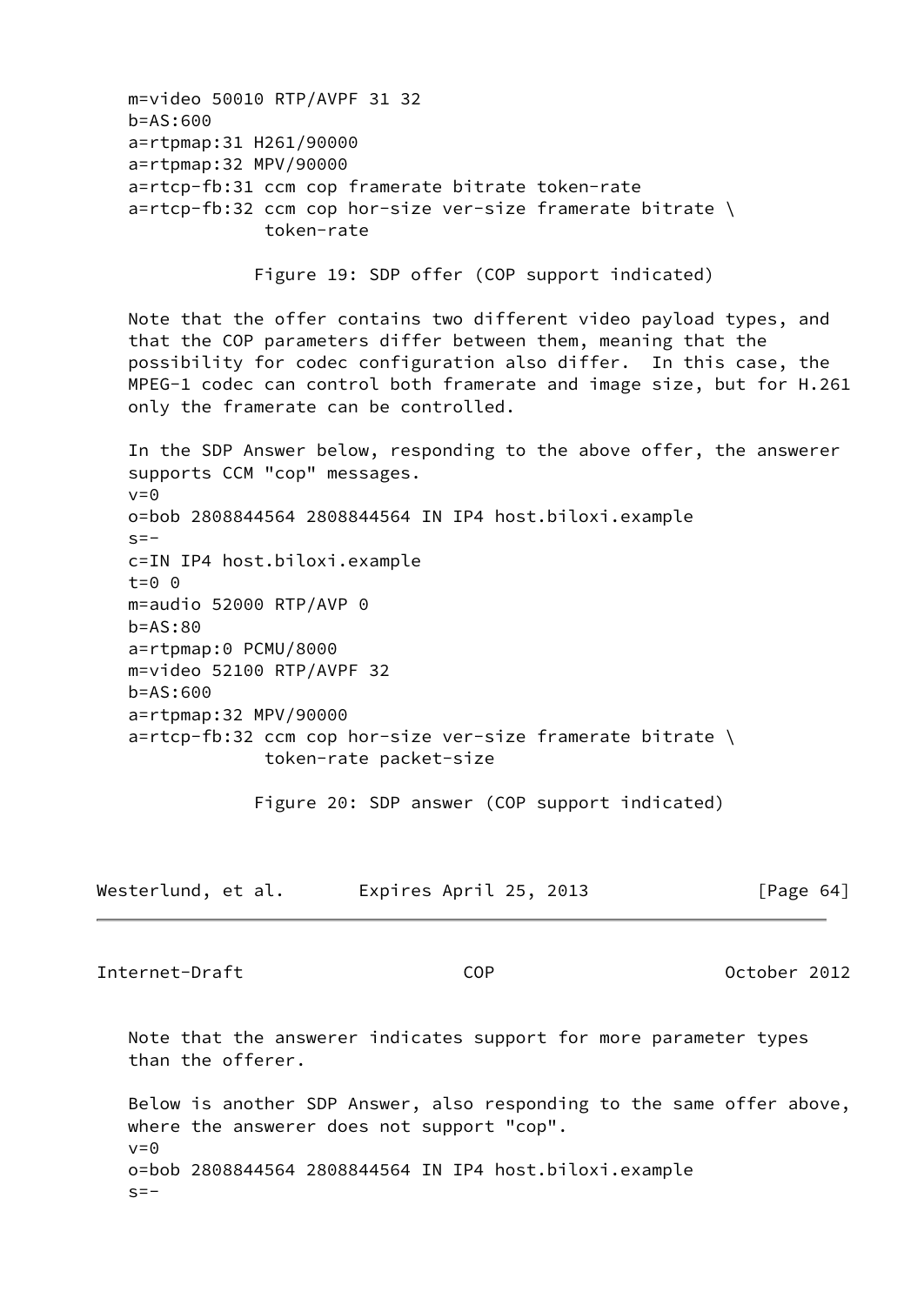```
m=video 50010 RTP/AVPF 31 32
b=AS:600
a=rtpmap:31 H261/90000
a=rtpmap:32 MPV/90000
a=rtcp-fb:31 ccm cop framerate bitrate token-rate
a=rtcp-fb:32 ccm cop hor-size ver-size framerate bitrate \
            token-rate
```

Figure 19: SDP offer (COP support indicated)

Note that the offer contains two different video payload types, and that the COP parameters differ between them, meaning that the possibility for codec configuration also differ. In this case, the MPEG-1 codec can control both framerate and image size, but for H.261 only the framerate can be controlled.

In the SDP Answer below, responding to the above offer, the answerer supports CCM "cop" messages.

```
v=0
o=bob 2808844564 2808844564 IN IP4 host.biloxi.example
s=-
c=IN IP4 host.biloxi.example
t=0 0
m=audio 52000 RTP/AVP 0
b=AS:80
a=rtpmap:0 PCMU/8000
m=video 52100 RTP/AVPF 32
b=AS:600
a=rtpmap:32 MPV/90000
a=rtcp-fb:32 ccm cop hor-size ver-size framerate bitrate \
            token-rate packet-size
```

Figure 20: SDP answer (COP support indicated)

Note that the answerer indicates support for more parameter types than the offerer.

Below is another SDP Answer, also responding to the same offer above, where the answerer does not support "cop".

```
v=0
o=bob 2808844564 2808844564 IN IP4 host.biloxi.example
s=-
```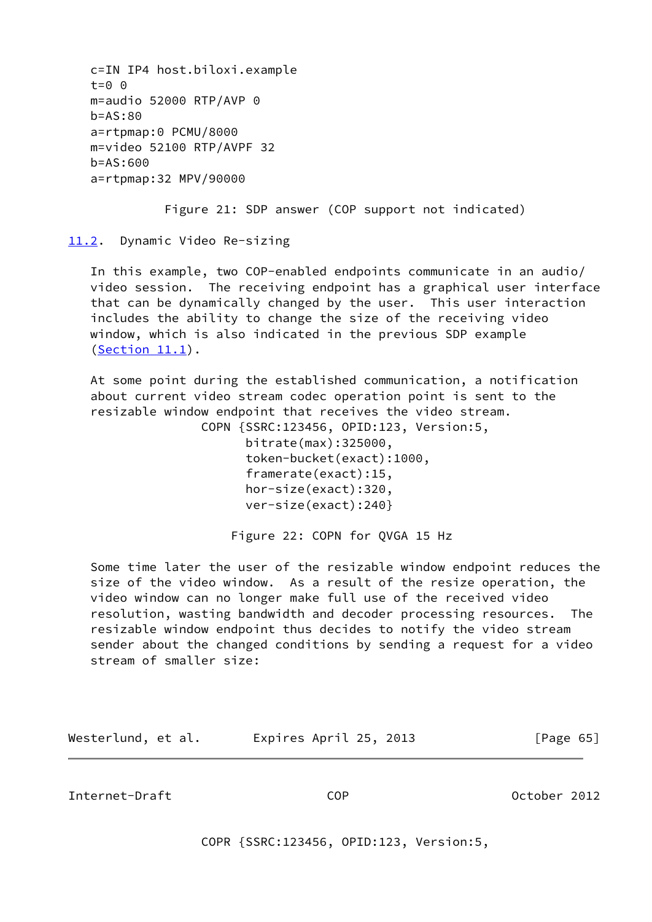```
c=IN IP4 host.biloxi.example
t=0 0
m=audio 52000 RTP/AVP 0
b=AS:80
a=rtpmap:0 PCMU/8000
m=video 52100 RTP/AVPF 32
b=AS:600
a=rtpmap:32 MPV/90000
```

Figure 21: SDP answer (COP support not indicated)

## 11.2. Dynamic Video Re-sizing

In this example, two COP-enabled endpoints communicate in an audio/video session. The receiving endpoint has a graphical user interface that can be dynamically changed by the user. This user interaction includes the ability to change the size of the receiving video window, which is also indicated in the previous SDP example (Section 11.1).

At some point during the established communication, a notification about current video stream codec operation point is sent to the resizable window endpoint that receives the video stream.

```
COPN {SSRC:123456, OPID:123, Version:5,
      bitrate(max):325000,
      token-bucket(exact):1000,
      framerate(exact):15,
      hor-size(exact):320,
      ver-size(exact):240}
```

Figure 22: COPN for QVGA 15 Hz

Some time later the user of the resizable window endpoint reduces the size of the video window. As a result of the resize operation, the video window can no longer make full use of the received video resolution, wasting bandwidth and decoder processing resources. The resizable window endpoint thus decides to notify the video stream sender about the changed conditions by sending a request for a video stream of smaller size:

```
COPR {SSRC:123456, OPID:123, Version:5,
```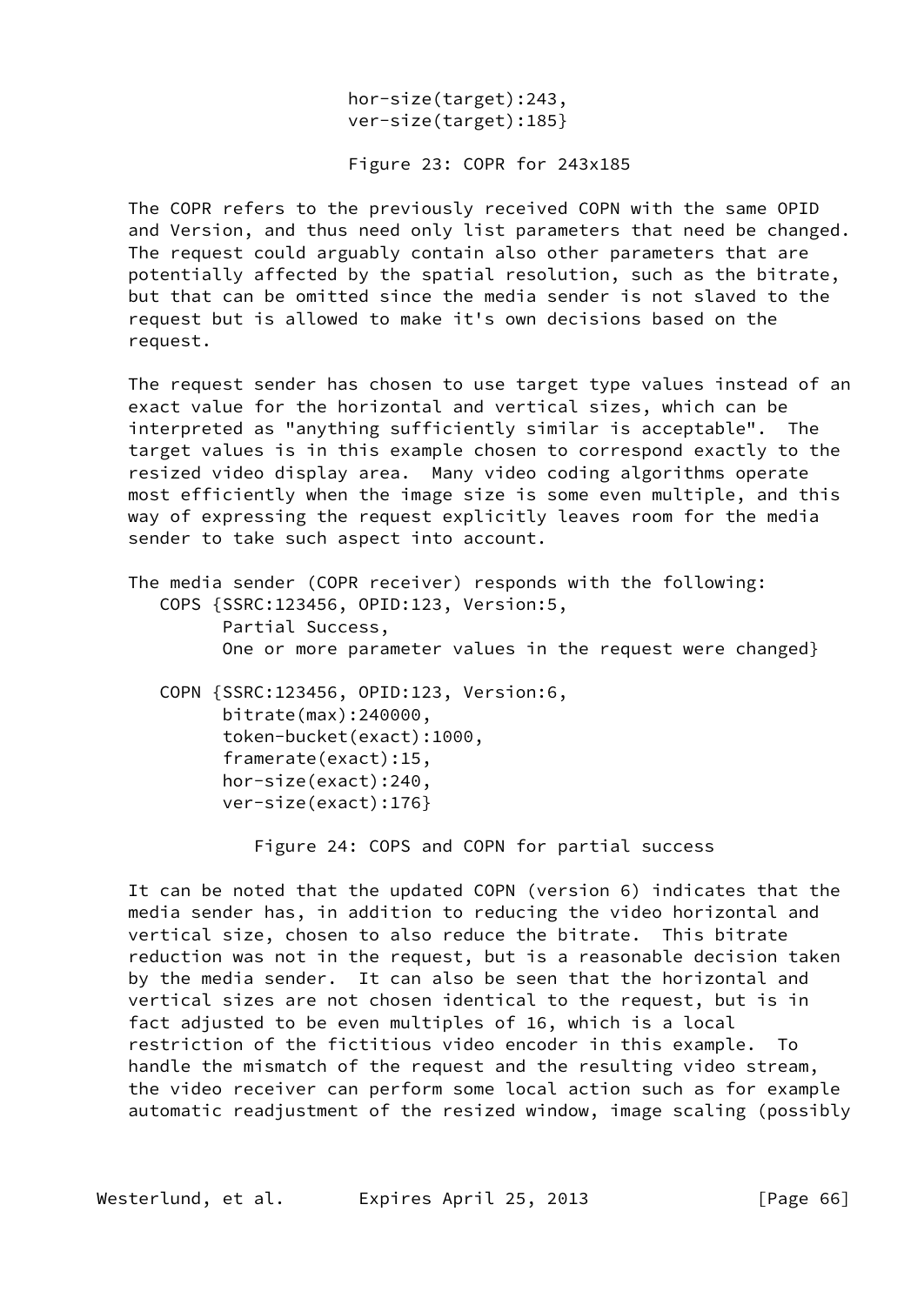```
                    hor-size(target):243,
                    ver-size(target):185}
```

Figure 23: COPR for 243x185

The COPR refers to the previously received COPN with the same OPID and Version, and thus need only list parameters that need be changed. The request could arguably contain also other parameters that are potentially affected by the spatial resolution, such as the bitrate, but that can be omitted since the media sender is not slaved to the request but is allowed to make it's own decisions based on the request.

The request sender has chosen to use target type values instead of an exact value for the horizontal and vertical sizes, which can be interpreted as "anything sufficiently similar is acceptable". The target values is in this example chosen to correspond exactly to the resized video display area. Many video coding algorithms operate most efficiently when the image size is some even multiple, and this way of expressing the request explicitly leaves room for the media sender to take such aspect into account.

The media sender (COPR receiver) responds with the following:

```
   COPS {SSRC:123456, OPID:123, Version:5,
         Partial Success,
         One or more parameter values in the request were changed}

   COPN {SSRC:123456, OPID:123, Version:6,
         bitrate(max):240000,
         token-bucket(exact):1000,
         framerate(exact):15,
         hor-size(exact):240,
         ver-size(exact):176}
```

Figure 24: COPS and COPN for partial success

It can be noted that the updated COPN (version 6) indicates that the media sender has, in addition to reducing the video horizontal and vertical size, chosen to also reduce the bitrate. This bitrate reduction was not in the request, but is a reasonable decision taken by the media sender. It can also be seen that the horizontal and vertical sizes are not chosen identical to the request, but is in fact adjusted to be even multiples of 16, which is a local restriction of the fictitious video encoder in this example. To handle the mismatch of the request and the resulting video stream, the video receiver can perform some local action such as for example automatic readjustment of the resized window, image scaling (possibly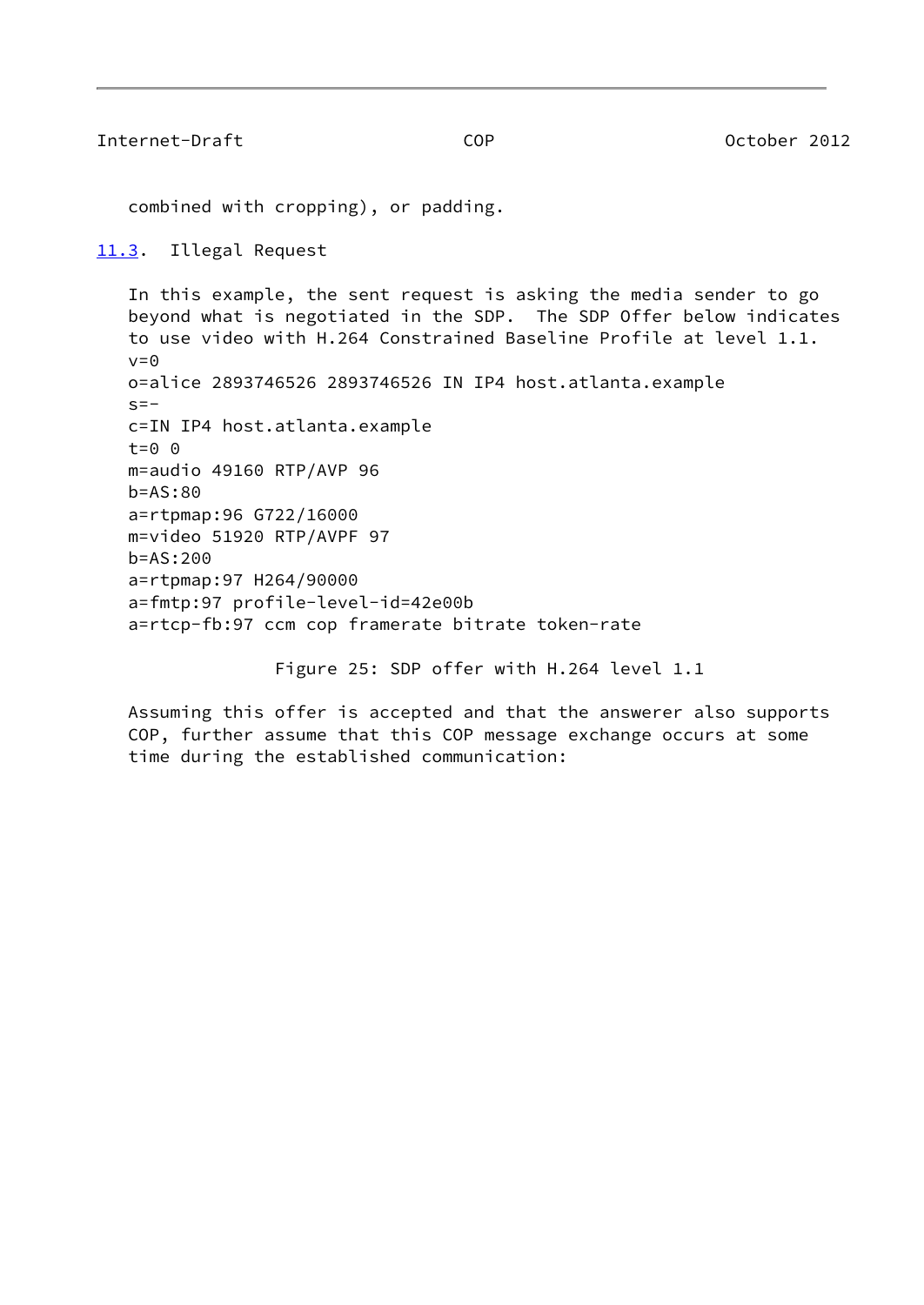combined with cropping), or padding.

### 11.3. Illegal Request

In this example, the sent request is asking the media sender to go beyond what is negotiated in the SDP. The SDP Offer below indicates to use video with H.264 Constrained Baseline Profile at level 1.1.

```
v=0
o=alice 2893746526 2893746526 IN IP4 host.atlanta.example
s=-
c=IN IP4 host.atlanta.example
t=0 0
m=audio 49160 RTP/AVP 96
b=AS:80
a=rtpmap:96 G722/16000
m=video 51920 RTP/AVPF 97
b=AS:200
a=rtpmap:97 H264/90000
a=fmtp:97 profile-level-id=42e00b
a=rtcp-fb:97 ccm cop framerate bitrate token-rate
```

Figure 25: SDP offer with H.264 level 1.1

Assuming this offer is accepted and that the answerer also supports COP, further assume that this COP message exchange occurs at some time during the established communication: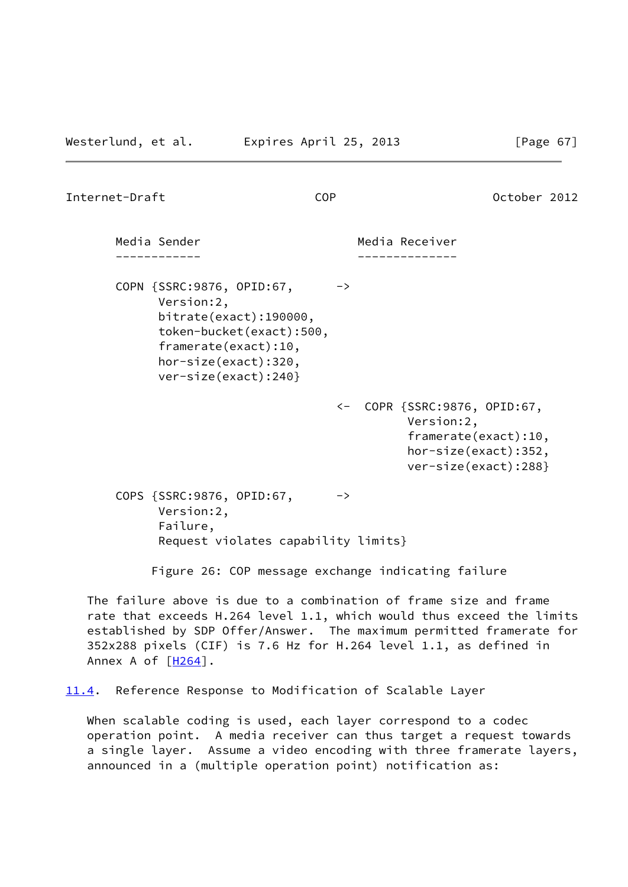```
   Media Sender                      Media Receiver
   ------------                      --------------

   COPN {SSRC:9876, OPID:67,      ->
         Version:2,
         bitrate(exact):190000,
         token-bucket(exact):500,
         framerate(exact):10,
         hor-size(exact):320,
         ver-size(exact):240}

                                  <-  COPR {SSRC:9876, OPID:67,
                                            Version:2,
                                            framerate(exact):10,
                                            hor-size(exact):352,
                                            ver-size(exact):288}

   COPS {SSRC:9876, OPID:67,      ->
         Version:2,
         Failure,
         Request violates capability limits}
```

Figure 26: COP message exchange indicating failure

The failure above is due to a combination of frame size and frame rate that exceeds H.264 level 1.1, which would thus exceed the limits established by SDP Offer/Answer. The maximum permitted framerate for 352x288 pixels (CIF) is 7.6 Hz for H.264 level 1.1, as defined in Annex A of [H264].

## 11.4. Reference Response to Modification of Scalable Layer

When scalable coding is used, each layer correspond to a codec operation point. A media receiver can thus target a request towards a single layer. Assume a video encoding with three framerate layers, announced in a (multiple operation point) notification as: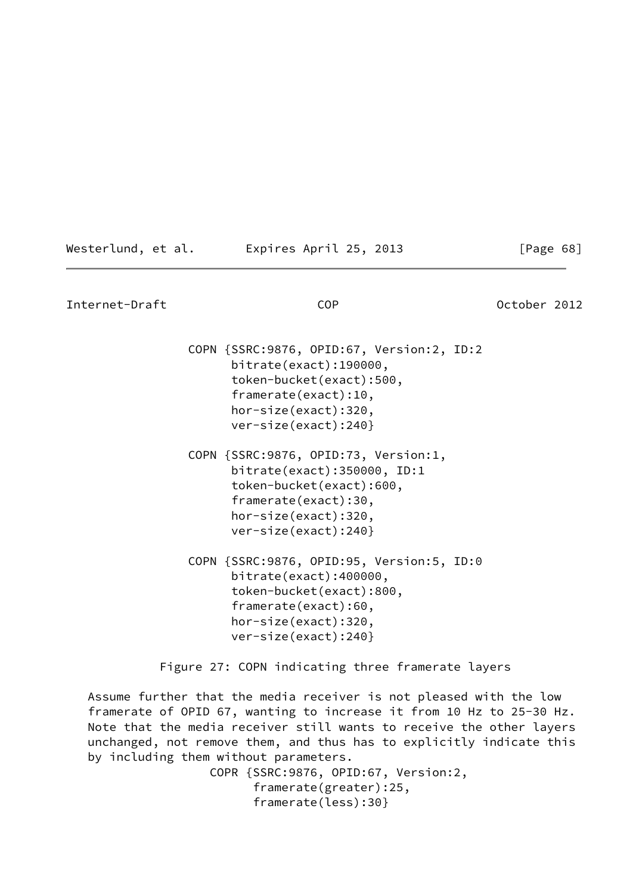```
COPN {SSRC:9876, OPID:67, Version:2, ID:2
      bitrate(exact):190000,
      token-bucket(exact):500,
      framerate(exact):10,
      hor-size(exact):320,
      ver-size(exact):240}

COPN {SSRC:9876, OPID:73, Version:1,
      bitrate(exact):350000, ID:1
      token-bucket(exact):600,
      framerate(exact):30,
      hor-size(exact):320,
      ver-size(exact):240}

COPN {SSRC:9876, OPID:95, Version:5, ID:0
      bitrate(exact):400000,
      token-bucket(exact):800,
      framerate(exact):60,
      hor-size(exact):320,
      ver-size(exact):240}
```

Figure 27: COPN indicating three framerate layers

Assume further that the media receiver is not pleased with the low framerate of OPID 67, wanting to increase it from 10 Hz to 25-30 Hz. Note that the media receiver still wants to receive the other layers unchanged, not remove them, and thus has to explicitly indicate this by including them without parameters.

```
COPR {SSRC:9876, OPID:67, Version:2,
      framerate(greater):25,
      framerate(less):30}
```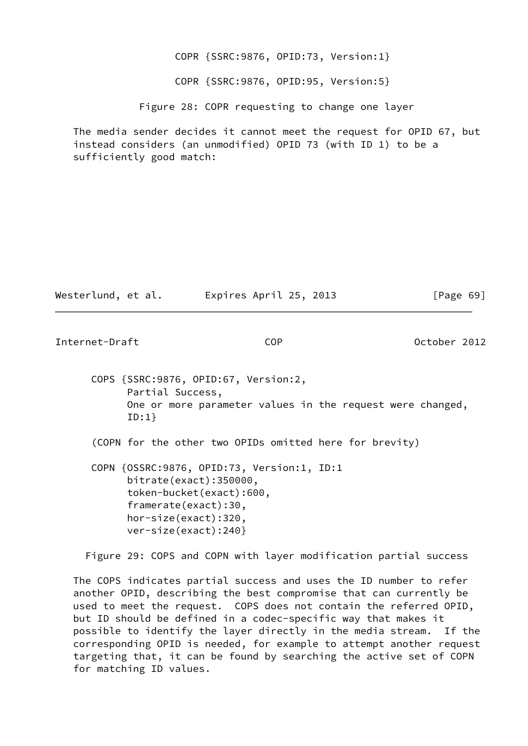```
COPR {SSRC:9876, OPID:73, Version:1}

COPR {SSRC:9876, OPID:95, Version:5}
```

Figure 28: COPR requesting to change one layer

The media sender decides it cannot meet the request for OPID 67, but instead considers (an unmodified) OPID 73 (with ID 1) to be a sufficiently good match:

```
COPS {SSRC:9876, OPID:67, Version:2,
      Partial Success,
      One or more parameter values in the request were changed,
      ID:1}

(COPN for the other two OPIDs omitted here for brevity)

COPN {OSSRC:9876, OPID:73, Version:1, ID:1
      bitrate(exact):350000,
      token-bucket(exact):600,
      framerate(exact):30,
      hor-size(exact):320,
      ver-size(exact):240}
```

Figure 29: COPS and COPN with layer modification partial success

The COPS indicates partial success and uses the ID number to refer another OPID, describing the best compromise that can currently be used to meet the request. COPS does not contain the referred OPID, but ID should be defined in a codec-specific way that makes it possible to identify the layer directly in the media stream. If the corresponding OPID is needed, for example to attempt another request targeting that, it can be found by searching the active set of COPN for matching ID values.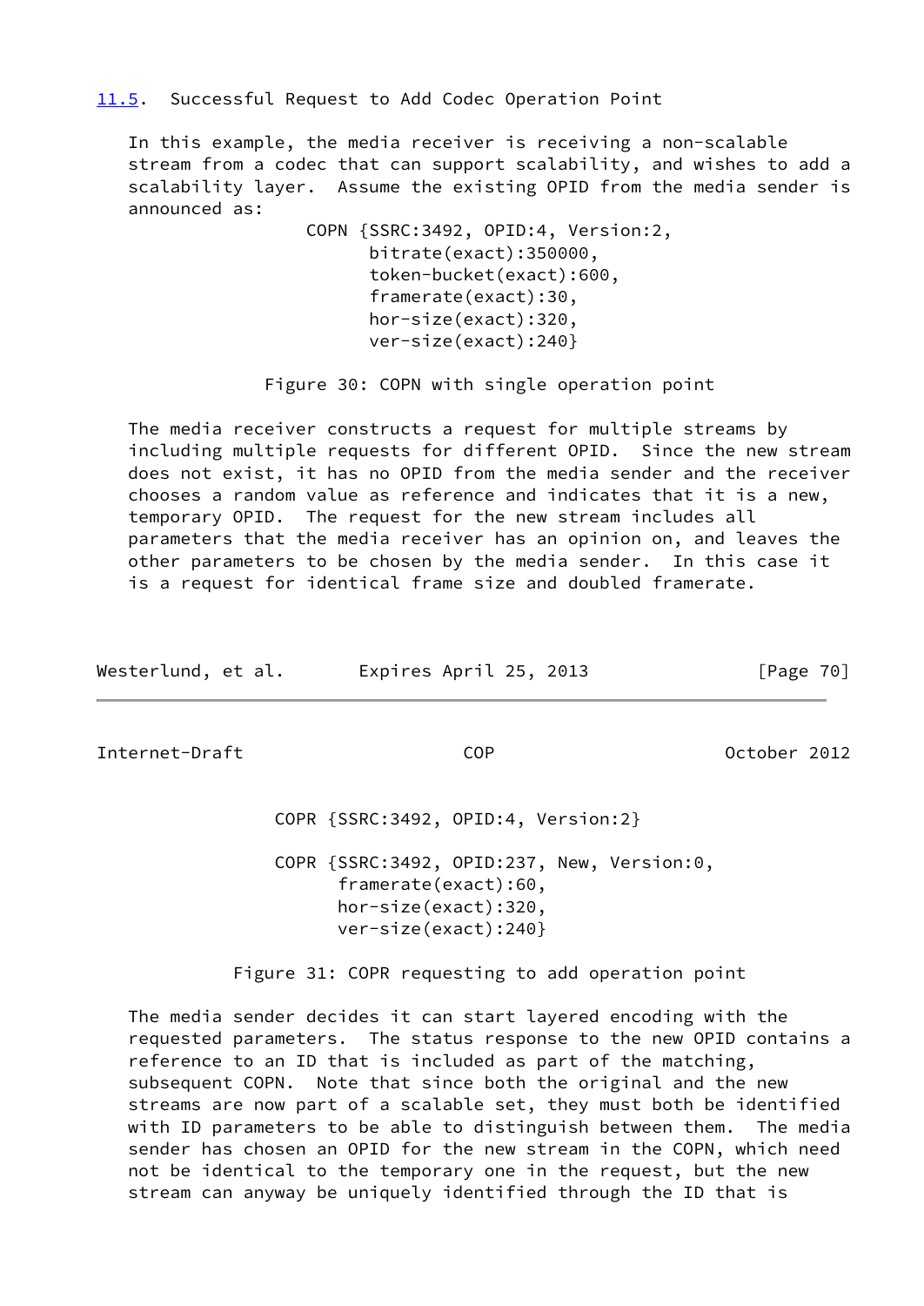### 11.5. Successful Request to Add Codec Operation Point

In this example, the media receiver is receiving a non-scalable stream from a codec that can support scalability, and wishes to add a scalability layer. Assume the existing OPID from the media sender is announced as:

```
COPN {SSRC:3492, OPID:4, Version:2,
      bitrate(exact):350000,
      token-bucket(exact):600,
      framerate(exact):30,
      hor-size(exact):320,
      ver-size(exact):240}
```

Figure 30: COPN with single operation point

The media receiver constructs a request for multiple streams by including multiple requests for different OPID. Since the new stream does not exist, it has no OPID from the media sender and the receiver chooses a random value as reference and indicates that it is a new, temporary OPID. The request for the new stream includes all parameters that the media receiver has an opinion on, and leaves the other parameters to be chosen by the media sender. In this case it is a request for identical frame size and doubled framerate.

```
COPR {SSRC:3492, OPID:4, Version:2}

COPR {SSRC:3492, OPID:237, New, Version:0,
      framerate(exact):60,
      hor-size(exact):320,
      ver-size(exact):240}
```

Figure 31: COPR requesting to add operation point

The media sender decides it can start layered encoding with the requested parameters. The status response to the new OPID contains a reference to an ID that is included as part of the matching, subsequent COPN. Note that since both the original and the new streams are now part of a scalable set, they must both be identified with ID parameters to be able to distinguish between them. The media sender has chosen an OPID for the new stream in the COPN, which need not be identical to the temporary one in the request, but the new stream can anyway be uniquely identified through the ID that is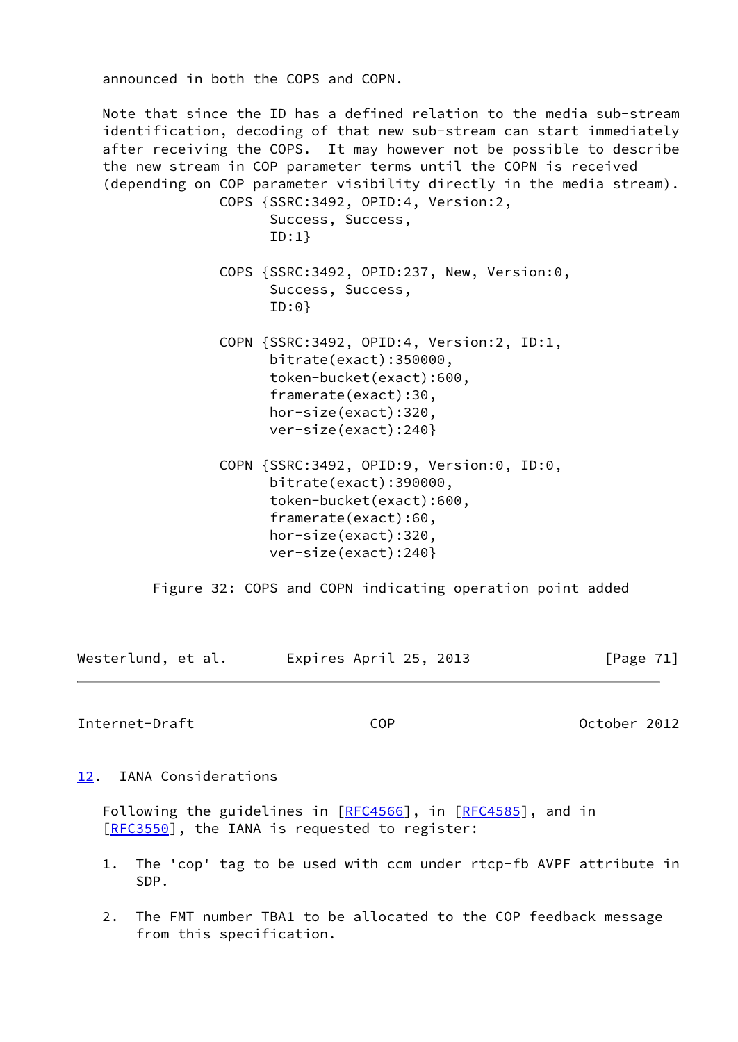announced in both the COPS and COPN.

Note that since the ID has a defined relation to the media sub-stream identification, decoding of that new sub-stream can start immediately after receiving the COPS. It may however not be possible to describe the new stream in COP parameter terms until the COPN is received (depending on COP parameter visibility directly in the media stream).

```
              COPS {SSRC:3492, OPID:4, Version:2,
                    Success, Success,
                    ID:1}

              COPS {SSRC:3492, OPID:237, New, Version:0,
                    Success, Success,
                    ID:0}

              COPN {SSRC:3492, OPID:4, Version:2, ID:1,
                    bitrate(exact):350000,
                    token-bucket(exact):600,
                    framerate(exact):30,
                    hor-size(exact):320,
                    ver-size(exact):240}

              COPN {SSRC:3492, OPID:9, Version:0, ID:0,
                    bitrate(exact):390000,
                    token-bucket(exact):600,
                    framerate(exact):60,
                    hor-size(exact):320,
                    ver-size(exact):240}
```

Figure 32: COPS and COPN indicating operation point added

## 12. IANA Considerations

Following the guidelines in [RFC4566], in [RFC4585], and in [RFC3550], the IANA is requested to register:

1. The 'cop' tag to be used with ccm under rtcp-fb AVPF attribute in SDP.

2. The FMT number TBA1 to be allocated to the COP feedback message from this specification.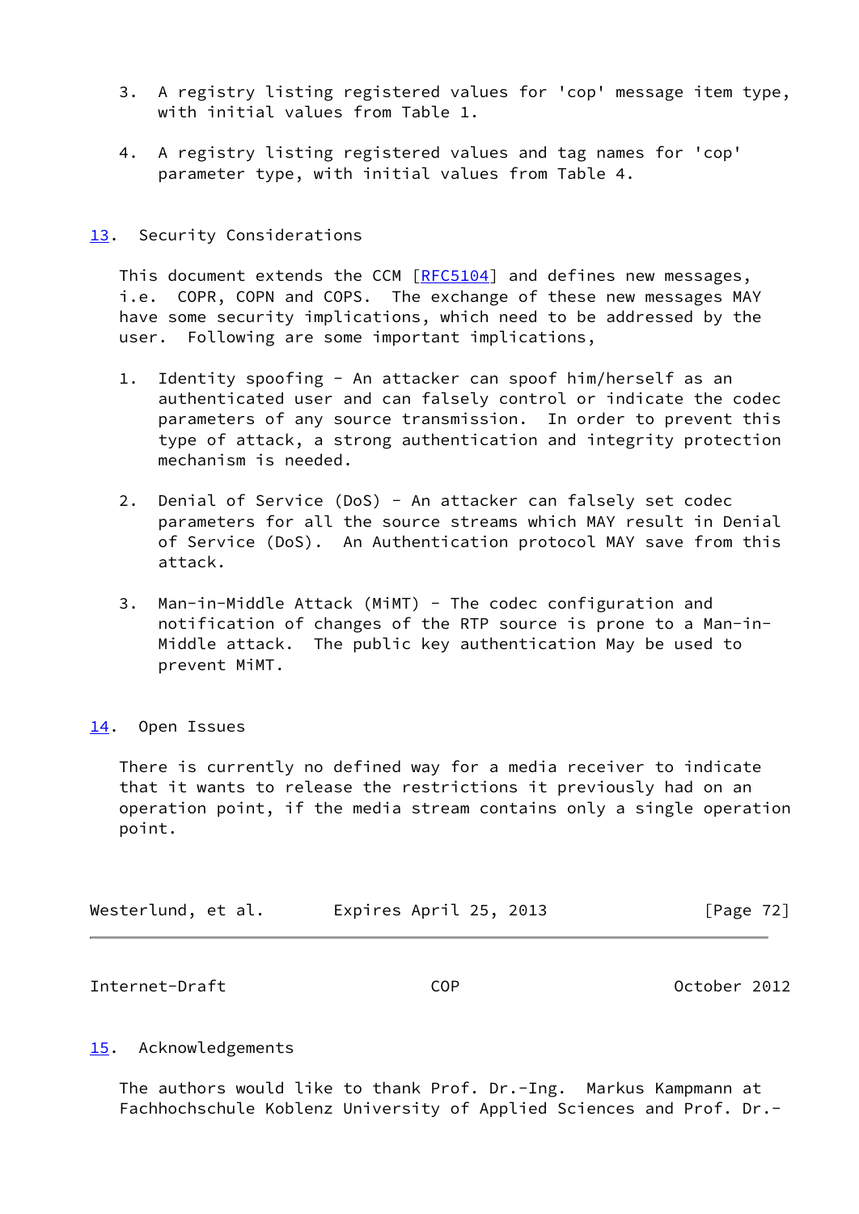3. A registry listing registered values for 'cop' message item type, with initial values from Table 1.

4. A registry listing registered values and tag names for 'cop' parameter type, with initial values from Table 4.

## 13. Security Considerations

This document extends the CCM [RFC5104] and defines new messages, i.e. COPR, COPN and COPS. The exchange of these new messages MAY have some security implications, which need to be addressed by the user. Following are some important implications,

1. Identity spoofing - An attacker can spoof him/herself as an authenticated user and can falsely control or indicate the codec parameters of any source transmission. In order to prevent this type of attack, a strong authentication and integrity protection mechanism is needed.

2. Denial of Service (DoS) - An attacker can falsely set codec parameters for all the source streams which MAY result in Denial of Service (DoS). An Authentication protocol MAY save from this attack.

3. Man-in-Middle Attack (MiMT) - The codec configuration and notification of changes of the RTP source is prone to a Man-in-Middle attack. The public key authentication May be used to prevent MiMT.

## 14. Open Issues

There is currently no defined way for a media receiver to indicate that it wants to release the restrictions it previously had on an operation point, if the media stream contains only a single operation point.

## 15. Acknowledgements

The authors would like to thank Prof. Dr.-Ing. Markus Kampmann at Fachhochschule Koblenz University of Applied Sciences and Prof. Dr.-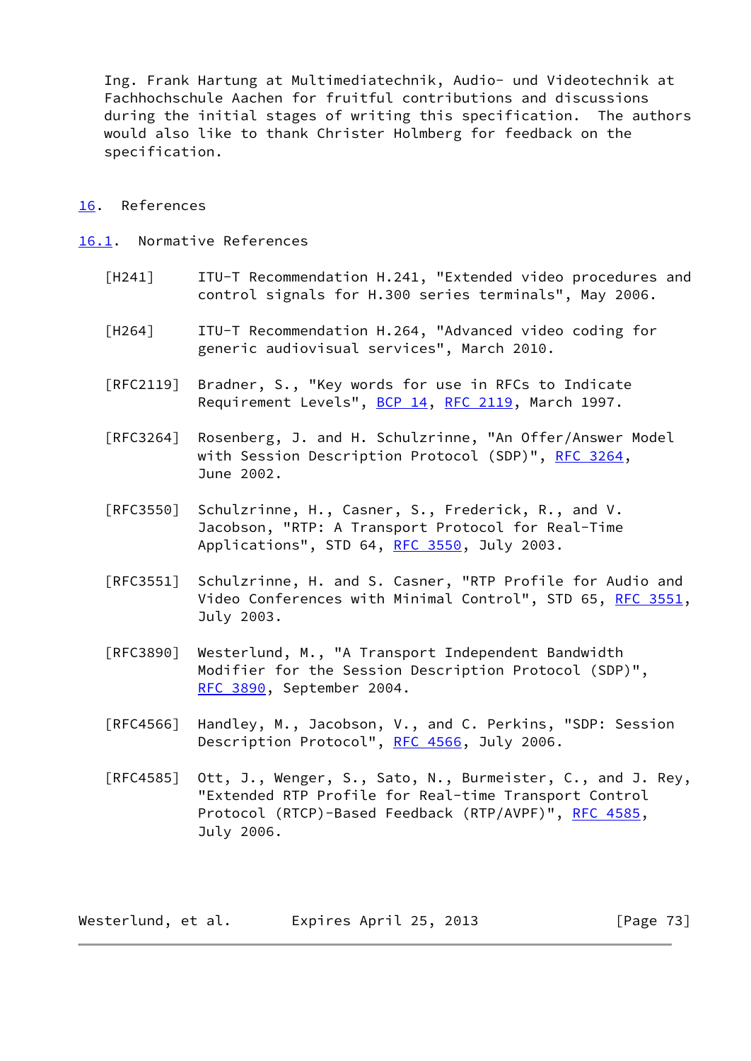Ing. Frank Hartung at Multimediatechnik, Audio- und Videotechnik at Fachhochschule Aachen for fruitful contributions and discussions during the initial stages of writing this specification. The authors would also like to thank Christer Holmberg for feedback on the specification.

## 16. References

### 16.1. Normative References

[H241] ITU-T Recommendation H.241, "Extended video procedures and control signals for H.300 series terminals", May 2006.

[H264] ITU-T Recommendation H.264, "Advanced video coding for generic audiovisual services", March 2010.

[RFC2119] Bradner, S., "Key words for use in RFCs to Indicate Requirement Levels", BCP 14, RFC 2119, March 1997.

[RFC3264] Rosenberg, J. and H. Schulzrinne, "An Offer/Answer Model with Session Description Protocol (SDP)", RFC 3264, June 2002.

[RFC3550] Schulzrinne, H., Casner, S., Frederick, R., and V. Jacobson, "RTP: A Transport Protocol for Real-Time Applications", STD 64, RFC 3550, July 2003.

[RFC3551] Schulzrinne, H. and S. Casner, "RTP Profile for Audio and Video Conferences with Minimal Control", STD 65, RFC 3551, July 2003.

[RFC3890] Westerlund, M., "A Transport Independent Bandwidth Modifier for the Session Description Protocol (SDP)", RFC 3890, September 2004.

[RFC4566] Handley, M., Jacobson, V., and C. Perkins, "SDP: Session Description Protocol", RFC 4566, July 2006.

[RFC4585] Ott, J., Wenger, S., Sato, N., Burmeister, C., and J. Rey, "Extended RTP Profile for Real-time Transport Control Protocol (RTCP)-Based Feedback (RTP/AVPF)", RFC 4585, July 2006.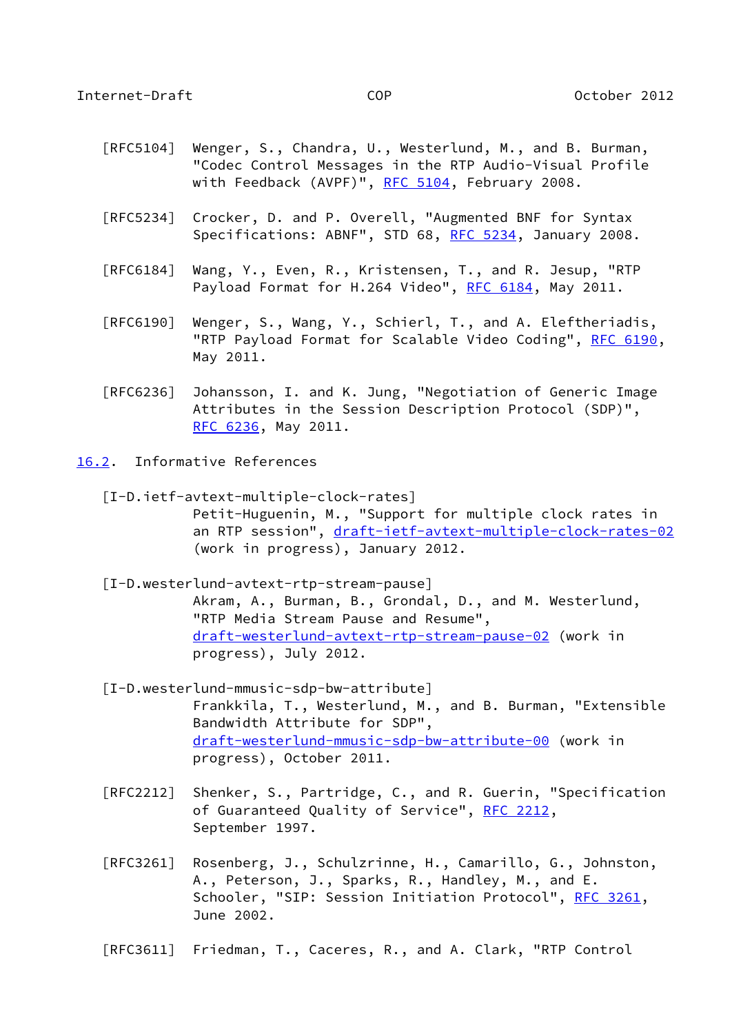[RFC5104] Wenger, S., Chandra, U., Westerlund, M., and B. Burman, "Codec Control Messages in the RTP Audio-Visual Profile with Feedback (AVPF)", RFC 5104, February 2008.

[RFC5234] Crocker, D. and P. Overell, "Augmented BNF for Syntax Specifications: ABNF", STD 68, RFC 5234, January 2008.

[RFC6184] Wang, Y., Even, R., Kristensen, T., and R. Jesup, "RTP Payload Format for H.264 Video", RFC 6184, May 2011.

[RFC6190] Wenger, S., Wang, Y., Schierl, T., and A. Eleftheriadis, "RTP Payload Format for Scalable Video Coding", RFC 6190, May 2011.

[RFC6236] Johansson, I. and K. Jung, "Negotiation of Generic Image Attributes in the Session Description Protocol (SDP)", RFC 6236, May 2011.

## 16.2. Informative References

[I-D.ietf-avtext-multiple-clock-rates]
Petit-Huguenin, M., "Support for multiple clock rates in an RTP session", draft-ietf-avtext-multiple-clock-rates-02 (work in progress), January 2012.

[I-D.westerlund-avtext-rtp-stream-pause]
Akram, A., Burman, B., Grondal, D., and M. Westerlund, "RTP Media Stream Pause and Resume", draft-westerlund-avtext-rtp-stream-pause-02 (work in progress), July 2012.

[I-D.westerlund-mmusic-sdp-bw-attribute]
Frankkila, T., Westerlund, M., and B. Burman, "Extensible Bandwidth Attribute for SDP", draft-westerlund-mmusic-sdp-bw-attribute-00 (work in progress), October 2011.

[RFC2212] Shenker, S., Partridge, C., and R. Guerin, "Specification of Guaranteed Quality of Service", RFC 2212, September 1997.

[RFC3261] Rosenberg, J., Schulzrinne, H., Camarillo, G., Johnston, A., Peterson, J., Sparks, R., Handley, M., and E. Schooler, "SIP: Session Initiation Protocol", RFC 3261, June 2002.

[RFC3611] Friedman, T., Caceres, R., and A. Clark, "RTP Control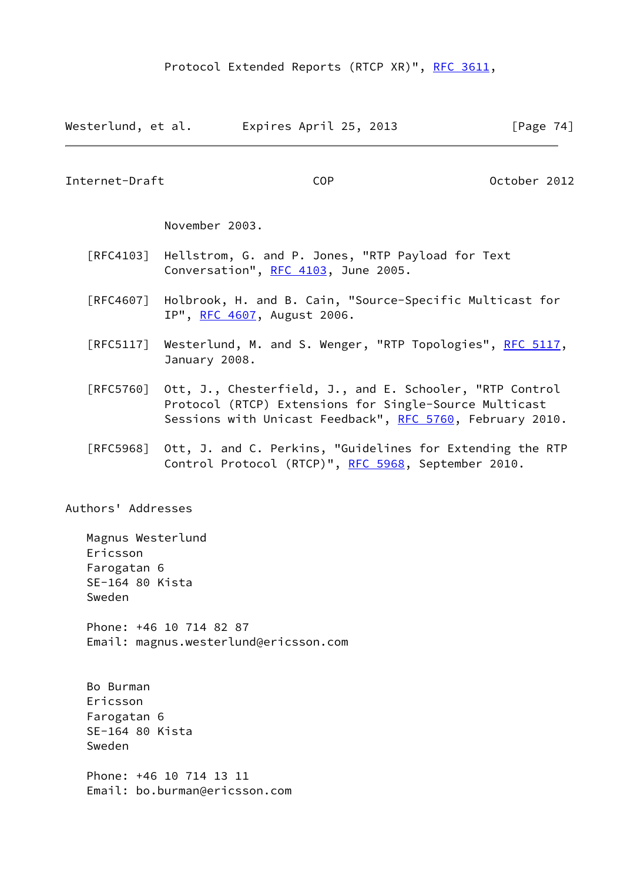Protocol Extended Reports (RTCP XR)", RFC 3611, November 2003.

[RFC4103] Hellstrom, G. and P. Jones, "RTP Payload for Text Conversation", RFC 4103, June 2005.

[RFC4607] Holbrook, H. and B. Cain, "Source-Specific Multicast for IP", RFC 4607, August 2006.

[RFC5117] Westerlund, M. and S. Wenger, "RTP Topologies", RFC 5117, January 2008.

[RFC5760] Ott, J., Chesterfield, J., and E. Schooler, "RTP Control Protocol (RTCP) Extensions for Single-Source Multicast Sessions with Unicast Feedback", RFC 5760, February 2010.

[RFC5968] Ott, J. and C. Perkins, "Guidelines for Extending the RTP Control Protocol (RTCP)", RFC 5968, September 2010.

## Authors' Addresses

Magnus Westerlund
Ericsson
Farogatan 6
SE-164 80 Kista
Sweden

Phone: +46 10 714 82 87
Email: magnus.westerlund@ericsson.com

Bo Burman
Ericsson
Farogatan 6
SE-164 80 Kista
Sweden

Phone: +46 10 714 13 11
Email: bo.burman@ericsson.com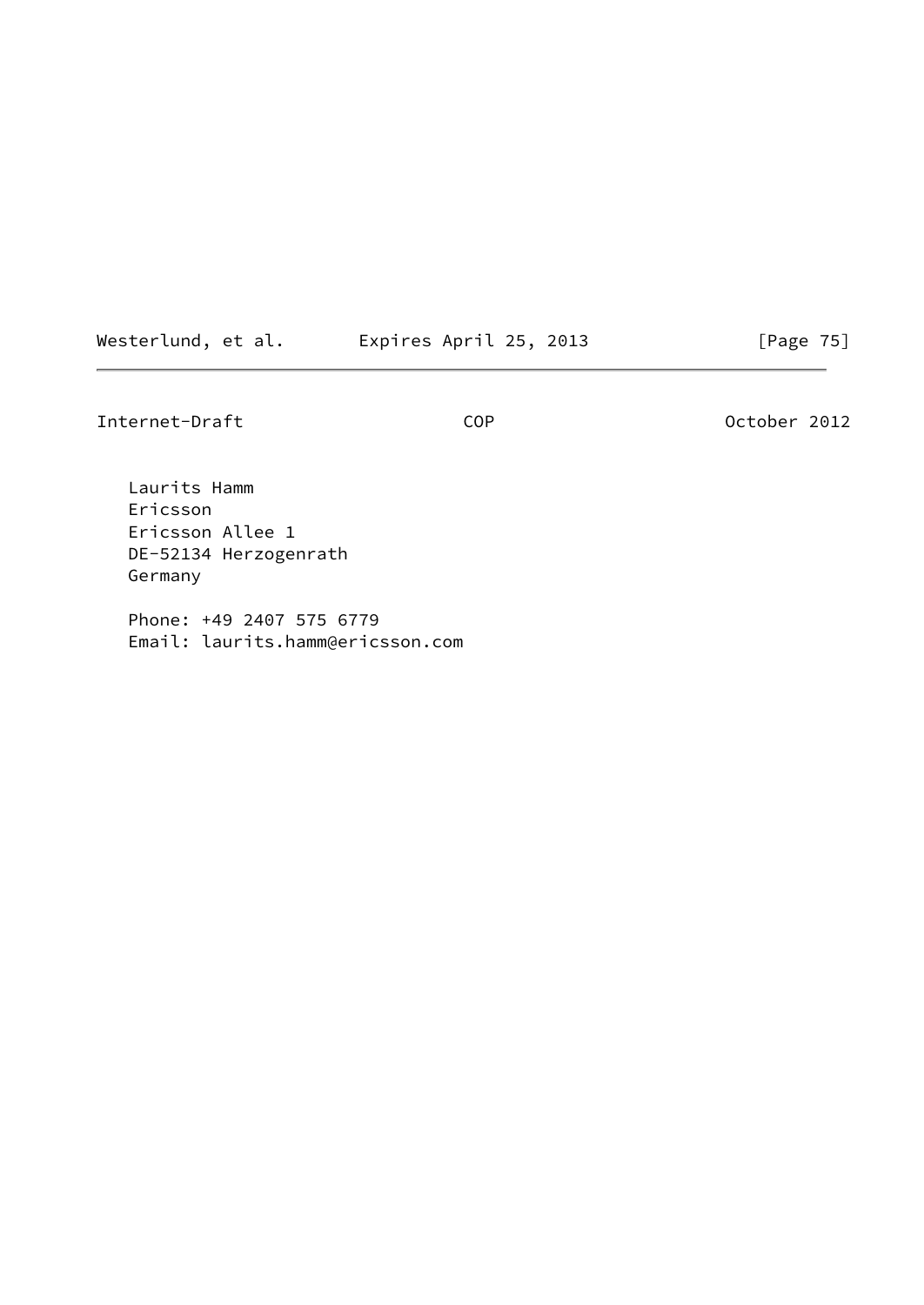Laurits Hamm
Ericsson
Ericsson Allee 1
DE-52134 Herzogenrath
Germany

Phone: +49 2407 575 6779
Email: laurits.hamm@ericsson.com